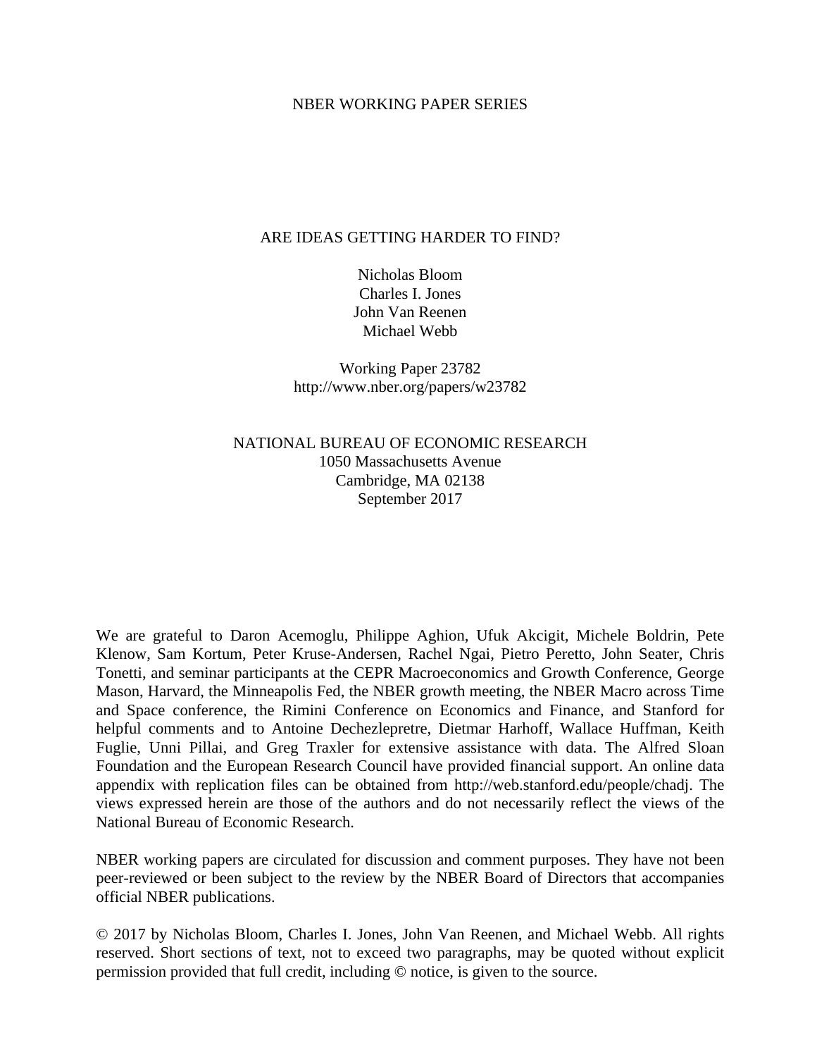NBER WORKING PAPER SERIES

# ARE IDEAS GETTING HARDER TO FIND?

Nicholas Bloom
Charles I. Jones
John Van Reenen
Michael Webb

Working Paper 23782
http://www.nber.org/papers/w23782

NATIONAL BUREAU OF ECONOMIC RESEARCH
1050 Massachusetts Avenue
Cambridge, MA 02138
September 2017

We are grateful to Daron Acemoglu, Philippe Aghion, Ufuk Akcigit, Michele Boldrin, Pete Klenow, Sam Kortum, Peter Kruse-Andersen, Rachel Ngai, Pietro Peretto, John Seater, Chris Tonetti, and seminar participants at the CEPR Macroeconomics and Growth Conference, George Mason, Harvard, the Minneapolis Fed, the NBER growth meeting, the NBER Macro across Time and Space conference, the Rimini Conference on Economics and Finance, and Stanford for helpful comments and to Antoine Dechezlepretre, Dietmar Harhoff, Wallace Huffman, Keith Fuglie, Unni Pillai, and Greg Traxler for extensive assistance with data. The Alfred Sloan Foundation and the European Research Council have provided financial support. An online data appendix with replication files can be obtained from http://web.stanford.edu/people/chadj. The views expressed herein are those of the authors and do not necessarily reflect the views of the National Bureau of Economic Research.

NBER working papers are circulated for discussion and comment purposes. They have not been peer-reviewed or been subject to the review by the NBER Board of Directors that accompanies official NBER publications.

© 2017 by Nicholas Bloom, Charles I. Jones, John Van Reenen, and Michael Webb. All rights reserved. Short sections of text, not to exceed two paragraphs, may be quoted without explicit permission provided that full credit, including © notice, is given to the source.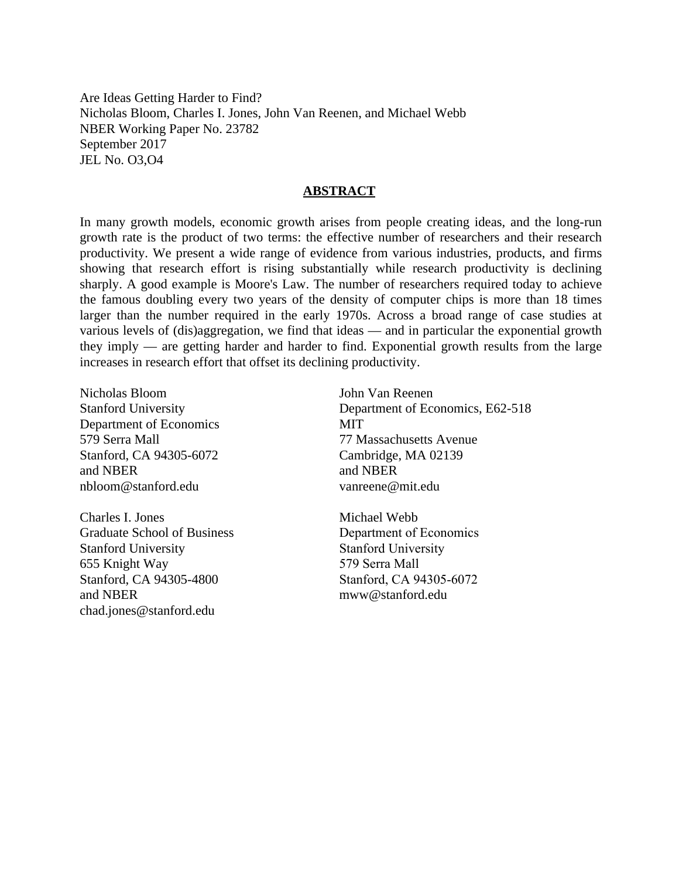Are Ideas Getting Harder to Find?
Nicholas Bloom, Charles I. Jones, John Van Reenen, and Michael Webb
NBER Working Paper No. 23782
September 2017
JEL No. O3,O4

## ABSTRACT

In many growth models, economic growth arises from people creating ideas, and the long-run growth rate is the product of two terms: the effective number of researchers and their research productivity. We present a wide range of evidence from various industries, products, and firms showing that research effort is rising substantially while research productivity is declining sharply. A good example is Moore's Law. The number of researchers required today to achieve the famous doubling every two years of the density of computer chips is more than 18 times larger than the number required in the early 1970s. Across a broad range of case studies at various levels of (dis)aggregation, we find that ideas — and in particular the exponential growth they imply — are getting harder and harder to find. Exponential growth results from the large increases in research effort that offset its declining productivity.

Nicholas Bloom
Stanford University
Department of Economics
579 Serra Mall
Stanford, CA 94305-6072
and NBER
nbloom@stanford.edu

Charles I. Jones
Graduate School of Business
Stanford University
655 Knight Way
Stanford, CA 94305-4800
and NBER
chad.jones@stanford.edu

John Van Reenen
Department of Economics, E62-518
MIT
77 Massachusetts Avenue
Cambridge, MA 02139
and NBER
vanreene@mit.edu

Michael Webb
Department of Economics
Stanford University
579 Serra Mall
Stanford, CA 94305-6072
mww@stanford.edu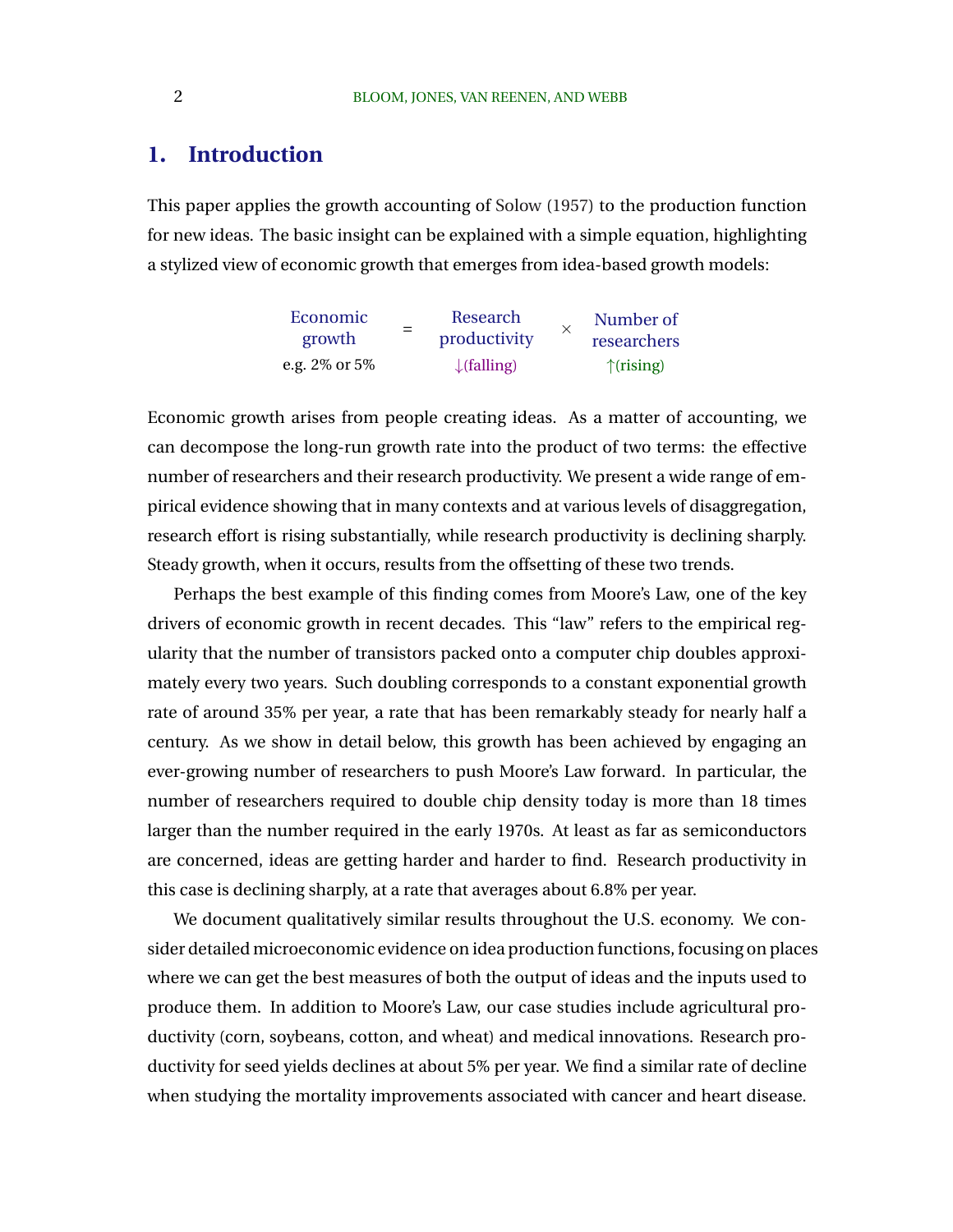# 1. Introduction

This paper applies the growth accounting of Solow (1957) to the production function for new ideas. The basic insight can be explained with a simple equation, highlighting a stylized view of economic growth that emerges from idea-based growth models:

$$\underset{\text{e.g. 2\% or 5\%}}{\text{Economic growth}} = \underset{\downarrow\text{(falling)}}{\text{Research productivity}} \times \underset{\uparrow\text{(rising)}}{\text{Number of researchers}}$$

Economic growth arises from people creating ideas. As a matter of accounting, we can decompose the long-run growth rate into the product of two terms: the effective number of researchers and their research productivity. We present a wide range of empirical evidence showing that in many contexts and at various levels of disaggregation, research effort is rising substantially, while research productivity is declining sharply. Steady growth, when it occurs, results from the offsetting of these two trends.

Perhaps the best example of this finding comes from Moore's Law, one of the key drivers of economic growth in recent decades. This "law" refers to the empirical regularity that the number of transistors packed onto a computer chip doubles approximately every two years. Such doubling corresponds to a constant exponential growth rate of around 35% per year, a rate that has been remarkably steady for nearly half a century. As we show in detail below, this growth has been achieved by engaging an ever-growing number of researchers to push Moore's Law forward. In particular, the number of researchers required to double chip density today is more than 18 times larger than the number required in the early 1970s. At least as far as semiconductors are concerned, ideas are getting harder and harder to find. Research productivity in this case is declining sharply, at a rate that averages about 6.8% per year.

We document qualitatively similar results throughout the U.S. economy. We consider detailed microeconomic evidence on idea production functions, focusing on places where we can get the best measures of both the output of ideas and the inputs used to produce them. In addition to Moore's Law, our case studies include agricultural productivity (corn, soybeans, cotton, and wheat) and medical innovations. Research productivity for seed yields declines at about 5% per year. We find a similar rate of decline when studying the mortality improvements associated with cancer and heart disease.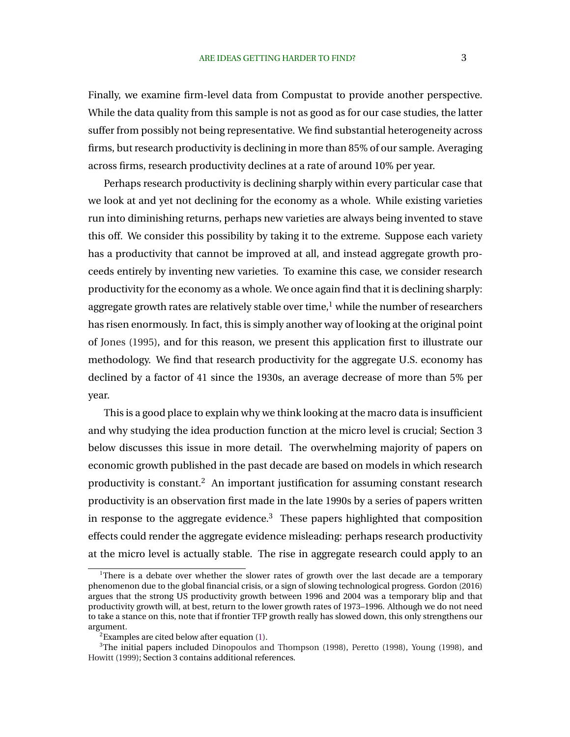Finally, we examine firm-level data from Compustat to provide another perspective. While the data quality from this sample is not as good as for our case studies, the latter suffer from possibly not being representative. We find substantial heterogeneity across firms, but research productivity is declining in more than 85% of our sample. Averaging across firms, research productivity declines at a rate of around 10% per year.

Perhaps research productivity is declining sharply within every particular case that we look at and yet not declining for the economy as a whole. While existing varieties run into diminishing returns, perhaps new varieties are always being invented to stave this off. We consider this possibility by taking it to the extreme. Suppose each variety has a productivity that cannot be improved at all, and instead aggregate growth proceeds entirely by inventing new varieties. To examine this case, we consider research productivity for the economy as a whole. We once again find that it is declining sharply: aggregate growth rates are relatively stable over time,[1] while the number of researchers has risen enormously. In fact, this is simply another way of looking at the original point of Jones (1995), and for this reason, we present this application first to illustrate our methodology. We find that research productivity for the aggregate U.S. economy has declined by a factor of 41 since the 1930s, an average decrease of more than 5% per year.

This is a good place to explain why we think looking at the macro data is insufficient and why studying the idea production function at the micro level is crucial; Section 3 below discusses this issue in more detail. The overwhelming majority of papers on economic growth published in the past decade are based on models in which research productivity is constant.[2] An important justification for assuming constant research productivity is an observation first made in the late 1990s by a series of papers written in response to the aggregate evidence.[3] These papers highlighted that composition effects could render the aggregate evidence misleading: perhaps research productivity at the micro level is actually stable. The rise in aggregate research could apply to an

[1]There is a debate over whether the slower rates of growth over the last decade are a temporary phenomenon due to the global financial crisis, or a sign of slowing technological progress. Gordon (2016) argues that the strong US productivity growth between 1996 and 2004 was a temporary blip and that productivity growth will, at best, return to the lower growth rates of 1973–1996. Although we do not need to take a stance on this, note that if frontier TFP growth really has slowed down, this only strengthens our argument.

[2]Examples are cited below after equation (1).

[3]The initial papers included Dinopoulos and Thompson (1998), Peretto (1998), Young (1998), and Howitt (1999); Section 3 contains additional references.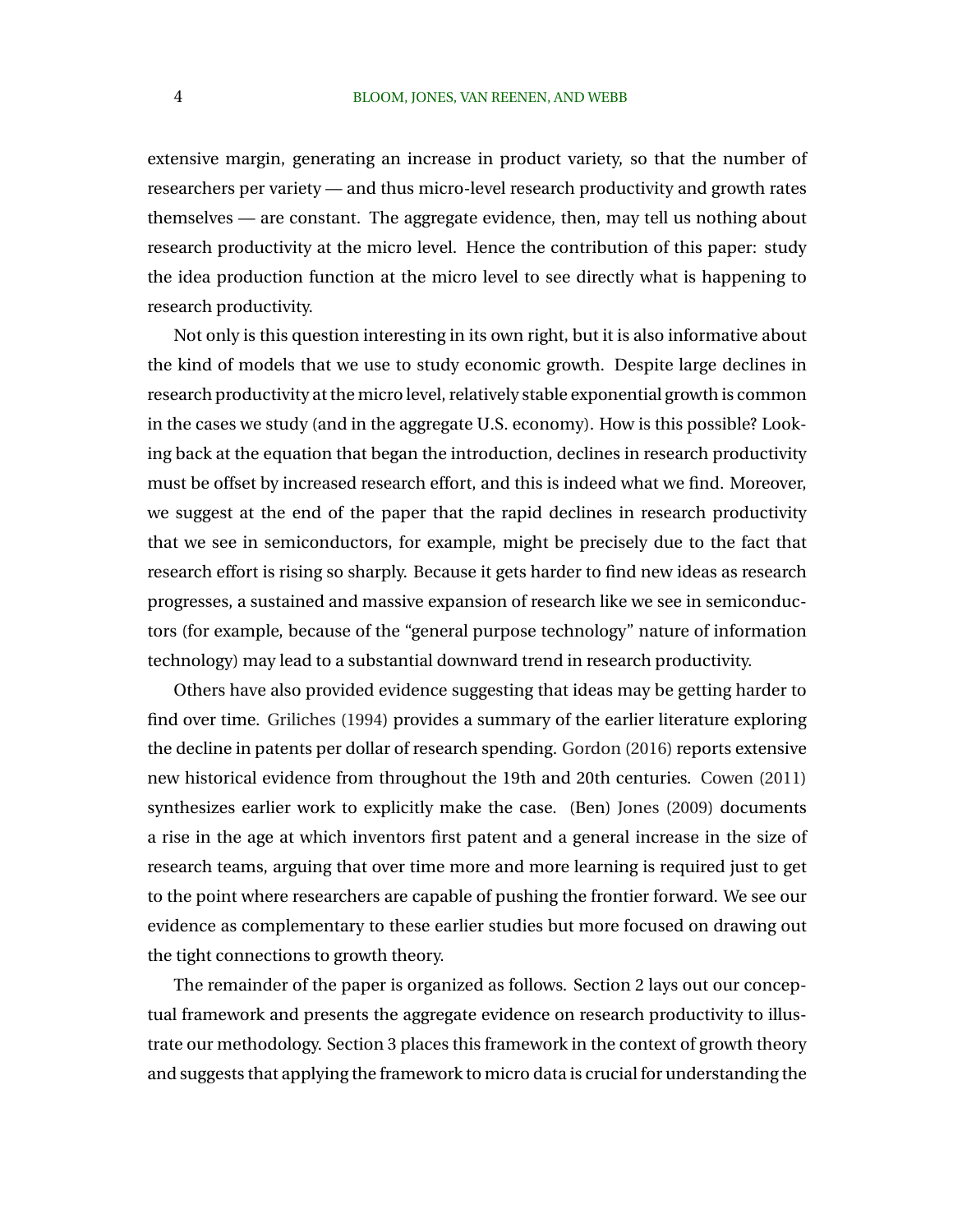extensive margin, generating an increase in product variety, so that the number of researchers per variety — and thus micro-level research productivity and growth rates themselves — are constant. The aggregate evidence, then, may tell us nothing about research productivity at the micro level. Hence the contribution of this paper: study the idea production function at the micro level to see directly what is happening to research productivity.

Not only is this question interesting in its own right, but it is also informative about the kind of models that we use to study economic growth. Despite large declines in research productivity at the micro level, relatively stable exponential growth is common in the cases we study (and in the aggregate U.S. economy). How is this possible? Looking back at the equation that began the introduction, declines in research productivity must be offset by increased research effort, and this is indeed what we find. Moreover, we suggest at the end of the paper that the rapid declines in research productivity that we see in semiconductors, for example, might be precisely due to the fact that research effort is rising so sharply. Because it gets harder to find new ideas as research progresses, a sustained and massive expansion of research like we see in semiconductors (for example, because of the "general purpose technology" nature of information technology) may lead to a substantial downward trend in research productivity.

Others have also provided evidence suggesting that ideas may be getting harder to find over time. Griliches (1994) provides a summary of the earlier literature exploring the decline in patents per dollar of research spending. Gordon (2016) reports extensive new historical evidence from throughout the 19th and 20th centuries. Cowen (2011) synthesizes earlier work to explicitly make the case. (Ben) Jones (2009) documents a rise in the age at which inventors first patent and a general increase in the size of research teams, arguing that over time more and more learning is required just to get to the point where researchers are capable of pushing the frontier forward. We see our evidence as complementary to these earlier studies but more focused on drawing out the tight connections to growth theory.

The remainder of the paper is organized as follows. Section 2 lays out our conceptual framework and presents the aggregate evidence on research productivity to illustrate our methodology. Section 3 places this framework in the context of growth theory and suggests that applying the framework to micro data is crucial for understanding the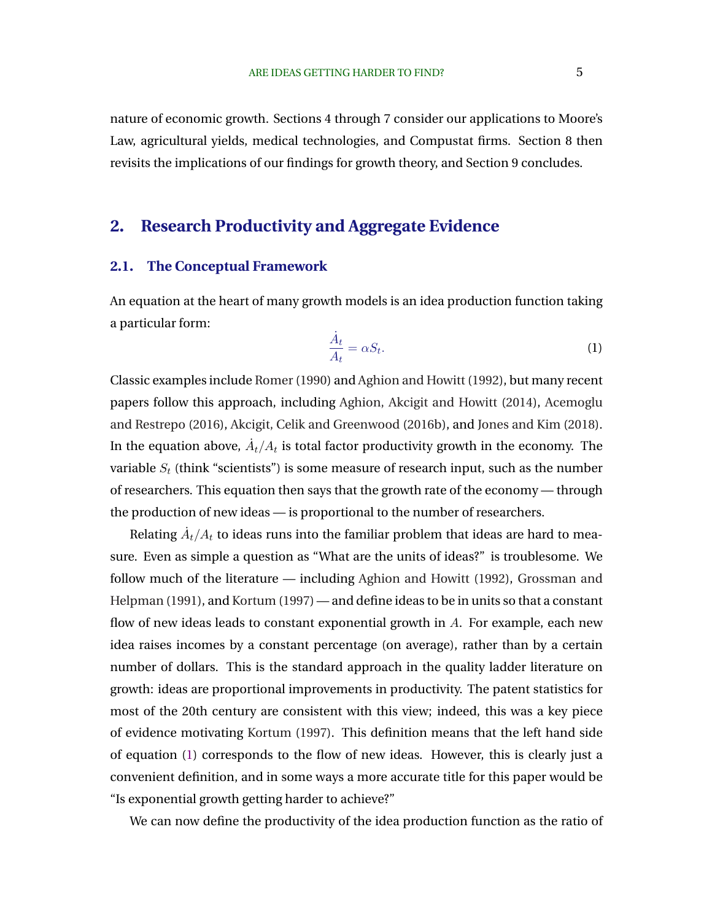nature of economic growth. Sections 4 through 7 consider our applications to Moore's Law, agricultural yields, medical technologies, and Compustat firms. Section 8 then revisits the implications of our findings for growth theory, and Section 9 concludes.

## 2. Research Productivity and Aggregate Evidence

### 2.1. The Conceptual Framework

An equation at the heart of many growth models is an idea production function taking a particular form:

$$\frac{\dot{A}_t}{A_t} = \alpha S_t. \tag{1}$$

Classic examples include Romer (1990) and Aghion and Howitt (1992), but many recent papers follow this approach, including Aghion, Akcigit and Howitt (2014), Acemoglu and Restrepo (2016), Akcigit, Celik and Greenwood (2016b), and Jones and Kim (2018). In the equation above, $\dot{A}_t/A_t$ is total factor productivity growth in the economy. The variable $S_t$ (think "scientists") is some measure of research input, such as the number of researchers. This equation then says that the growth rate of the economy — through the production of new ideas — is proportional to the number of researchers.

Relating $\dot{A}_t/A_t$ to ideas runs into the familiar problem that ideas are hard to measure. Even as simple a question as "What are the units of ideas?" is troublesome. We follow much of the literature — including Aghion and Howitt (1992), Grossman and Helpman (1991), and Kortum (1997) — and define ideas to be in units so that a constant flow of new ideas leads to constant exponential growth in $A$. For example, each new idea raises incomes by a constant percentage (on average), rather than by a certain number of dollars. This is the standard approach in the quality ladder literature on growth: ideas are proportional improvements in productivity. The patent statistics for most of the 20th century are consistent with this view; indeed, this was a key piece of evidence motivating Kortum (1997). This definition means that the left hand side of equation (1) corresponds to the flow of new ideas. However, this is clearly just a convenient definition, and in some ways a more accurate title for this paper would be "Is exponential growth getting harder to achieve?"

We can now define the productivity of the idea production function as the ratio of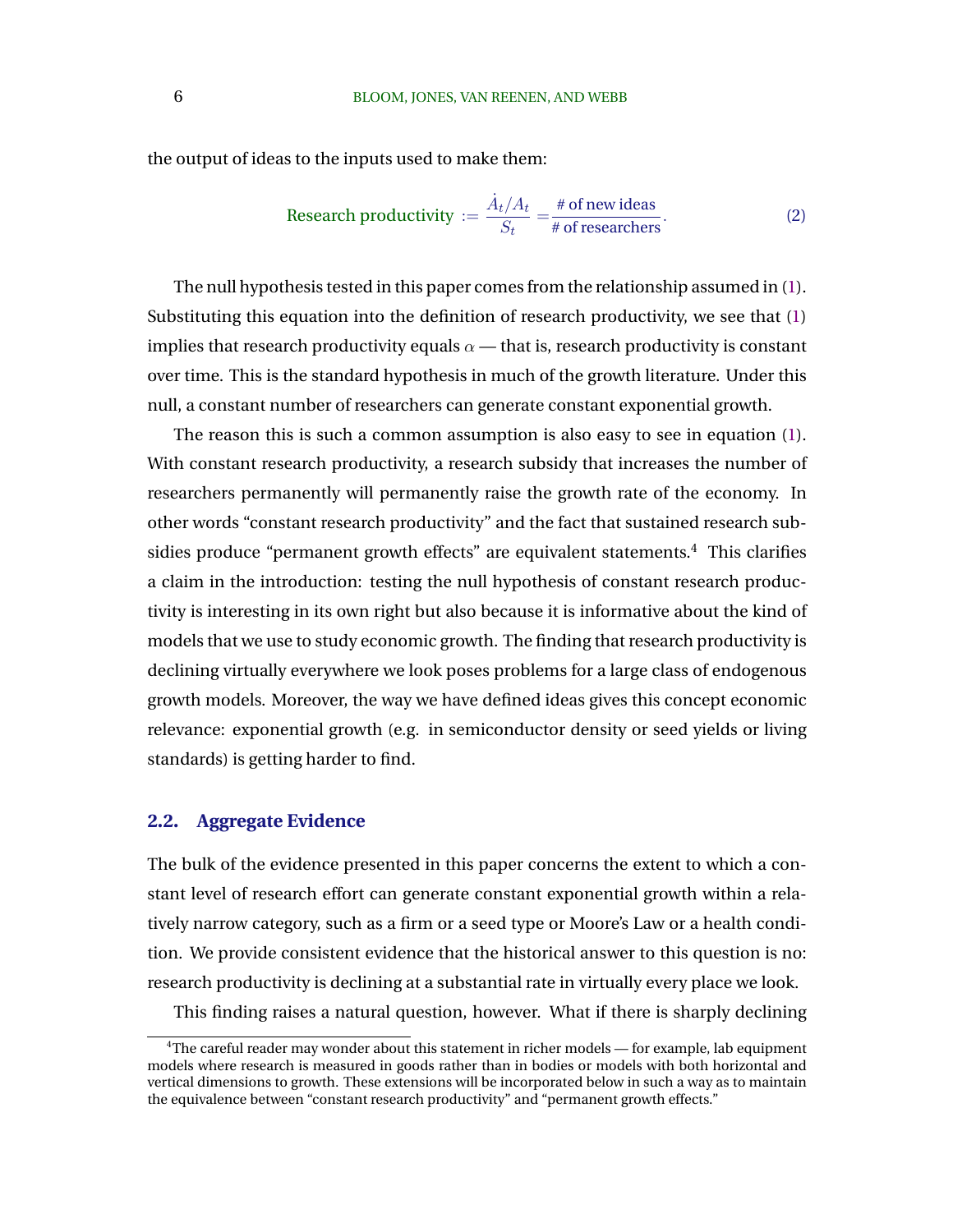the output of ideas to the inputs used to make them:

$$\text{Research productivity} := \frac{\dot{A}_t/A_t}{S_t} = \frac{\text{\# of new ideas}}{\text{\# of researchers}}. \tag{2}$$

The null hypothesis tested in this paper comes from the relationship assumed in (1). Substituting this equation into the definition of research productivity, we see that (1) implies that research productivity equals $\alpha$ — that is, research productivity is constant over time. This is the standard hypothesis in much of the growth literature. Under this null, a constant number of researchers can generate constant exponential growth.

The reason this is such a common assumption is also easy to see in equation (1). With constant research productivity, a research subsidy that increases the number of researchers permanently will permanently raise the growth rate of the economy. In other words "constant research productivity" and the fact that sustained research subsidies produce "permanent growth effects" are equivalent statements.[4] This clarifies a claim in the introduction: testing the null hypothesis of constant research productivity is interesting in its own right but also because it is informative about the kind of models that we use to study economic growth. The finding that research productivity is declining virtually everywhere we look poses problems for a large class of endogenous growth models. Moreover, the way we have defined ideas gives this concept economic relevance: exponential growth (e.g. in semiconductor density or seed yields or living standards) is getting harder to find.

## 2.2. Aggregate Evidence

The bulk of the evidence presented in this paper concerns the extent to which a constant level of research effort can generate constant exponential growth within a relatively narrow category, such as a firm or a seed type or Moore's Law or a health condition. We provide consistent evidence that the historical answer to this question is no: research productivity is declining at a substantial rate in virtually every place we look.

This finding raises a natural question, however. What if there is sharply declining

[4]The careful reader may wonder about this statement in richer models — for example, lab equipment models where research is measured in goods rather than in bodies or models with both horizontal and vertical dimensions to growth. These extensions will be incorporated below in such a way as to maintain the equivalence between "constant research productivity" and "permanent growth effects."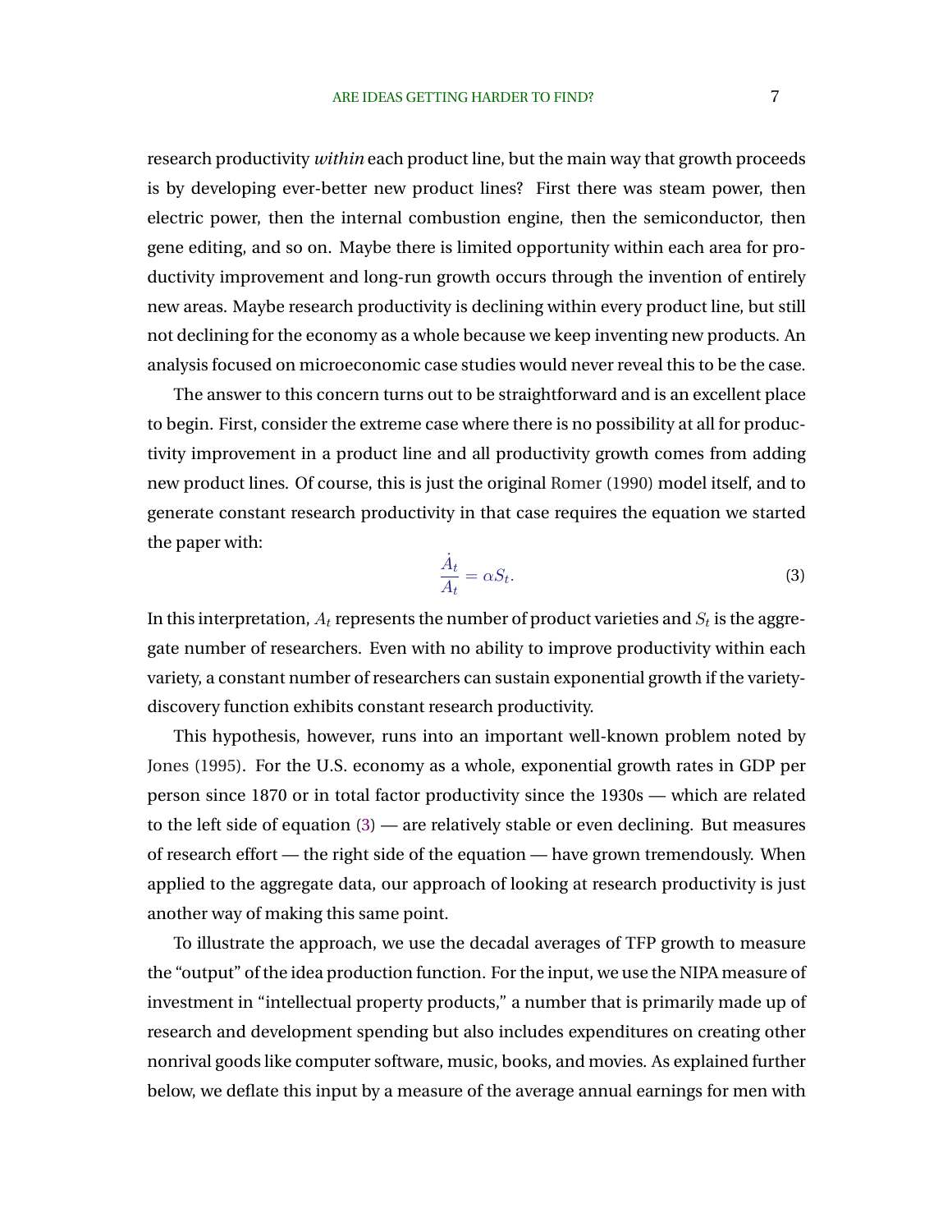research productivity *within* each product line, but the main way that growth proceeds is by developing ever-better new product lines? First there was steam power, then electric power, then the internal combustion engine, then the semiconductor, then gene editing, and so on. Maybe there is limited opportunity within each area for productivity improvement and long-run growth occurs through the invention of entirely new areas. Maybe research productivity is declining within every product line, but still not declining for the economy as a whole because we keep inventing new products. An analysis focused on microeconomic case studies would never reveal this to be the case.

The answer to this concern turns out to be straightforward and is an excellent place to begin. First, consider the extreme case where there is no possibility at all for productivity improvement in a product line and all productivity growth comes from adding new product lines. Of course, this is just the original Romer (1990) model itself, and to generate constant research productivity in that case requires the equation we started the paper with:

$$\frac{\dot{A}_t}{A_t} = \alpha S_t. \tag{3}$$

In this interpretation, $A_t$ represents the number of product varieties and $S_t$ is the aggregate number of researchers. Even with no ability to improve productivity within each variety, a constant number of researchers can sustain exponential growth if the variety-discovery function exhibits constant research productivity.

This hypothesis, however, runs into an important well-known problem noted by Jones (1995). For the U.S. economy as a whole, exponential growth rates in GDP per person since 1870 or in total factor productivity since the 1930s — which are related to the left side of equation (3) — are relatively stable or even declining. But measures of research effort — the right side of the equation — have grown tremendously. When applied to the aggregate data, our approach of looking at research productivity is just another way of making this same point.

To illustrate the approach, we use the decadal averages of TFP growth to measure the "output" of the idea production function. For the input, we use the NIPA measure of investment in "intellectual property products," a number that is primarily made up of research and development spending but also includes expenditures on creating other nonrival goods like computer software, music, books, and movies. As explained further below, we deflate this input by a measure of the average annual earnings for men with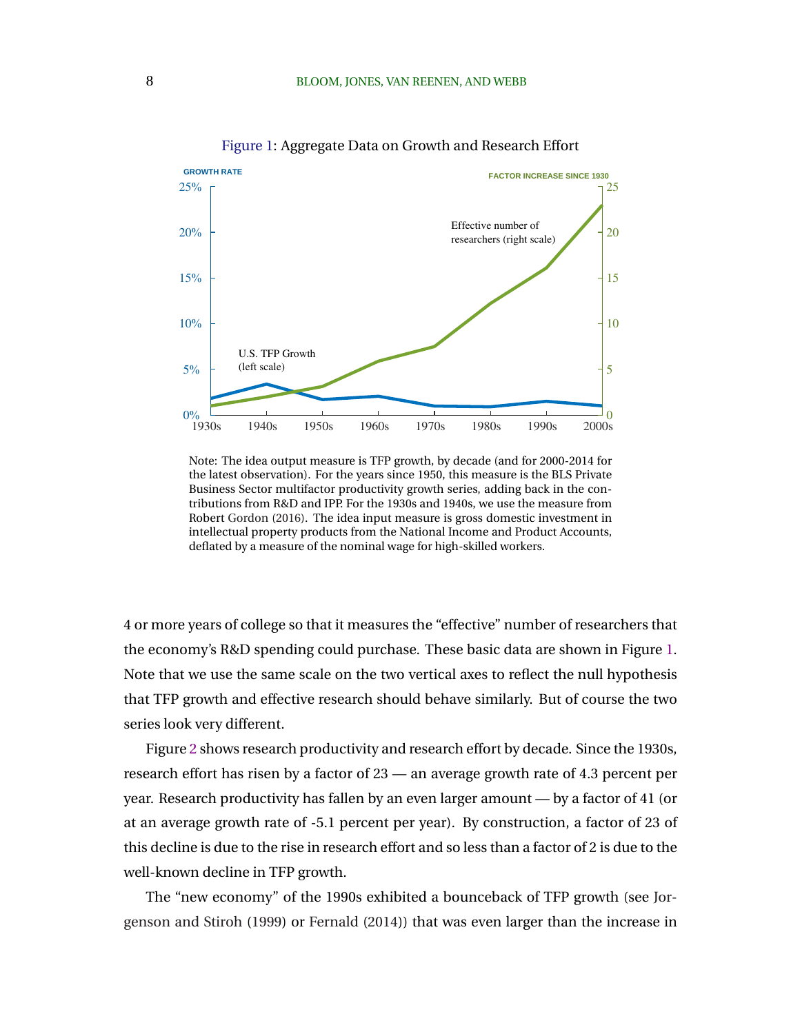Figure 1: Aggregate Data on Growth and Research Effort

Note: The idea output measure is TFP growth, by decade (and for 2000-2014 for the latest observation). For the years since 1950, this measure is the BLS Private Business Sector multifactor productivity growth series, adding back in the contributions from R&D and IPP. For the 1930s and 1940s, we use the measure from Robert Gordon (2016). The idea input measure is gross domestic investment in intellectual property products from the National Income and Product Accounts, deflated by a measure of the nominal wage for high-skilled workers.

4 or more years of college so that it measures the "effective" number of researchers that the economy's R&D spending could purchase. These basic data are shown in Figure 1. Note that we use the same scale on the two vertical axes to reflect the null hypothesis that TFP growth and effective research should behave similarly. But of course the two series look very different.

Figure 2 shows research productivity and research effort by decade. Since the 1930s, research effort has risen by a factor of 23 — an average growth rate of 4.3 percent per year. Research productivity has fallen by an even larger amount — by a factor of 41 (or at an average growth rate of -5.1 percent per year). By construction, a factor of 23 of this decline is due to the rise in research effort and so less than a factor of 2 is due to the well-known decline in TFP growth.

The "new economy" of the 1990s exhibited a bounceback of TFP growth (see Jorgenson and Stiroh (1999) or Fernald (2014)) that was even larger than the increase in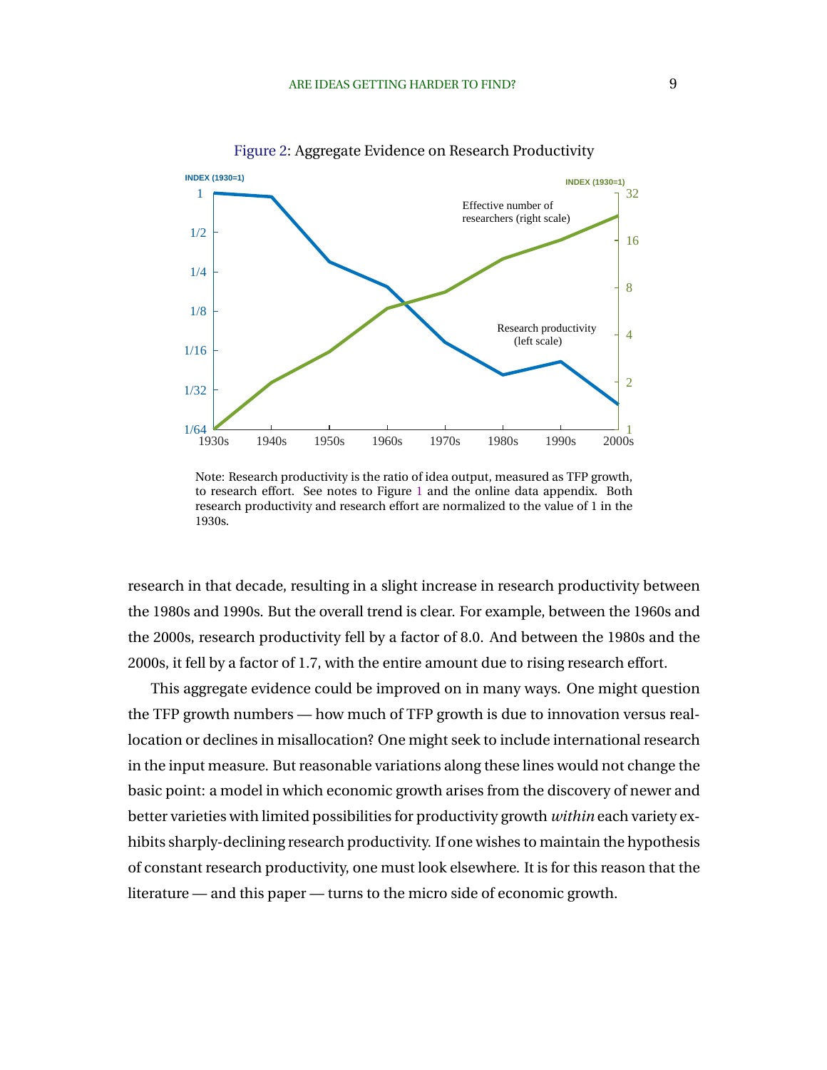Figure 2: Aggregate Evidence on Research Productivity

Note: Research productivity is the ratio of idea output, measured as TFP growth, to research effort. See notes to Figure 1 and the online data appendix. Both research productivity and research effort are normalized to the value of 1 in the 1930s.

research in that decade, resulting in a slight increase in research productivity between the 1980s and 1990s. But the overall trend is clear. For example, between the 1960s and the 2000s, research productivity fell by a factor of 8.0. And between the 1980s and the 2000s, it fell by a factor of 1.7, with the entire amount due to rising research effort.

This aggregate evidence could be improved on in many ways. One might question the TFP growth numbers — how much of TFP growth is due to innovation versus reallocation or declines in misallocation? One might seek to include international research in the input measure. But reasonable variations along these lines would not change the basic point: a model in which economic growth arises from the discovery of newer and better varieties with limited possibilities for productivity growth *within* each variety exhibits sharply-declining research productivity. If one wishes to maintain the hypothesis of constant research productivity, one must look elsewhere. It is for this reason that the literature — and this paper — turns to the micro side of economic growth.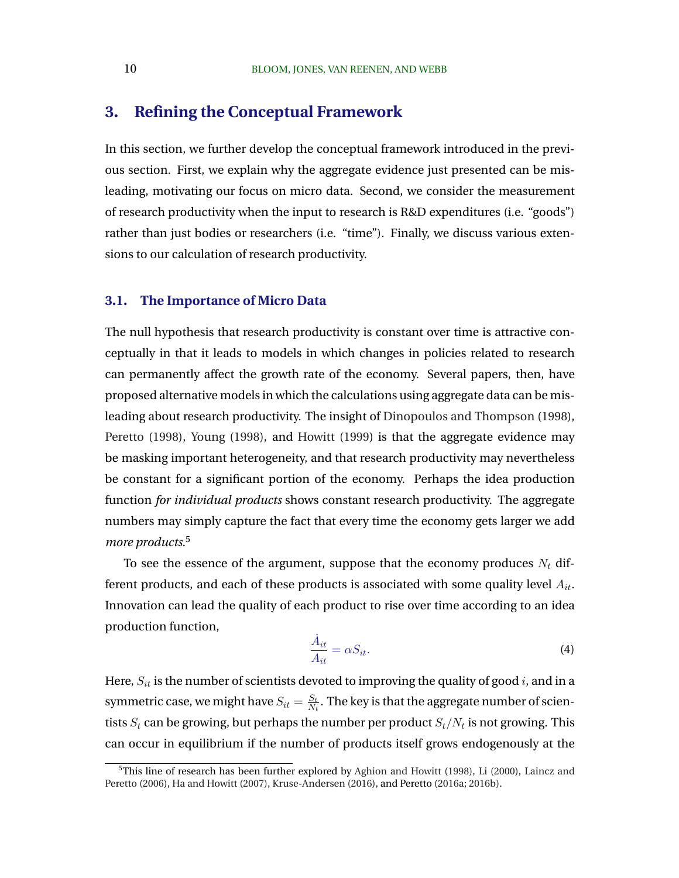## 3. Refining the Conceptual Framework

In this section, we further develop the conceptual framework introduced in the previous section. First, we explain why the aggregate evidence just presented can be misleading, motivating our focus on micro data. Second, we consider the measurement of research productivity when the input to research is R&D expenditures (i.e. "goods") rather than just bodies or researchers (i.e. "time"). Finally, we discuss various extensions to our calculation of research productivity.

### 3.1. The Importance of Micro Data

The null hypothesis that research productivity is constant over time is attractive conceptually in that it leads to models in which changes in policies related to research can permanently affect the growth rate of the economy. Several papers, then, have proposed alternative models in which the calculations using aggregate data can be misleading about research productivity. The insight of Dinopoulos and Thompson (1998), Peretto (1998), Young (1998), and Howitt (1999) is that the aggregate evidence may be masking important heterogeneity, and that research productivity may nevertheless be constant for a significant portion of the economy. Perhaps the idea production function *for individual products* shows constant research productivity. The aggregate numbers may simply capture the fact that every time the economy gets larger we add *more products*.[5]

To see the essence of the argument, suppose that the economy produces $N_t$ different products, and each of these products is associated with some quality level $A_{it}$. Innovation can lead the quality of each product to rise over time according to an idea production function,

$$\frac{\dot{A}_{it}}{A_{it}} = \alpha S_{it}. \tag{4}$$

Here, $S_{it}$ is the number of scientists devoted to improving the quality of good $i$, and in a symmetric case, we might have $S_{it} = \frac{S_t}{N_t}$. The key is that the aggregate number of scientists $S_t$ can be growing, but perhaps the number per product $S_t/N_t$ is not growing. This can occur in equilibrium if the number of products itself grows endogenously at the

[5] This line of research has been further explored by Aghion and Howitt (1998), Li (2000), Laincz and Peretto (2006), Ha and Howitt (2007), Kruse-Andersen (2016), and Peretto (2016a; 2016b).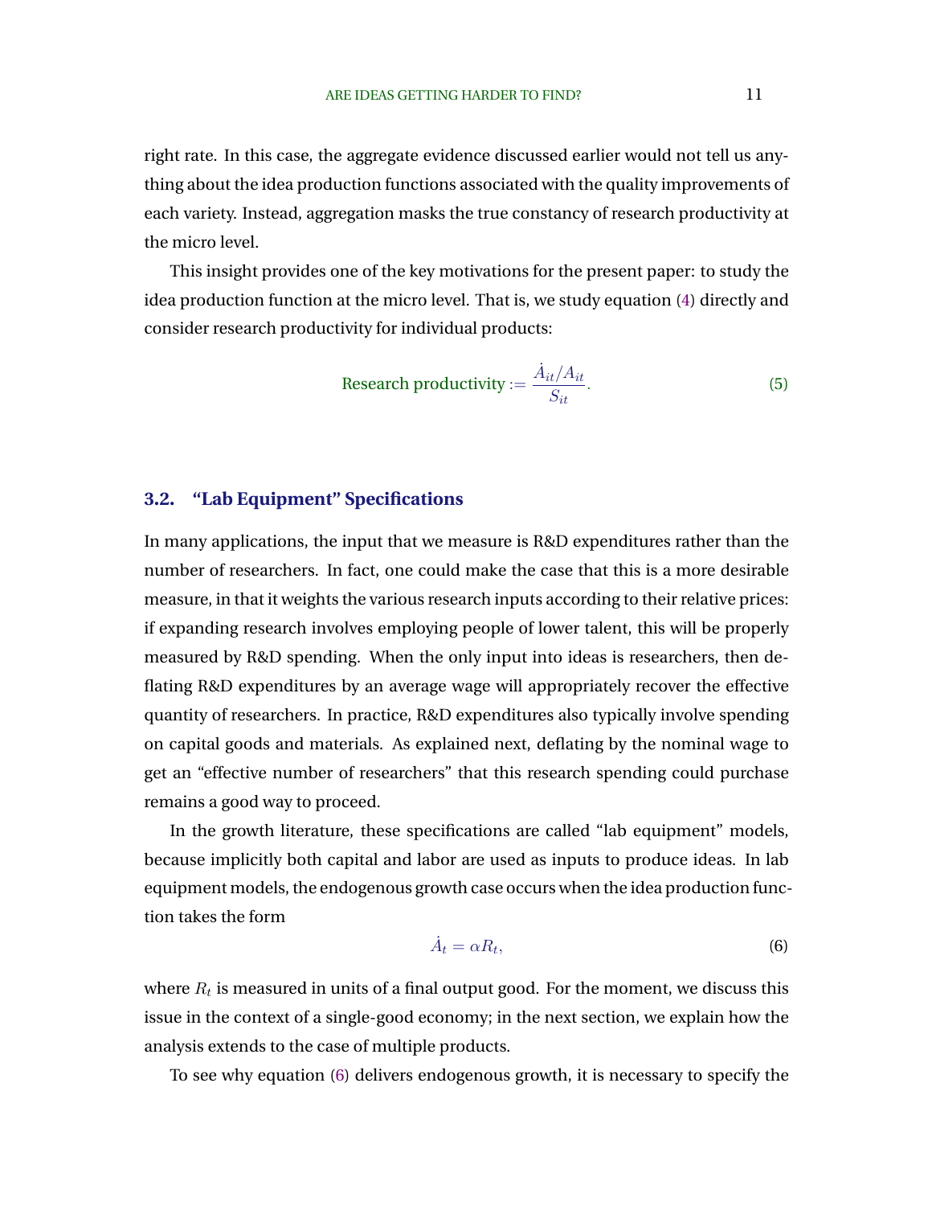right rate. In this case, the aggregate evidence discussed earlier would not tell us anything about the idea production functions associated with the quality improvements of each variety. Instead, aggregation masks the true constancy of research productivity at the micro level.

This insight provides one of the key motivations for the present paper: to study the idea production function at the micro level. That is, we study equation (4) directly and consider research productivity for individual products:

$$\text{Research productivity} := \frac{\dot{A}_{it}/A_{it}}{S_{it}}. \tag{5}$$

### 3.2. "Lab Equipment" Specifications

In many applications, the input that we measure is R&D expenditures rather than the number of researchers. In fact, one could make the case that this is a more desirable measure, in that it weights the various research inputs according to their relative prices: if expanding research involves employing people of lower talent, this will be properly measured by R&D spending. When the only input into ideas is researchers, then deflating R&D expenditures by an average wage will appropriately recover the effective quantity of researchers. In practice, R&D expenditures also typically involve spending on capital goods and materials. As explained next, deflating by the nominal wage to get an "effective number of researchers" that this research spending could purchase remains a good way to proceed.

In the growth literature, these specifications are called "lab equipment" models, because implicitly both capital and labor are used as inputs to produce ideas. In lab equipment models, the endogenous growth case occurs when the idea production function takes the form

$$\dot{A}_t = \alpha R_t, \tag{6}$$

where $R_t$ is measured in units of a final output good. For the moment, we discuss this issue in the context of a single-good economy; in the next section, we explain how the analysis extends to the case of multiple products.

To see why equation (6) delivers endogenous growth, it is necessary to specify the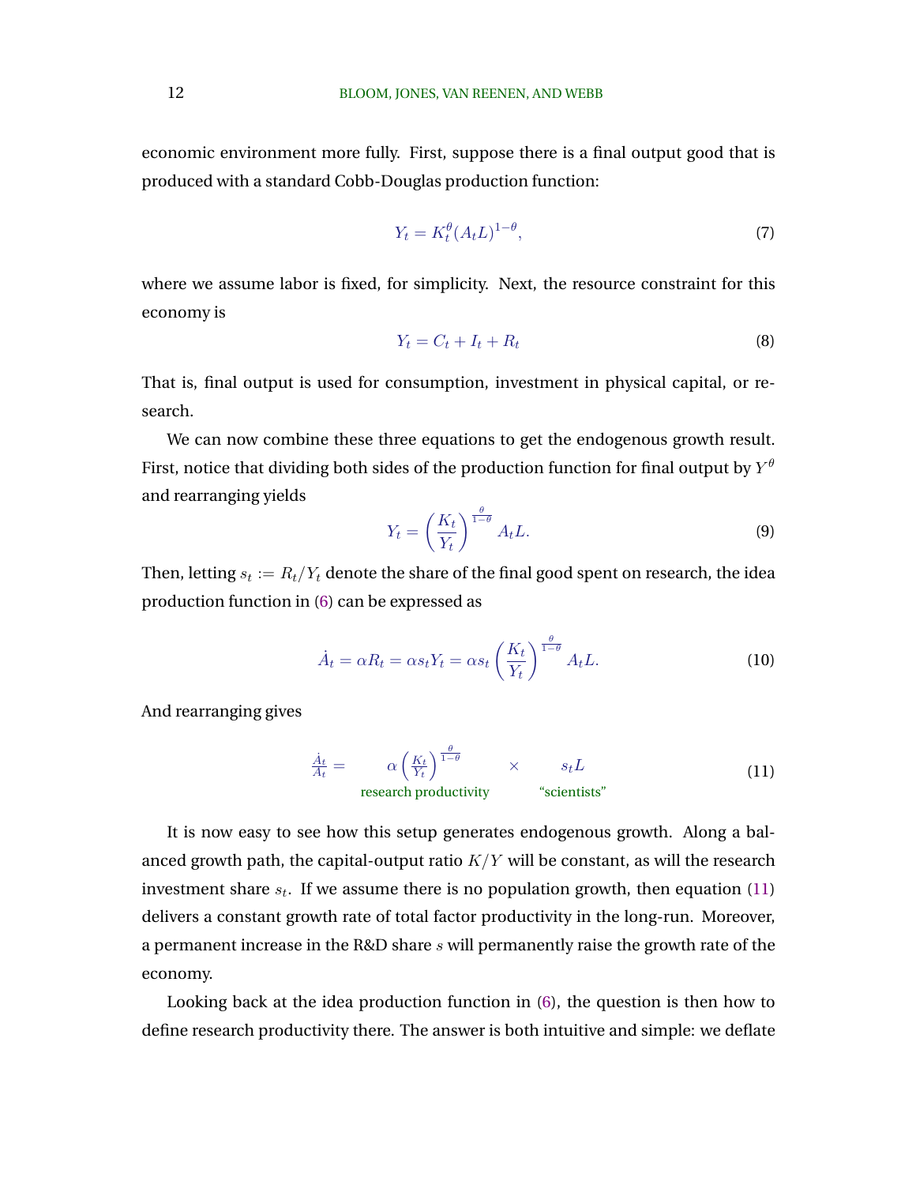economic environment more fully. First, suppose there is a final output good that is produced with a standard Cobb-Douglas production function:

$$Y_t = K_t^{\theta}(A_t L)^{1-\theta}, \tag{7}$$

where we assume labor is fixed, for simplicity. Next, the resource constraint for this economy is

$$Y_t = C_t + I_t + R_t \tag{8}$$

That is, final output is used for consumption, investment in physical capital, or research.

We can now combine these three equations to get the endogenous growth result. First, notice that dividing both sides of the production function for final output by $Y^\theta$ and rearranging yields

$$Y_t = \left(\frac{K_t}{Y_t}\right)^{\frac{\theta}{1-\theta}} A_t L. \tag{9}$$

Then, letting $s_t := R_t/Y_t$ denote the share of the final good spent on research, the idea production function in (6) can be expressed as

$$\dot{A}_t = \alpha R_t = \alpha s_t Y_t = \alpha s_t \left(\frac{K_t}{Y_t}\right)^{\frac{\theta}{1-\theta}} A_t L. \tag{10}$$

And rearranging gives

$$\frac{\dot{A}_t}{A_t} = \underbrace{\alpha \left(\frac{K_t}{Y_t}\right)^{\frac{\theta}{1-\theta}}}_{\text{research productivity}} \times \underbrace{s_t L}_{\text{“scientists”}} \tag{11}$$

It is now easy to see how this setup generates endogenous growth. Along a balanced growth path, the capital-output ratio $K/Y$ will be constant, as will the research investment share $s_t$. If we assume there is no population growth, then equation (11) delivers a constant growth rate of total factor productivity in the long-run. Moreover, a permanent increase in the R&D share $s$ will permanently raise the growth rate of the economy.

Looking back at the idea production function in (6), the question is then how to define research productivity there. The answer is both intuitive and simple: we deflate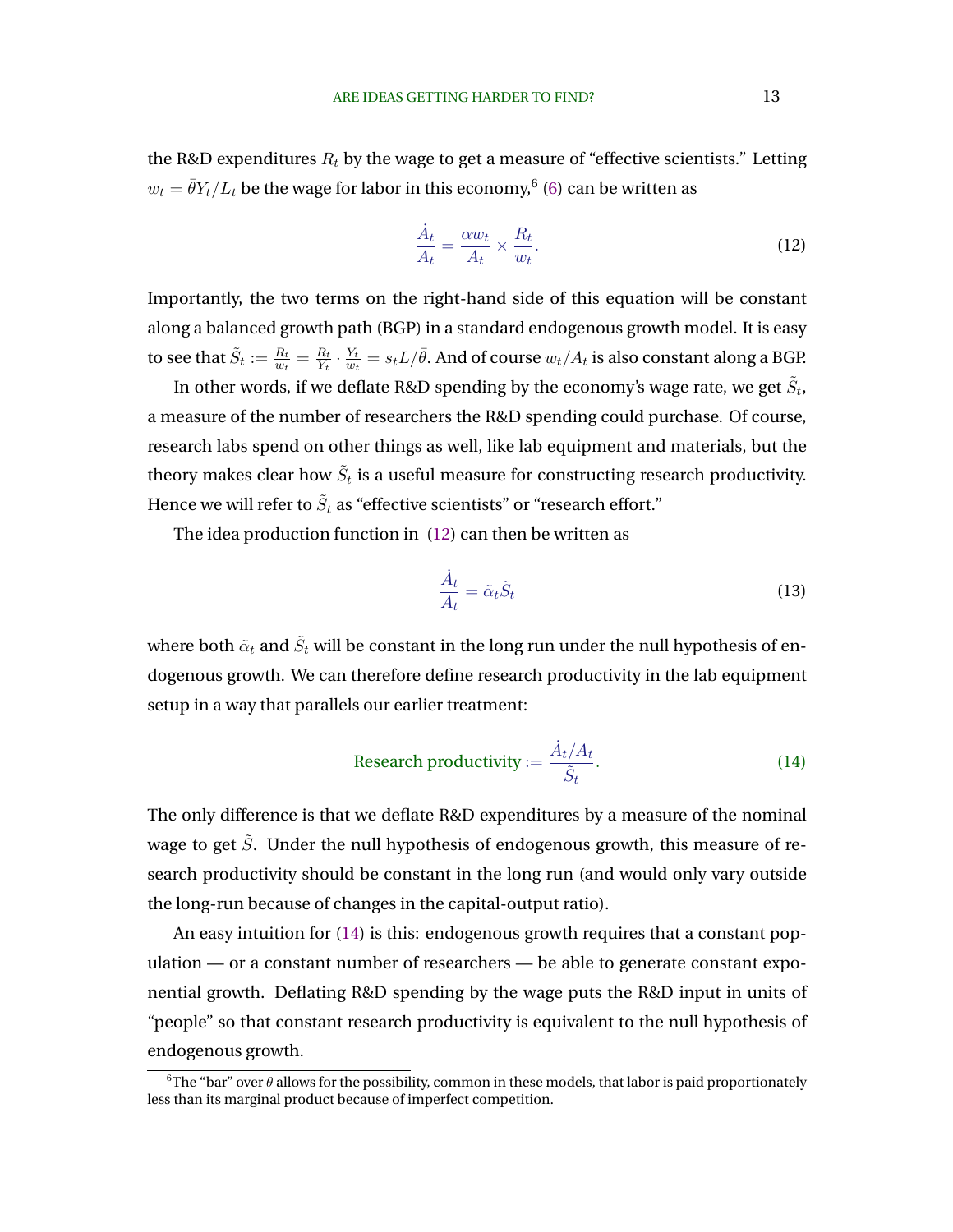the R&D expenditures $R_t$ by the wage to get a measure of "effective scientists." Letting $w_t = \bar{\theta} Y_t / L_t$ be the wage for labor in this economy,[6] (6) can be written as

$$\frac{\dot{A}_t}{A_t} = \frac{\alpha w_t}{A_t} \times \frac{R_t}{w_t}. \tag{12}$$

Importantly, the two terms on the right-hand side of this equation will be constant along a balanced growth path (BGP) in a standard endogenous growth model. It is easy to see that $\tilde{S}_t := \frac{R_t}{w_t} = \frac{R_t}{Y_t} \cdot \frac{Y_t}{w_t} = s_t L / \bar{\theta}$. And of course $w_t / A_t$ is also constant along a BGP.

In other words, if we deflate R&D spending by the economy's wage rate, we get $\tilde{S}_t$, a measure of the number of researchers the R&D spending could purchase. Of course, research labs spend on other things as well, like lab equipment and materials, but the theory makes clear how $\tilde{S}_t$ is a useful measure for constructing research productivity. Hence we will refer to $\tilde{S}_t$ as "effective scientists" or "research effort."

The idea production function in (12) can then be written as

$$\frac{\dot{A}_t}{A_t} = \tilde{\alpha}_t \tilde{S}_t \tag{13}$$

where both $\tilde{\alpha}_t$ and $\tilde{S}_t$ will be constant in the long run under the null hypothesis of endogenous growth. We can therefore define research productivity in the lab equipment setup in a way that parallels our earlier treatment:

$$\text{Research productivity} := \frac{\dot{A}_t / A_t}{\tilde{S}_t}. \tag{14}$$

The only difference is that we deflate R&D expenditures by a measure of the nominal wage to get $\tilde{S}$. Under the null hypothesis of endogenous growth, this measure of research productivity should be constant in the long run (and would only vary outside the long-run because of changes in the capital-output ratio).

An easy intuition for (14) is this: endogenous growth requires that a constant population — or a constant number of researchers — be able to generate constant exponential growth. Deflating R&D spending by the wage puts the R&D input in units of "people" so that constant research productivity is equivalent to the null hypothesis of endogenous growth.

[6] The "bar" over $\theta$ allows for the possibility, common in these models, that labor is paid proportionately less than its marginal product because of imperfect competition.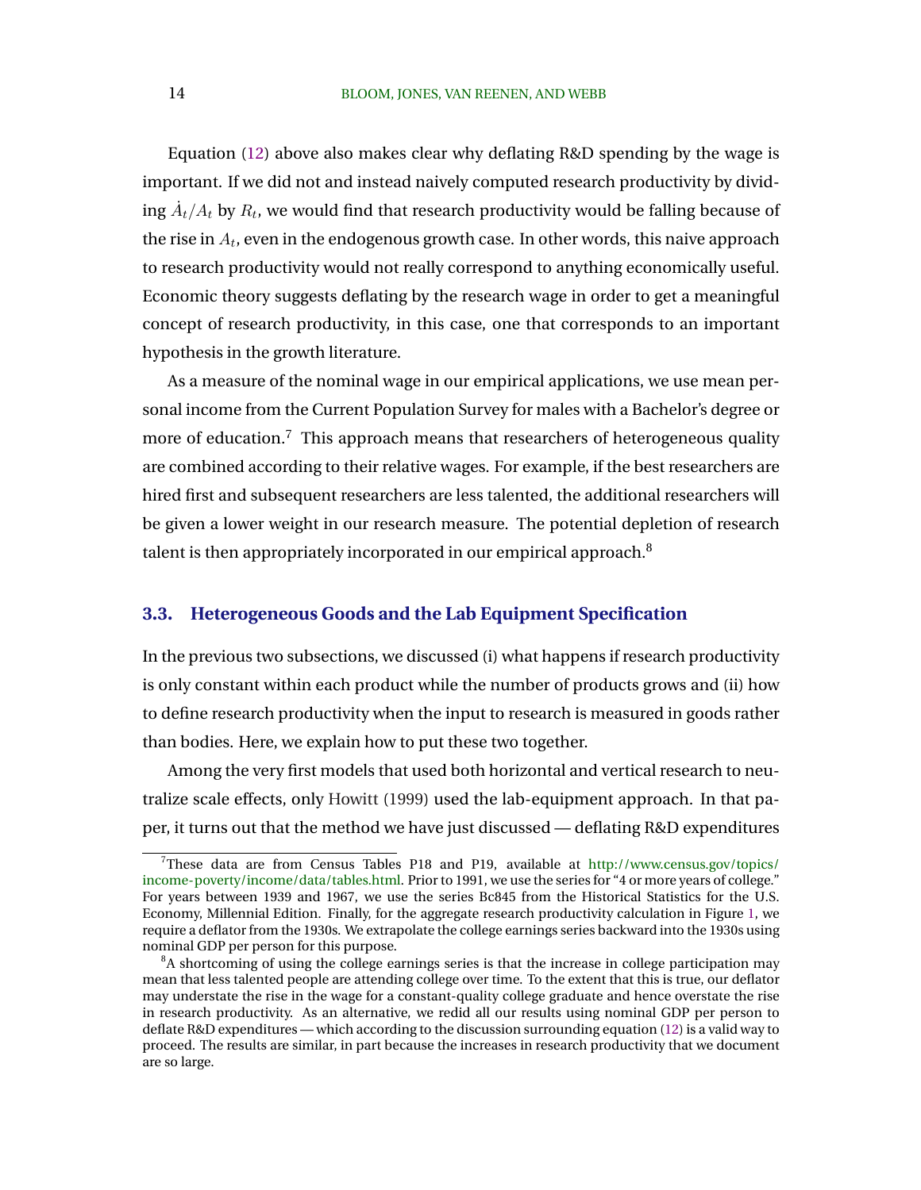Equation (12) above also makes clear why deflating R&D spending by the wage is important. If we did not and instead naively computed research productivity by dividing $\dot{A}_t/A_t$ by $R_t$, we would find that research productivity would be falling because of the rise in $A_t$, even in the endogenous growth case. In other words, this naive approach to research productivity would not really correspond to anything economically useful. Economic theory suggests deflating by the research wage in order to get a meaningful concept of research productivity, in this case, one that corresponds to an important hypothesis in the growth literature.

As a measure of the nominal wage in our empirical applications, we use mean personal income from the Current Population Survey for males with a Bachelor's degree or more of education.[7] This approach means that researchers of heterogeneous quality are combined according to their relative wages. For example, if the best researchers are hired first and subsequent researchers are less talented, the additional researchers will be given a lower weight in our research measure. The potential depletion of research talent is then appropriately incorporated in our empirical approach.[8]

### 3.3. Heterogeneous Goods and the Lab Equipment Specification

In the previous two subsections, we discussed (i) what happens if research productivity is only constant within each product while the number of products grows and (ii) how to define research productivity when the input to research is measured in goods rather than bodies. Here, we explain how to put these two together.

Among the very first models that used both horizontal and vertical research to neutralize scale effects, only Howitt (1999) used the lab-equipment approach. In that paper, it turns out that the method we have just discussed — deflating R&D expenditures

---

[7] These data are from Census Tables P18 and P19, available at http://www.census.gov/topics/income-poverty/income/data/tables.html. Prior to 1991, we use the series for "4 or more years of college." For years between 1939 and 1967, we use the series Bc845 from the Historical Statistics for the U.S. Economy, Millennial Edition. Finally, for the aggregate research productivity calculation in Figure 1, we require a deflator from the 1930s. We extrapolate the college earnings series backward into the 1930s using nominal GDP per person for this purpose.

[8] A shortcoming of using the college earnings series is that the increase in college participation may mean that less talented people are attending college over time. To the extent that this is true, our deflator may understate the rise in the wage for a constant-quality college graduate and hence overstate the rise in research productivity. As an alternative, we redid all our results using nominal GDP per person to deflate R&D expenditures — which according to the discussion surrounding equation (12) is a valid way to proceed. The results are similar, in part because the increases in research productivity that we document are so large.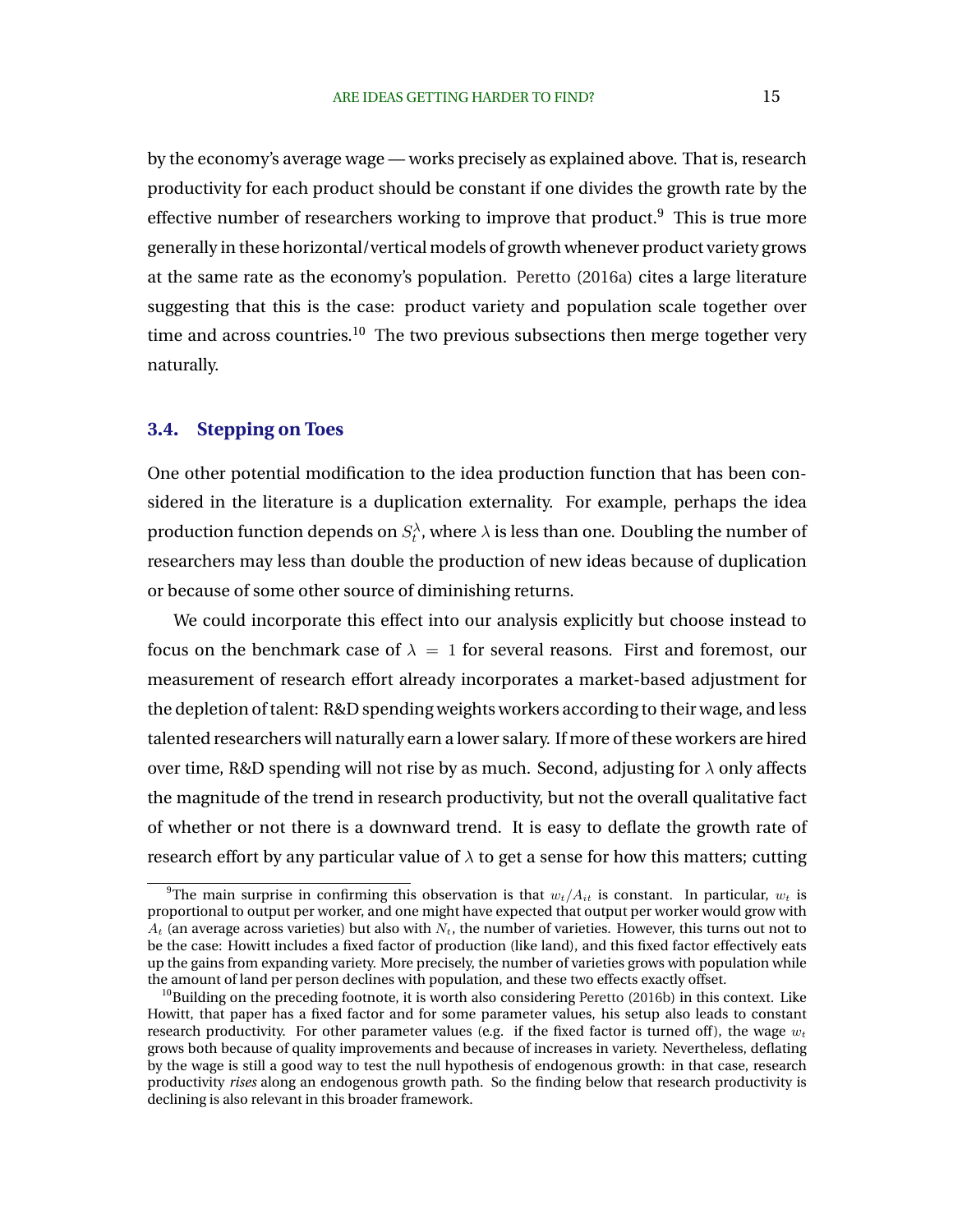by the economy's average wage — works precisely as explained above. That is, research productivity for each product should be constant if one divides the growth rate by the effective number of researchers working to improve that product.[9] This is true more generally in these horizontal/vertical models of growth whenever product variety grows at the same rate as the economy's population. Peretto (2016a) cites a large literature suggesting that this is the case: product variety and population scale together over time and across countries.[10] The two previous subsections then merge together very naturally.

### 3.4. Stepping on Toes

One other potential modification to the idea production function that has been considered in the literature is a duplication externality. For example, perhaps the idea production function depends on $S_t^\lambda$, where $\lambda$ is less than one. Doubling the number of researchers may less than double the production of new ideas because of duplication or because of some other source of diminishing returns.

We could incorporate this effect into our analysis explicitly but choose instead to focus on the benchmark case of $\lambda = 1$ for several reasons. First and foremost, our measurement of research effort already incorporates a market-based adjustment for the depletion of talent: R&D spending weights workers according to their wage, and less talented researchers will naturally earn a lower salary. If more of these workers are hired over time, R&D spending will not rise by as much. Second, adjusting for $\lambda$ only affects the magnitude of the trend in research productivity, but not the overall qualitative fact of whether or not there is a downward trend. It is easy to deflate the growth rate of research effort by any particular value of $\lambda$ to get a sense for how this matters; cutting

---

[9] The main surprise in confirming this observation is that $w_t/A_{it}$ is constant. In particular, $w_t$ is proportional to output per worker, and one might have expected that output per worker would grow with $A_t$ (an average across varieties) but also with $N_t$, the number of varieties. However, this turns out not to be the case: Howitt includes a fixed factor of production (like land), and this fixed factor effectively eats up the gains from expanding variety. More precisely, the number of varieties grows with population while the amount of land per person declines with population, and these two effects exactly offset.

[10] Building on the preceding footnote, it is worth also considering Peretto (2016b) in this context. Like Howitt, that paper has a fixed factor and for some parameter values, his setup also leads to constant research productivity. For other parameter values (e.g. if the fixed factor is turned off), the wage $w_t$ grows both because of quality improvements and because of increases in variety. Nevertheless, deflating by the wage is still a good way to test the null hypothesis of endogenous growth: in that case, research productivity *rises* along an endogenous growth path. So the finding below that research productivity is declining is also relevant in this broader framework.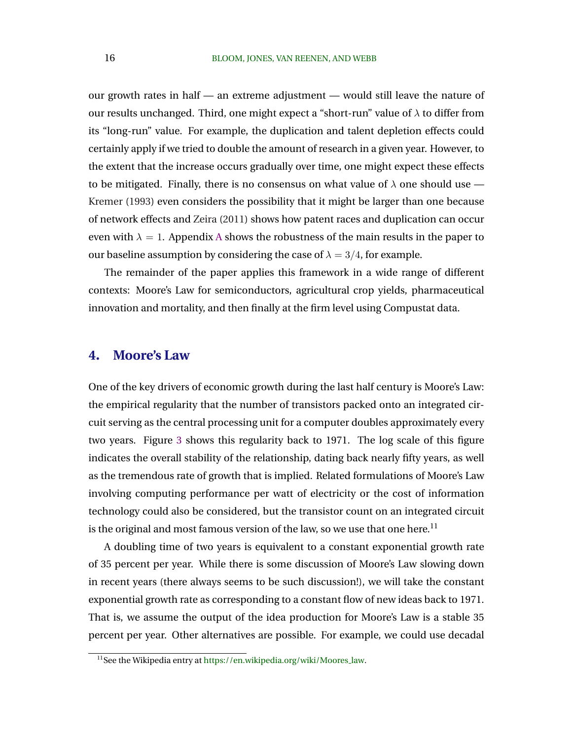our growth rates in half — an extreme adjustment — would still leave the nature of our results unchanged. Third, one might expect a "short-run" value of $\lambda$ to differ from its "long-run" value. For example, the duplication and talent depletion effects could certainly apply if we tried to double the amount of research in a given year. However, to the extent that the increase occurs gradually over time, one might expect these effects to be mitigated. Finally, there is no consensus on what value of $\lambda$ one should use — Kremer (1993) even considers the possibility that it might be larger than one because of network effects and Zeira (2011) shows how patent races and duplication can occur even with $\lambda = 1$. Appendix A shows the robustness of the main results in the paper to our baseline assumption by considering the case of $\lambda = 3/4$, for example.

The remainder of the paper applies this framework in a wide range of different contexts: Moore's Law for semiconductors, agricultural crop yields, pharmaceutical innovation and mortality, and then finally at the firm level using Compustat data.

## 4. Moore's Law

One of the key drivers of economic growth during the last half century is Moore's Law: the empirical regularity that the number of transistors packed onto an integrated circuit serving as the central processing unit for a computer doubles approximately every two years. Figure 3 shows this regularity back to 1971. The log scale of this figure indicates the overall stability of the relationship, dating back nearly fifty years, as well as the tremendous rate of growth that is implied. Related formulations of Moore's Law involving computing performance per watt of electricity or the cost of information technology could also be considered, but the transistor count on an integrated circuit is the original and most famous version of the law, so we use that one here.[11]

A doubling time of two years is equivalent to a constant exponential growth rate of 35 percent per year. While there is some discussion of Moore's Law slowing down in recent years (there always seems to be such discussion!), we will take the constant exponential growth rate as corresponding to a constant flow of new ideas back to 1971. That is, we assume the output of the idea production for Moore's Law is a stable 35 percent per year. Other alternatives are possible. For example, we could use decadal

[11] See the Wikipedia entry at https://en.wikipedia.org/wiki/Moores_law.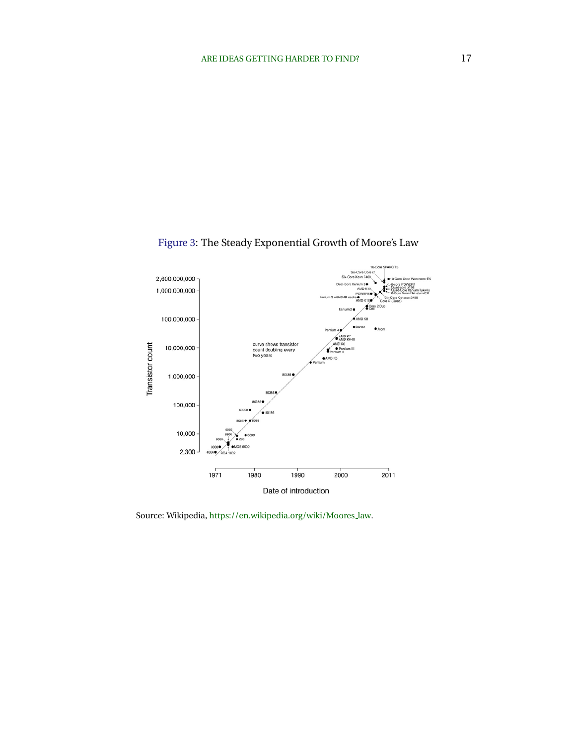Figure 3: The Steady Exponential Growth of Moore's Law

Source: Wikipedia, https://en.wikipedia.org/wiki/Moores_law.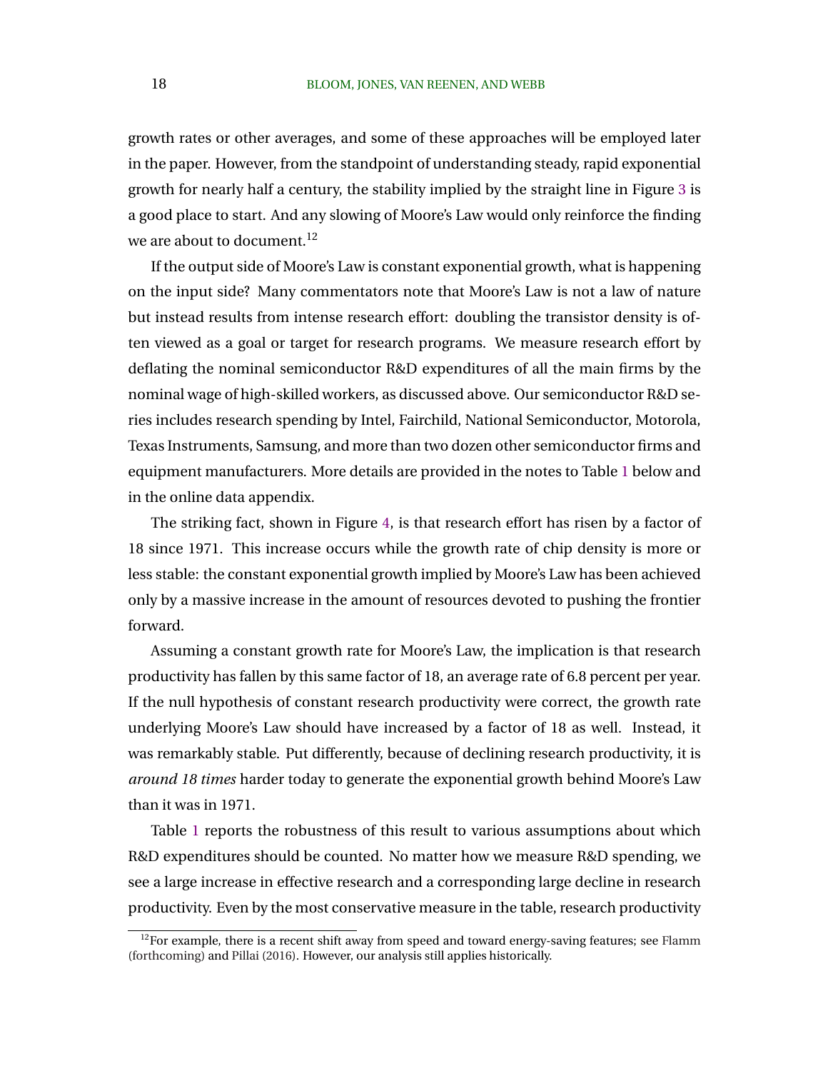growth rates or other averages, and some of these approaches will be employed later in the paper. However, from the standpoint of understanding steady, rapid exponential growth for nearly half a century, the stability implied by the straight line in Figure 3 is a good place to start. And any slowing of Moore's Law would only reinforce the finding we are about to document.[12]

If the output side of Moore's Law is constant exponential growth, what is happening on the input side? Many commentators note that Moore's Law is not a law of nature but instead results from intense research effort: doubling the transistor density is often viewed as a goal or target for research programs. We measure research effort by deflating the nominal semiconductor R&D expenditures of all the main firms by the nominal wage of high-skilled workers, as discussed above. Our semiconductor R&D series includes research spending by Intel, Fairchild, National Semiconductor, Motorola, Texas Instruments, Samsung, and more than two dozen other semiconductor firms and equipment manufacturers. More details are provided in the notes to Table 1 below and in the online data appendix.

The striking fact, shown in Figure 4, is that research effort has risen by a factor of 18 since 1971. This increase occurs while the growth rate of chip density is more or less stable: the constant exponential growth implied by Moore's Law has been achieved only by a massive increase in the amount of resources devoted to pushing the frontier forward.

Assuming a constant growth rate for Moore's Law, the implication is that research productivity has fallen by this same factor of 18, an average rate of 6.8 percent per year. If the null hypothesis of constant research productivity were correct, the growth rate underlying Moore's Law should have increased by a factor of 18 as well. Instead, it was remarkably stable. Put differently, because of declining research productivity, it is *around 18 times* harder today to generate the exponential growth behind Moore's Law than it was in 1971.

Table 1 reports the robustness of this result to various assumptions about which R&D expenditures should be counted. No matter how we measure R&D spending, we see a large increase in effective research and a corresponding large decline in research productivity. Even by the most conservative measure in the table, research productivity

[12] For example, there is a recent shift away from speed and toward energy-saving features; see Flamm (forthcoming) and Pillai (2016). However, our analysis still applies historically.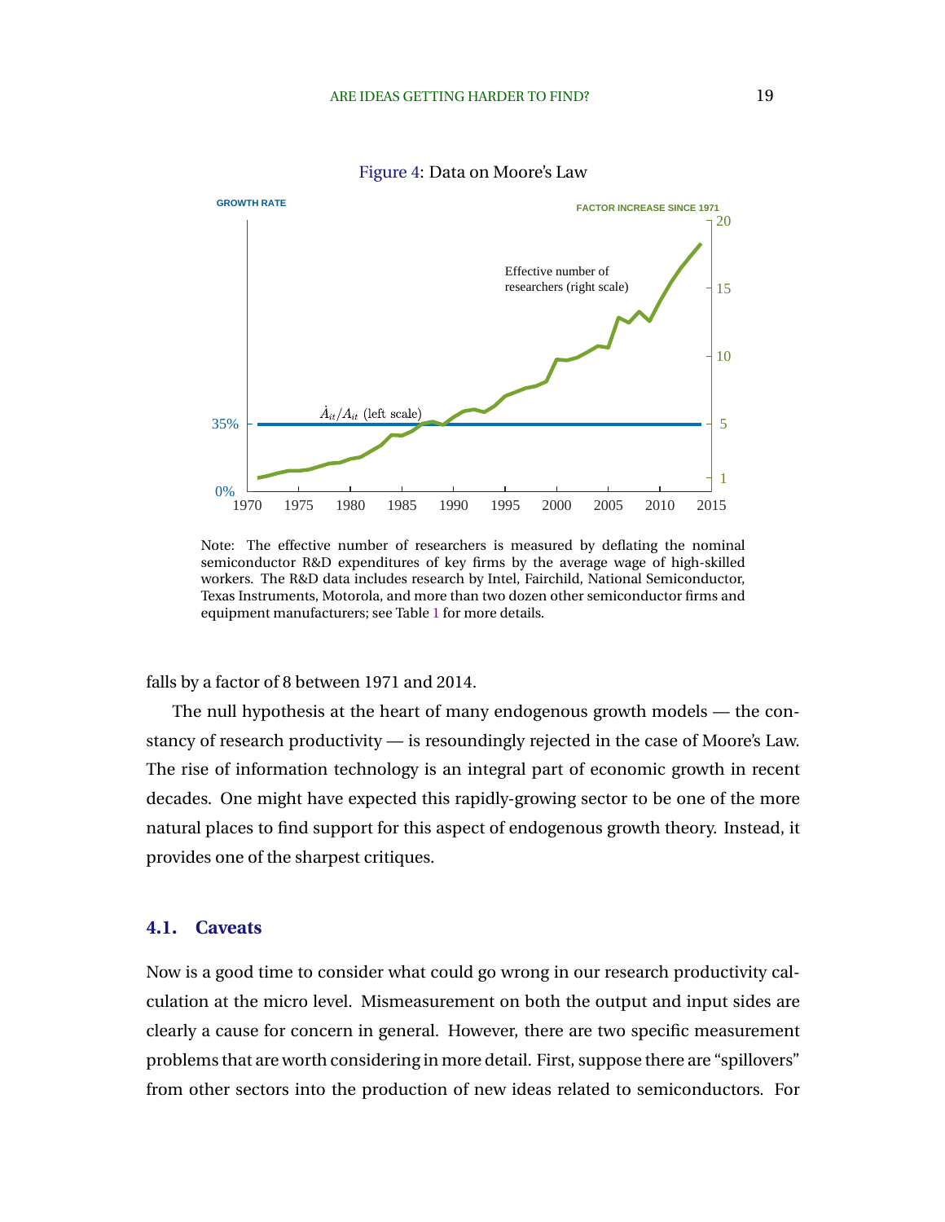Figure 4: Data on Moore's Law

Note: The effective number of researchers is measured by deflating the nominal semiconductor R&D expenditures of key firms by the average wage of high-skilled workers. The R&D data includes research by Intel, Fairchild, National Semiconductor, Texas Instruments, Motorola, and more than two dozen other semiconductor firms and equipment manufacturers; see Table 1 for more details.

falls by a factor of 8 between 1971 and 2014.

The null hypothesis at the heart of many endogenous growth models — the constancy of research productivity — is resoundingly rejected in the case of Moore's Law. The rise of information technology is an integral part of economic growth in recent decades. One might have expected this rapidly-growing sector to be one of the more natural places to find support for this aspect of endogenous growth theory. Instead, it provides one of the sharpest critiques.

### 4.1. Caveats

Now is a good time to consider what could go wrong in our research productivity calculation at the micro level. Mismeasurement on both the output and input sides are clearly a cause for concern in general. However, there are two specific measurement problems that are worth considering in more detail. First, suppose there are "spillovers" from other sectors into the production of new ideas related to semiconductors. For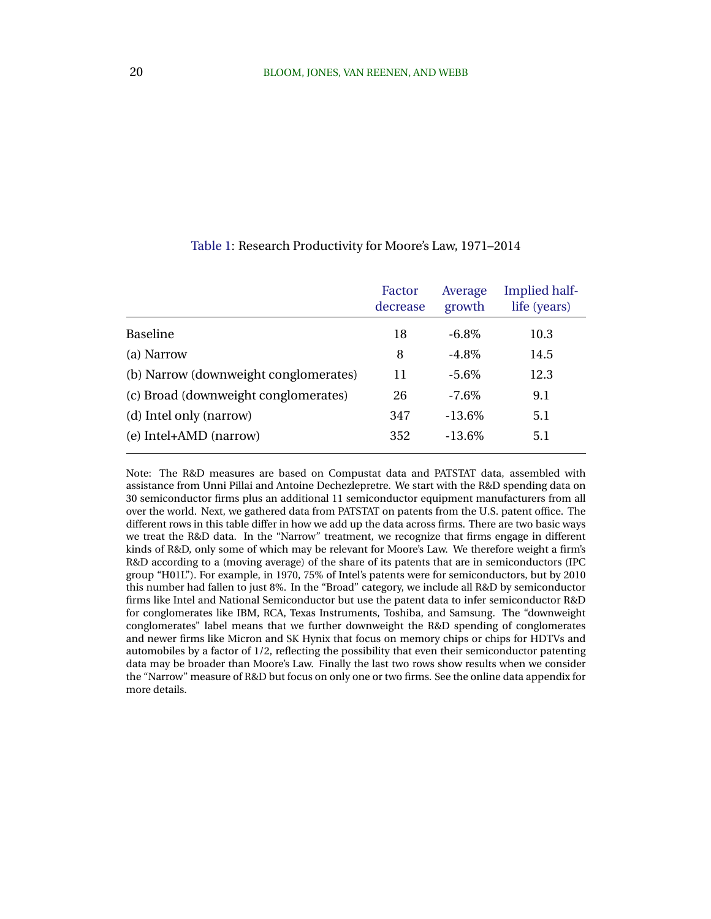Table 1: Research Productivity for Moore's Law, 1971–2014

| | Factor decrease | Average growth | Implied half-life (years) |
|---|---|---|---|
| Baseline | 18 | -6.8% | 10.3 |
| (a) Narrow | 8 | -4.8% | 14.5 |
| (b) Narrow (downweight conglomerates) | 11 | -5.6% | 12.3 |
| (c) Broad (downweight conglomerates) | 26 | -7.6% | 9.1 |
| (d) Intel only (narrow) | 347 | -13.6% | 5.1 |
| (e) Intel+AMD (narrow) | 352 | -13.6% | 5.1 |

Note: The R&D measures are based on Compustat data and PATSTAT data, assembled with assistance from Unni Pillai and Antoine Dechezlepretre. We start with the R&D spending data on 30 semiconductor firms plus an additional 11 semiconductor equipment manufacturers from all over the world. Next, we gathered data from PATSTAT on patents from the U.S. patent office. The different rows in this table differ in how we add up the data across firms. There are two basic ways we treat the R&D data. In the "Narrow" treatment, we recognize that firms engage in different kinds of R&D, only some of which may be relevant for Moore's Law. We therefore weight a firm's R&D according to a (moving average) of the share of its patents that are in semiconductors (IPC group "H01L"). For example, in 1970, 75% of Intel's patents were for semiconductors, but by 2010 this number had fallen to just 8%. In the "Broad" category, we include all R&D by semiconductor firms like Intel and National Semiconductor but use the patent data to infer semiconductor R&D for conglomerates like IBM, RCA, Texas Instruments, Toshiba, and Samsung. The "downweight conglomerates" label means that we further downweight the R&D spending of conglomerates and newer firms like Micron and SK Hynix that focus on memory chips or chips for HDTVs and automobiles by a factor of 1/2, reflecting the possibility that even their semiconductor patenting data may be broader than Moore's Law. Finally the last two rows show results when we consider the "Narrow" measure of R&D but focus on only one or two firms. See the online data appendix for more details.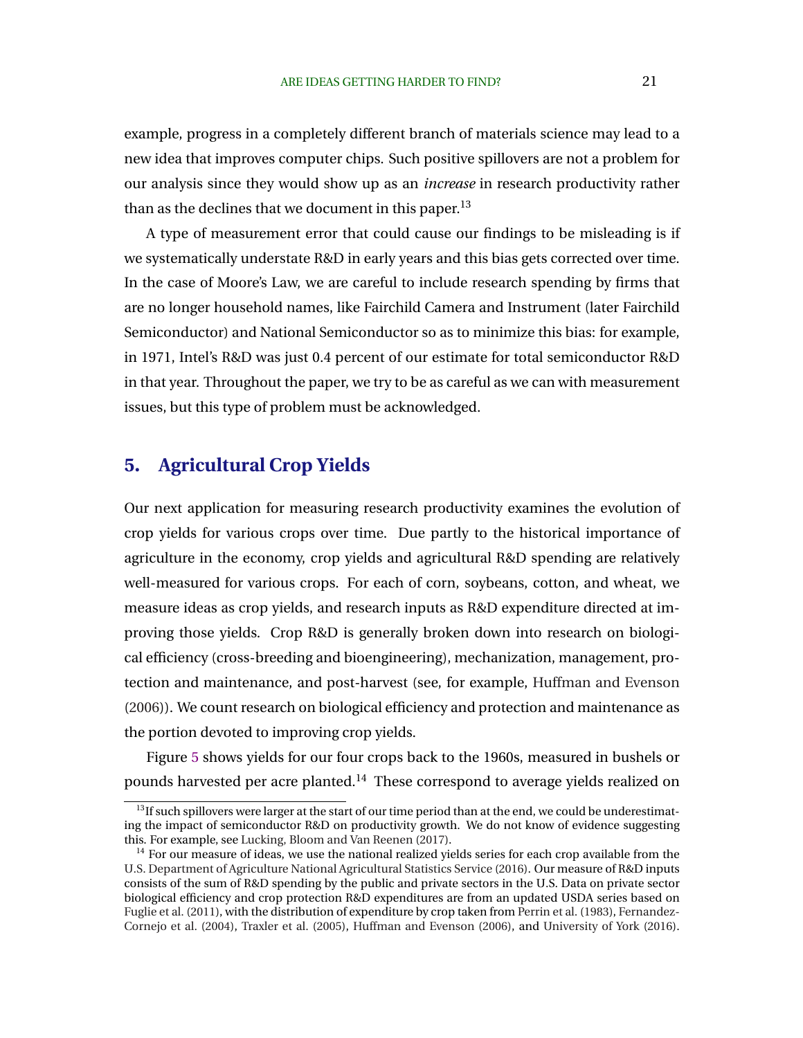example, progress in a completely different branch of materials science may lead to a new idea that improves computer chips. Such positive spillovers are not a problem for our analysis since they would show up as an *increase* in research productivity rather than as the declines that we document in this paper.[13]

A type of measurement error that could cause our findings to be misleading is if we systematically understate R&D in early years and this bias gets corrected over time. In the case of Moore's Law, we are careful to include research spending by firms that are no longer household names, like Fairchild Camera and Instrument (later Fairchild Semiconductor) and National Semiconductor so as to minimize this bias: for example, in 1971, Intel's R&D was just 0.4 percent of our estimate for total semiconductor R&D in that year. Throughout the paper, we try to be as careful as we can with measurement issues, but this type of problem must be acknowledged.

## 5. Agricultural Crop Yields

Our next application for measuring research productivity examines the evolution of crop yields for various crops over time. Due partly to the historical importance of agriculture in the economy, crop yields and agricultural R&D spending are relatively well-measured for various crops. For each of corn, soybeans, cotton, and wheat, we measure ideas as crop yields, and research inputs as R&D expenditure directed at improving those yields. Crop R&D is generally broken down into research on biological efficiency (cross-breeding and bioengineering), mechanization, management, protection and maintenance, and post-harvest (see, for example, Huffman and Evenson (2006)). We count research on biological efficiency and protection and maintenance as the portion devoted to improving crop yields.

Figure 5 shows yields for our four crops back to the 1960s, measured in bushels or pounds harvested per acre planted.[14] These correspond to average yields realized on

[13] If such spillovers were larger at the start of our time period than at the end, we could be underestimating the impact of semiconductor R&D on productivity growth. We do not know of evidence suggesting this. For example, see Lucking, Bloom and Van Reenen (2017).

[14] For our measure of ideas, we use the national realized yields series for each crop available from the U.S. Department of Agriculture National Agricultural Statistics Service (2016). Our measure of R&D inputs consists of the sum of R&D spending by the public and private sectors in the U.S. Data on private sector biological efficiency and crop protection R&D expenditures are from an updated USDA series based on Fuglie et al. (2011), with the distribution of expenditure by crop taken from Perrin et al. (1983), Fernandez-Cornejo et al. (2004), Traxler et al. (2005), Huffman and Evenson (2006), and University of York (2016).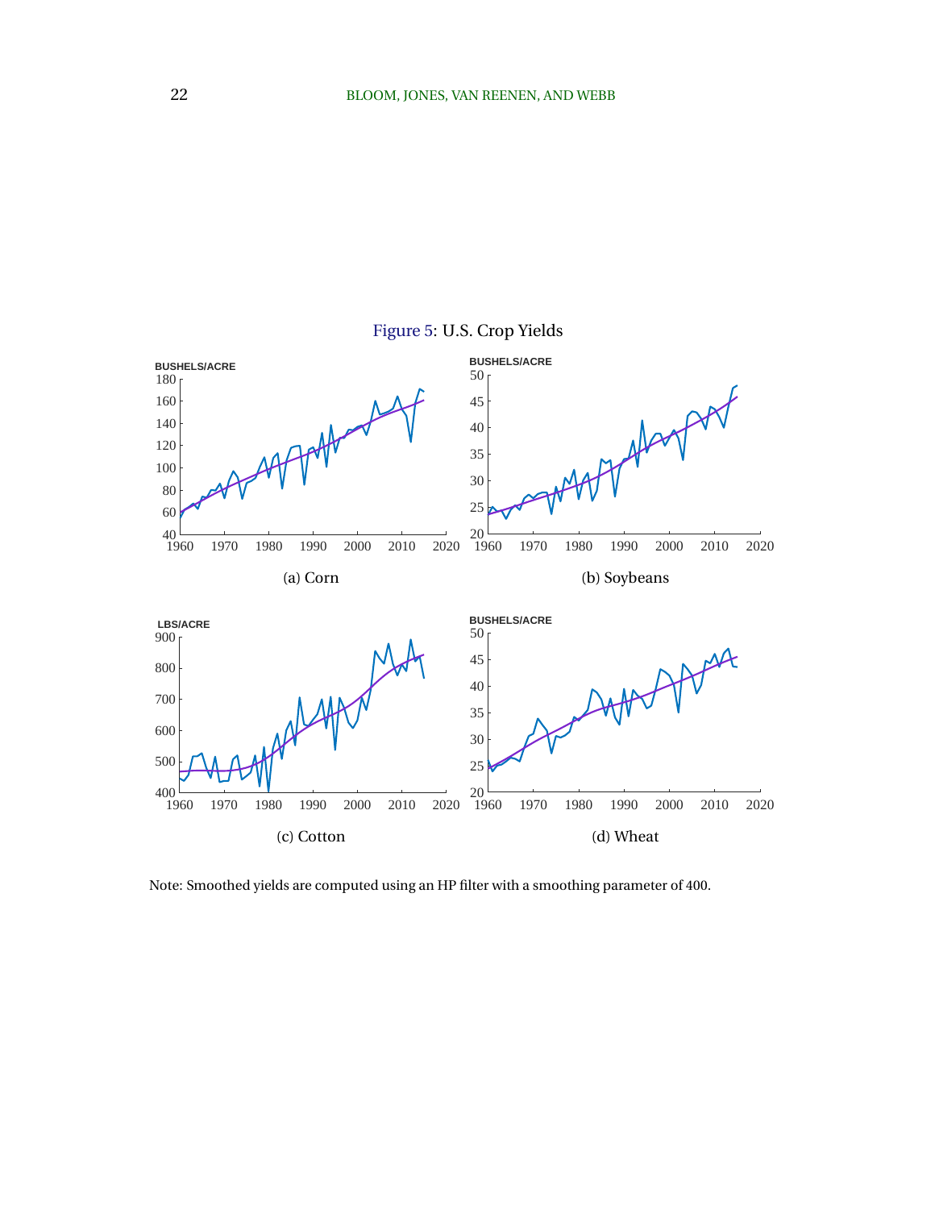Figure 5: U.S. Crop Yields

(a) Corn

(b) Soybeans

(c) Cotton

(d) Wheat

Note: Smoothed yields are computed using an HP filter with a smoothing parameter of 400.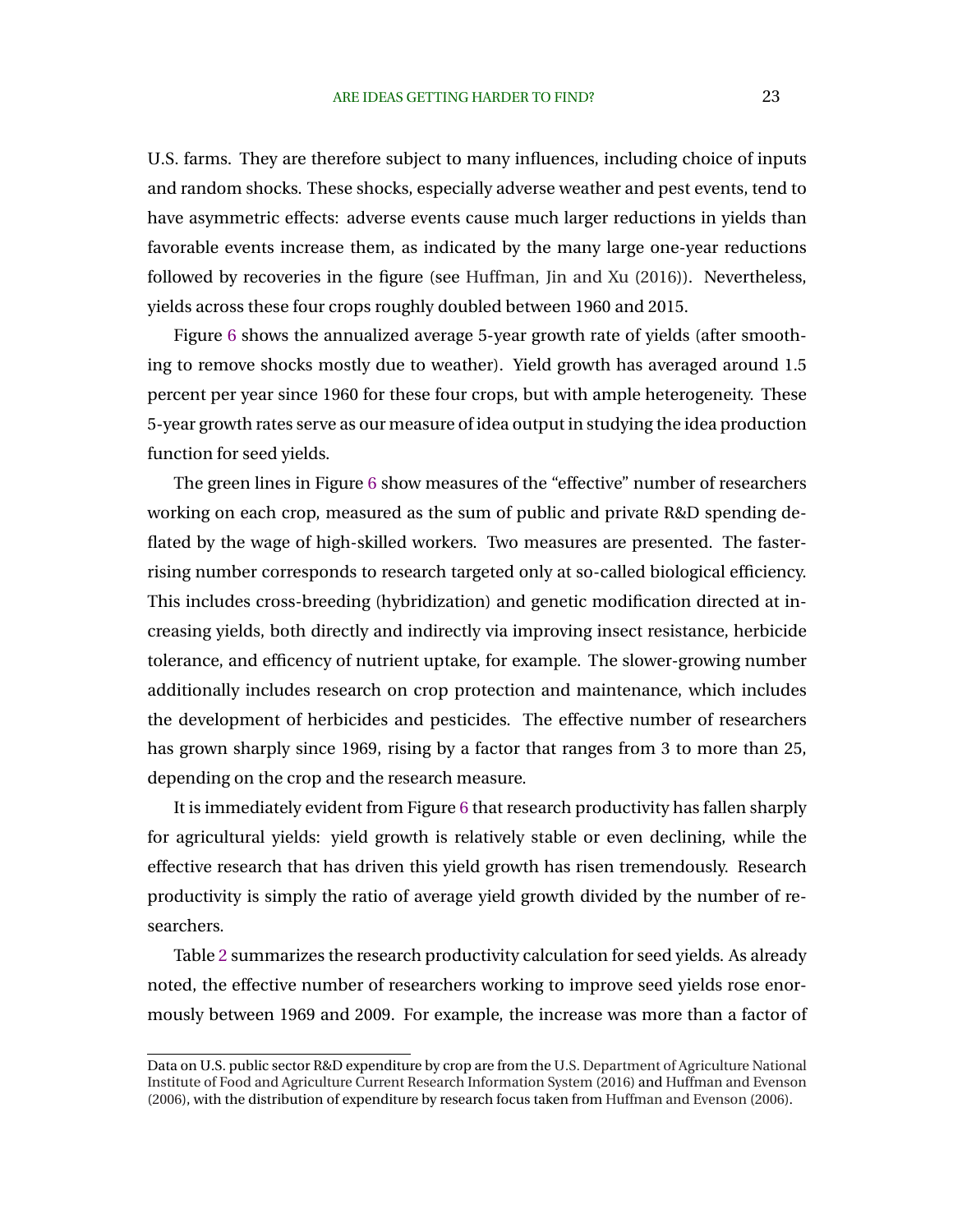U.S. farms. They are therefore subject to many influences, including choice of inputs and random shocks. These shocks, especially adverse weather and pest events, tend to have asymmetric effects: adverse events cause much larger reductions in yields than favorable events increase them, as indicated by the many large one-year reductions followed by recoveries in the figure (see Huffman, Jin and Xu (2016)). Nevertheless, yields across these four crops roughly doubled between 1960 and 2015.

Figure 6 shows the annualized average 5-year growth rate of yields (after smoothing to remove shocks mostly due to weather). Yield growth has averaged around 1.5 percent per year since 1960 for these four crops, but with ample heterogeneity. These 5-year growth rates serve as our measure of idea output in studying the idea production function for seed yields.

The green lines in Figure 6 show measures of the "effective" number of researchers working on each crop, measured as the sum of public and private R&D spending deflated by the wage of high-skilled workers. Two measures are presented. The faster-rising number corresponds to research targeted only at so-called biological efficiency. This includes cross-breeding (hybridization) and genetic modification directed at increasing yields, both directly and indirectly via improving insect resistance, herbicide tolerance, and efficency of nutrient uptake, for example. The slower-growing number additionally includes research on crop protection and maintenance, which includes the development of herbicides and pesticides. The effective number of researchers has grown sharply since 1969, rising by a factor that ranges from 3 to more than 25, depending on the crop and the research measure.

It is immediately evident from Figure 6 that research productivity has fallen sharply for agricultural yields: yield growth is relatively stable or even declining, while the effective research that has driven this yield growth has risen tremendously. Research productivity is simply the ratio of average yield growth divided by the number of researchers.

Table 2 summarizes the research productivity calculation for seed yields. As already noted, the effective number of researchers working to improve seed yields rose enormously between 1969 and 2009. For example, the increase was more than a factor of

---

Data on U.S. public sector R&D expenditure by crop are from the U.S. Department of Agriculture National Institute of Food and Agriculture Current Research Information System (2016) and Huffman and Evenson (2006), with the distribution of expenditure by research focus taken from Huffman and Evenson (2006).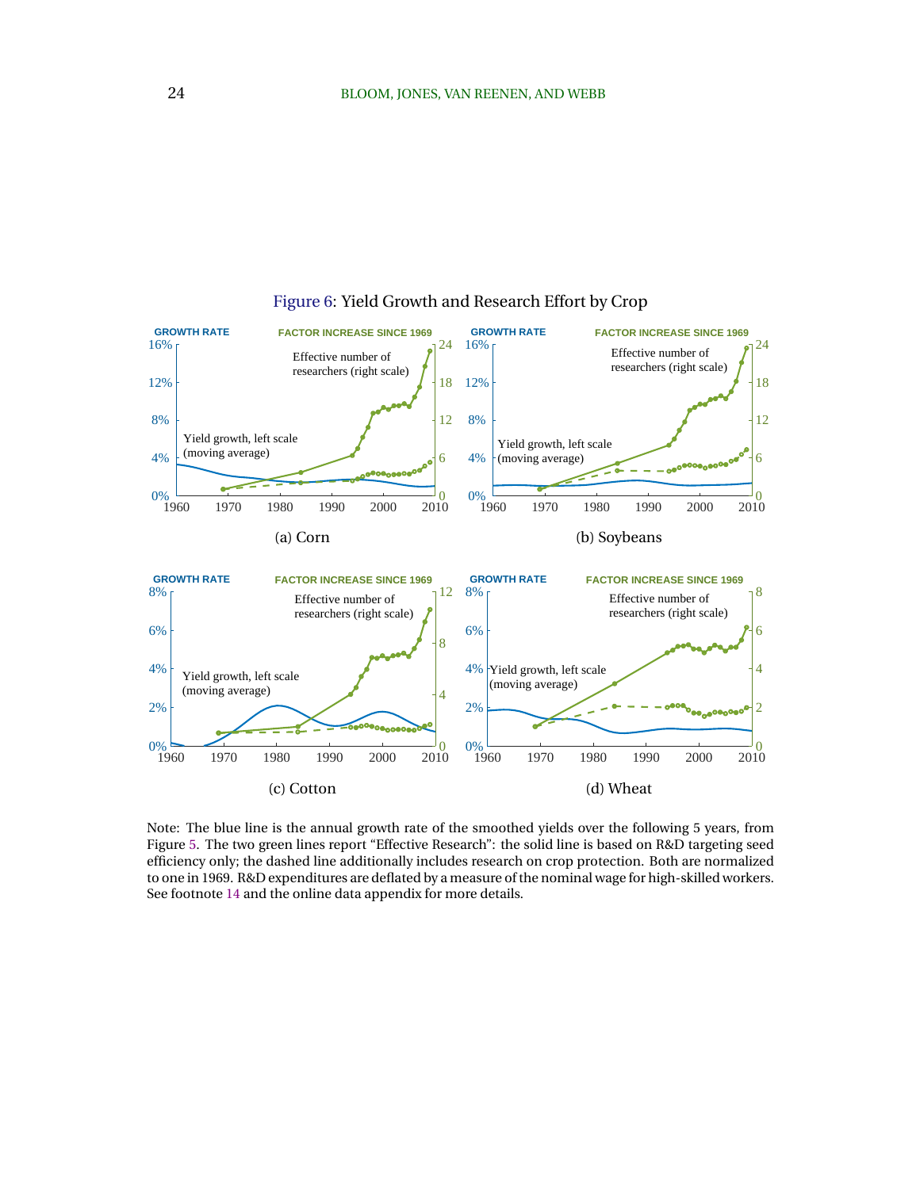Figure 6: Yield Growth and Research Effort by Crop

(a) Corn

(b) Soybeans

(c) Cotton

(d) Wheat

Note: The blue line is the annual growth rate of the smoothed yields over the following 5 years, from Figure 5. The two green lines report "Effective Research": the solid line is based on R&D targeting seed efficiency only; the dashed line additionally includes research on crop protection. Both are normalized to one in 1969. R&D expenditures are deflated by a measure of the nominal wage for high-skilled workers. See footnote 14 and the online data appendix for more details.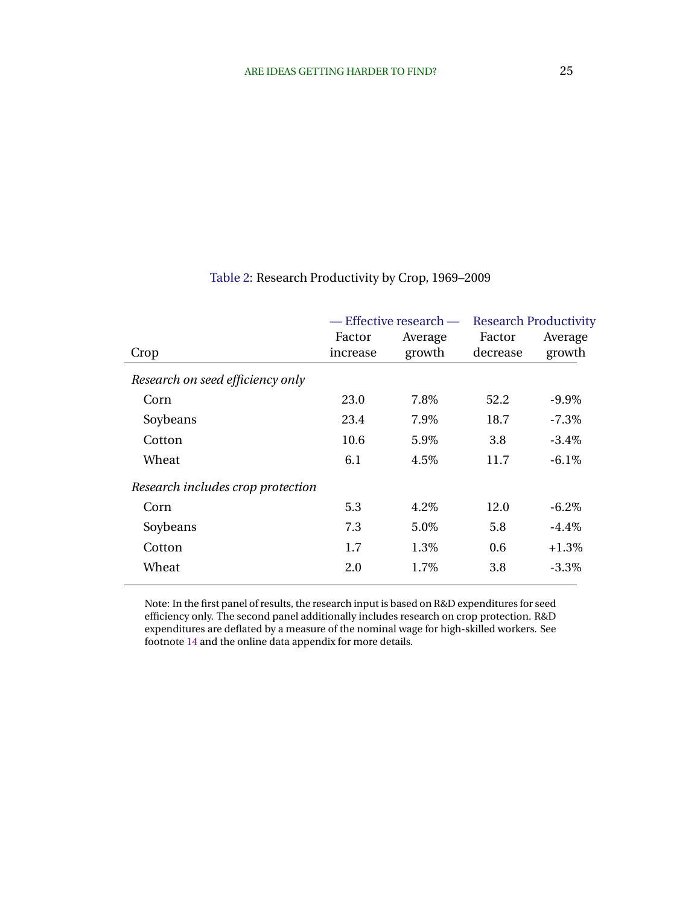Table 2: Research Productivity by Crop, 1969–2009

| Crop | — Effective research — | | Research Productivity | |
|---|---|---|---|---|
| | Factor increase | Average growth | Factor decrease | Average growth |
| *Research on seed efficiency only* | | | | |
| Corn | 23.0 | 7.8% | 52.2 | -9.9% |
| Soybeans | 23.4 | 7.9% | 18.7 | -7.3% |
| Cotton | 10.6 | 5.9% | 3.8 | -3.4% |
| Wheat | 6.1 | 4.5% | 11.7 | -6.1% |
| *Research includes crop protection* | | | | |
| Corn | 5.3 | 4.2% | 12.0 | -6.2% |
| Soybeans | 7.3 | 5.0% | 5.8 | -4.4% |
| Cotton | 1.7 | 1.3% | 0.6 | +1.3% |
| Wheat | 2.0 | 1.7% | 3.8 | -3.3% |

Note: In the first panel of results, the research input is based on R&D expenditures for seed efficiency only. The second panel additionally includes research on crop protection. R&D expenditures are deflated by a measure of the nominal wage for high-skilled workers. See footnote 14 and the online data appendix for more details.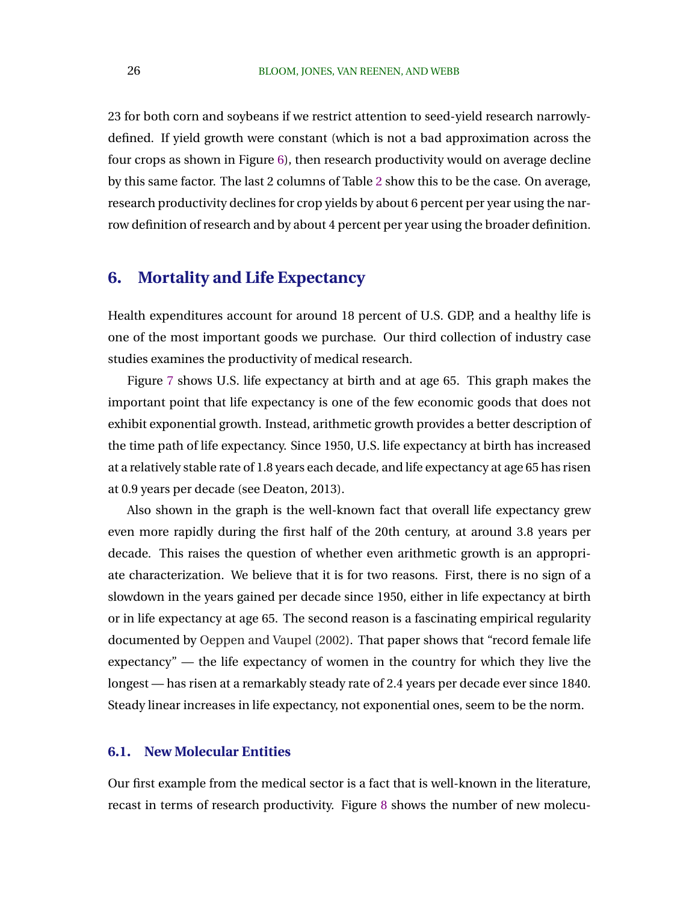23 for both corn and soybeans if we restrict attention to seed-yield research narrowly-defined. If yield growth were constant (which is not a bad approximation across the four crops as shown in Figure 6), then research productivity would on average decline by this same factor. The last 2 columns of Table 2 show this to be the case. On average, research productivity declines for crop yields by about 6 percent per year using the narrow definition of research and by about 4 percent per year using the broader definition.

## 6. Mortality and Life Expectancy

Health expenditures account for around 18 percent of U.S. GDP, and a healthy life is one of the most important goods we purchase. Our third collection of industry case studies examines the productivity of medical research.

Figure 7 shows U.S. life expectancy at birth and at age 65. This graph makes the important point that life expectancy is one of the few economic goods that does not exhibit exponential growth. Instead, arithmetic growth provides a better description of the time path of life expectancy. Since 1950, U.S. life expectancy at birth has increased at a relatively stable rate of 1.8 years each decade, and life expectancy at age 65 has risen at 0.9 years per decade (see Deaton, 2013).

Also shown in the graph is the well-known fact that overall life expectancy grew even more rapidly during the first half of the 20th century, at around 3.8 years per decade. This raises the question of whether even arithmetic growth is an appropriate characterization. We believe that it is for two reasons. First, there is no sign of a slowdown in the years gained per decade since 1950, either in life expectancy at birth or in life expectancy at age 65. The second reason is a fascinating empirical regularity documented by Oeppen and Vaupel (2002). That paper shows that "record female life expectancy" — the life expectancy of women in the country for which they live the longest — has risen at a remarkably steady rate of 2.4 years per decade ever since 1840. Steady linear increases in life expectancy, not exponential ones, seem to be the norm.

### 6.1. New Molecular Entities

Our first example from the medical sector is a fact that is well-known in the literature, recast in terms of research productivity. Figure 8 shows the number of new molecu-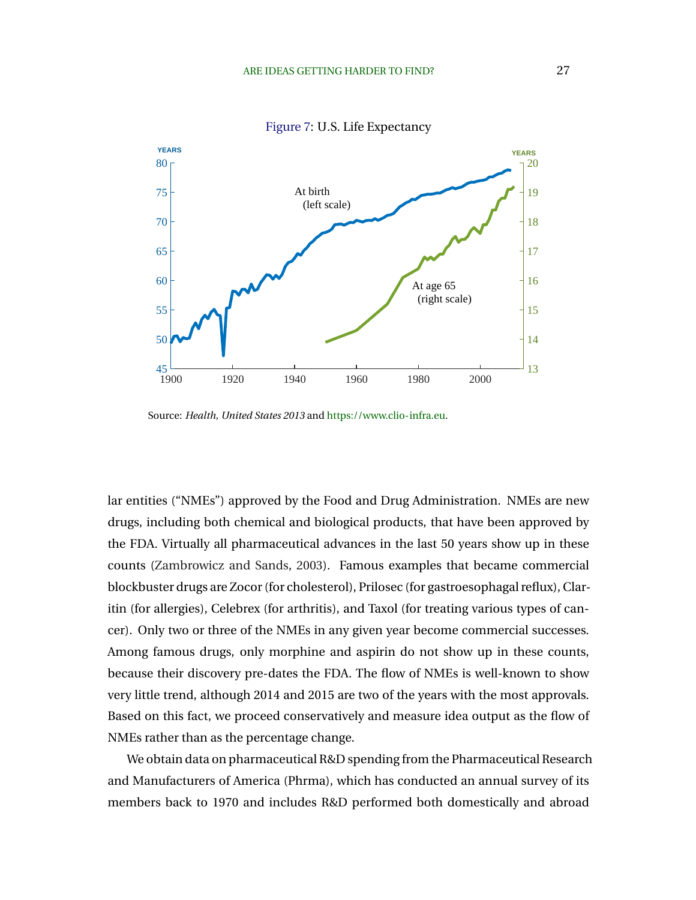Figure 7: U.S. Life Expectancy

Source: *Health, United States 2013* and https://www.clio-infra.eu.

lar entities ("NMEs") approved by the Food and Drug Administration. NMEs are new drugs, including both chemical and biological products, that have been approved by the FDA. Virtually all pharmaceutical advances in the last 50 years show up in these counts (Zambrowicz and Sands, 2003). Famous examples that became commercial blockbuster drugs are Zocor (for cholesterol), Prilosec (for gastroesophagal reflux), Claritin (for allergies), Celebrex (for arthritis), and Taxol (for treating various types of cancer). Only two or three of the NMEs in any given year become commercial successes. Among famous drugs, only morphine and aspirin do not show up in these counts, because their discovery pre-dates the FDA. The flow of NMEs is well-known to show very little trend, although 2014 and 2015 are two of the years with the most approvals. Based on this fact, we proceed conservatively and measure idea output as the flow of NMEs rather than as the percentage change.

We obtain data on pharmaceutical R&D spending from the Pharmaceutical Research and Manufacturers of America (Phrma), which has conducted an annual survey of its members back to 1970 and includes R&D performed both domestically and abroad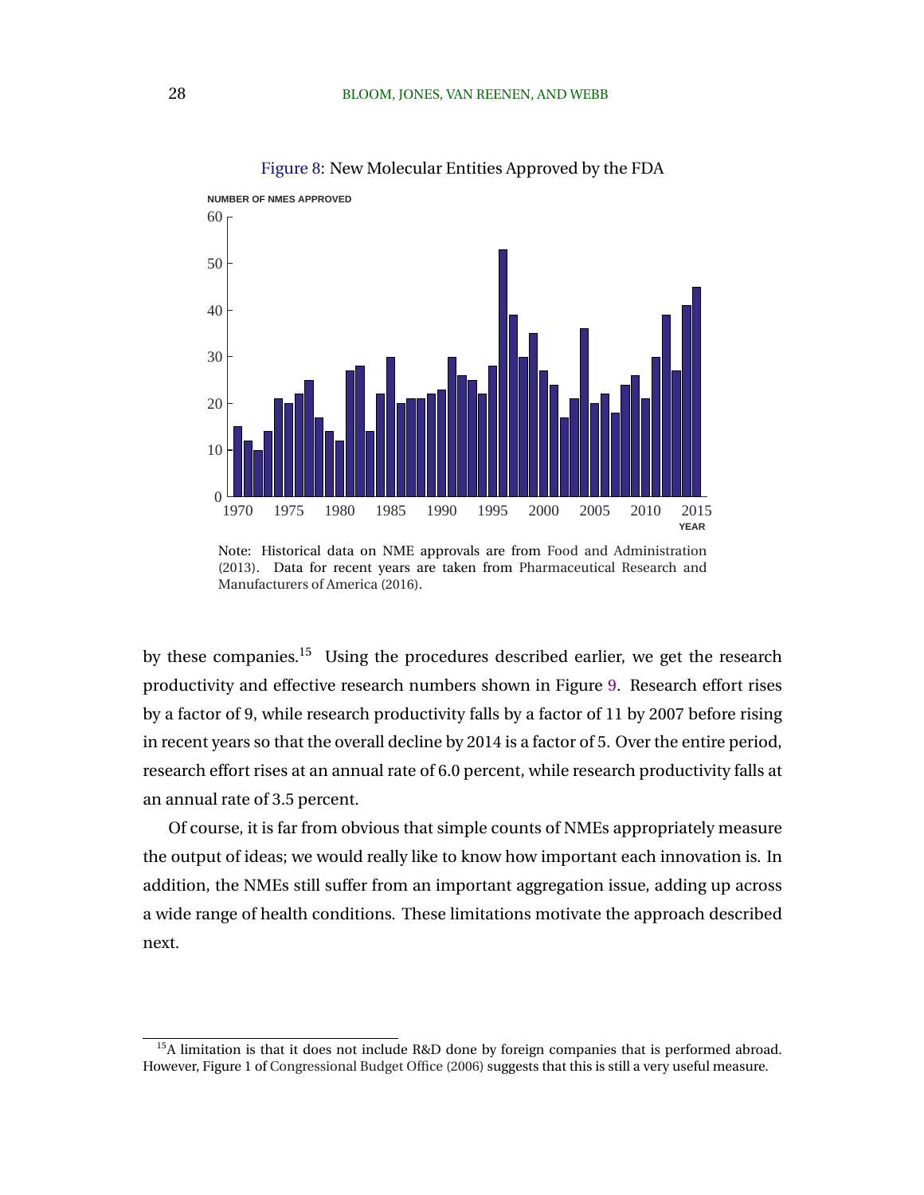Figure 8: New Molecular Entities Approved by the FDA

Note: Historical data on NME approvals are from Food and Administration (2013). Data for recent years are taken from Pharmaceutical Research and Manufacturers of America (2016).

by these companies.[15] Using the procedures described earlier, we get the research productivity and effective research numbers shown in Figure 9. Research effort rises by a factor of 9, while research productivity falls by a factor of 11 by 2007 before rising in recent years so that the overall decline by 2014 is a factor of 5. Over the entire period, research effort rises at an annual rate of 6.0 percent, while research productivity falls at an annual rate of 3.5 percent.

Of course, it is far from obvious that simple counts of NMEs appropriately measure the output of ideas; we would really like to know how important each innovation is. In addition, the NMEs still suffer from an important aggregation issue, adding up across a wide range of health conditions. These limitations motivate the approach described next.

[15] A limitation is that it does not include R&D done by foreign companies that is performed abroad. However, Figure 1 of Congressional Budget Office (2006) suggests that this is still a very useful measure.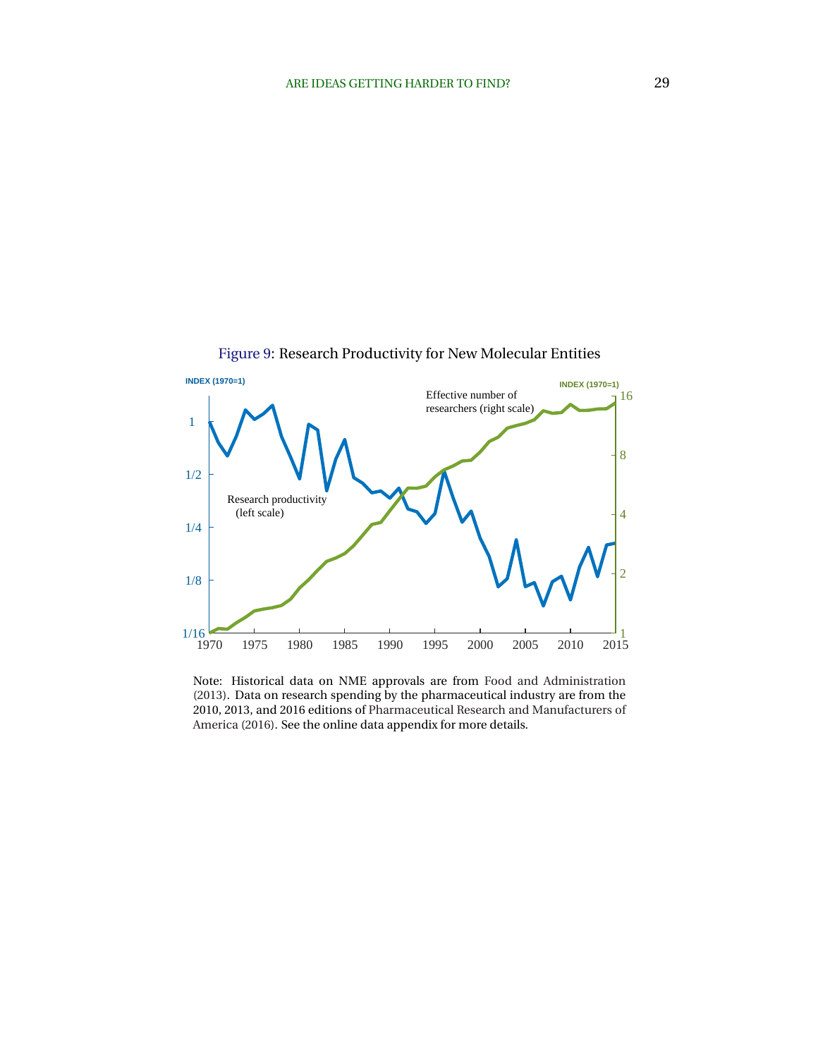Figure 9: Research Productivity for New Molecular Entities

Note: Historical data on NME approvals are from Food and Administration (2013). Data on research spending by the pharmaceutical industry are from the 2010, 2013, and 2016 editions of Pharmaceutical Research and Manufacturers of America (2016). See the online data appendix for more details.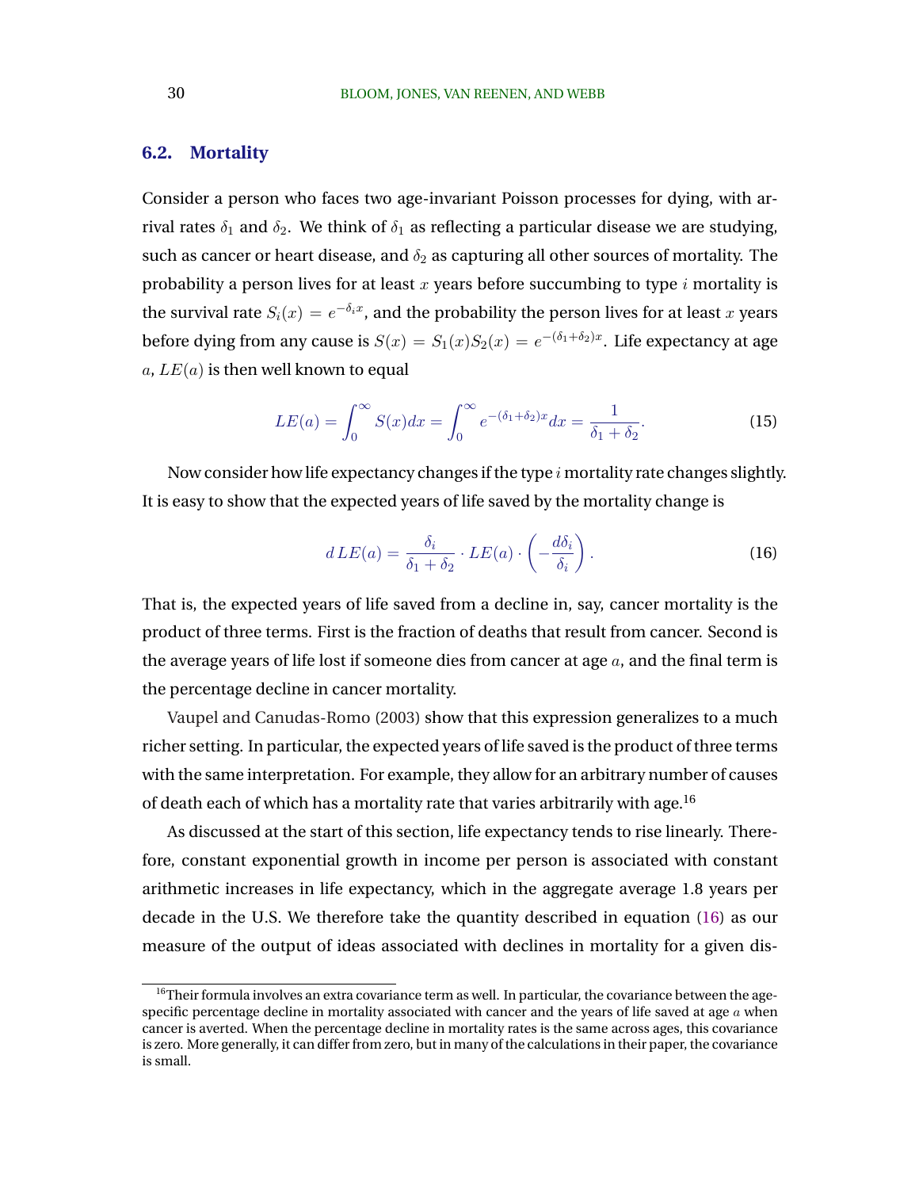### 6.2. Mortality

Consider a person who faces two age-invariant Poisson processes for dying, with arrival rates $\delta_1$ and $\delta_2$. We think of $\delta_1$ as reflecting a particular disease we are studying, such as cancer or heart disease, and $\delta_2$ as capturing all other sources of mortality. The probability a person lives for at least $x$ years before succumbing to type $i$ mortality is the survival rate $S_i(x) = e^{-\delta_i x}$, and the probability the person lives for at least $x$ years before dying from any cause is $S(x) = S_1(x)S_2(x) = e^{-(\delta_1+\delta_2)x}$. Life expectancy at age $a$, $LE(a)$ is then well known to equal

$$LE(a) = \int_0^\infty S(x)dx = \int_0^\infty e^{-(\delta_1+\delta_2)x}dx = \frac{1}{\delta_1 + \delta_2}. \tag{15}$$

Now consider how life expectancy changes if the type $i$ mortality rate changes slightly. It is easy to show that the expected years of life saved by the mortality change is

$$d\,LE(a) = \frac{\delta_i}{\delta_1 + \delta_2} \cdot LE(a) \cdot \left(-\frac{d\delta_i}{\delta_i}\right). \tag{16}$$

That is, the expected years of life saved from a decline in, say, cancer mortality is the product of three terms. First is the fraction of deaths that result from cancer. Second is the average years of life lost if someone dies from cancer at age $a$, and the final term is the percentage decline in cancer mortality.

Vaupel and Canudas-Romo (2003) show that this expression generalizes to a much richer setting. In particular, the expected years of life saved is the product of three terms with the same interpretation. For example, they allow for an arbitrary number of causes of death each of which has a mortality rate that varies arbitrarily with age.[16]

As discussed at the start of this section, life expectancy tends to rise linearly. Therefore, constant exponential growth in income per person is associated with constant arithmetic increases in life expectancy, which in the aggregate average 1.8 years per decade in the U.S. We therefore take the quantity described in equation (16) as our measure of the output of ideas associated with declines in mortality for a given dis-

[16]Their formula involves an extra covariance term as well. In particular, the covariance between the age-specific percentage decline in mortality associated with cancer and the years of life saved at age $a$ when cancer is averted. When the percentage decline in mortality rates is the same across ages, this covariance is zero. More generally, it can differ from zero, but in many of the calculations in their paper, the covariance is small.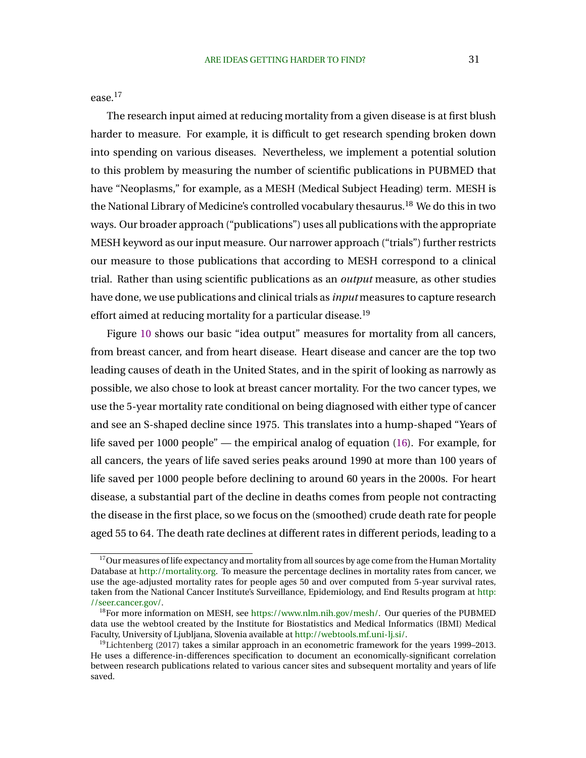ease.[17]

The research input aimed at reducing mortality from a given disease is at first blush harder to measure. For example, it is difficult to get research spending broken down into spending on various diseases. Nevertheless, we implement a potential solution to this problem by measuring the number of scientific publications in PUBMED that have "Neoplasms," for example, as a MESH (Medical Subject Heading) term. MESH is the National Library of Medicine's controlled vocabulary thesaurus.[18] We do this in two ways. Our broader approach ("publications") uses all publications with the appropriate MESH keyword as our input measure. Our narrower approach ("trials") further restricts our measure to those publications that according to MESH correspond to a clinical trial. Rather than using scientific publications as an *output* measure, as other studies have done, we use publications and clinical trials as *input* measures to capture research effort aimed at reducing mortality for a particular disease.[19]

Figure 10 shows our basic "idea output" measures for mortality from all cancers, from breast cancer, and from heart disease. Heart disease and cancer are the top two leading causes of death in the United States, and in the spirit of looking as narrowly as possible, we also chose to look at breast cancer mortality. For the two cancer types, we use the 5-year mortality rate conditional on being diagnosed with either type of cancer and see an S-shaped decline since 1975. This translates into a hump-shaped "Years of life saved per 1000 people" — the empirical analog of equation (16). For example, for all cancers, the years of life saved series peaks around 1990 at more than 100 years of life saved per 1000 people before declining to around 60 years in the 2000s. For heart disease, a substantial part of the decline in deaths comes from people not contracting the disease in the first place, so we focus on the (smoothed) crude death rate for people aged 55 to 64. The death rate declines at different rates in different periods, leading to a

[17] Our measures of life expectancy and mortality from all sources by age come from the Human Mortality Database at http://mortality.org. To measure the percentage declines in mortality rates from cancer, we use the age-adjusted mortality rates for people ages 50 and over computed from 5-year survival rates, taken from the National Cancer Institute's Surveillance, Epidemiology, and End Results program at http://seer.cancer.gov/.

[18] For more information on MESH, see https://www.nlm.nih.gov/mesh/. Our queries of the PUBMED data use the webtool created by the Institute for Biostatistics and Medical Informatics (IBMI) Medical Faculty, University of Ljubljana, Slovenia available at http://webtools.mf.uni-lj.si/.

[19] Lichtenberg (2017) takes a similar approach in an econometric framework for the years 1999–2013. He uses a difference-in-differences specification to document an economically-significant correlation between research publications related to various cancer sites and subsequent mortality and years of life saved.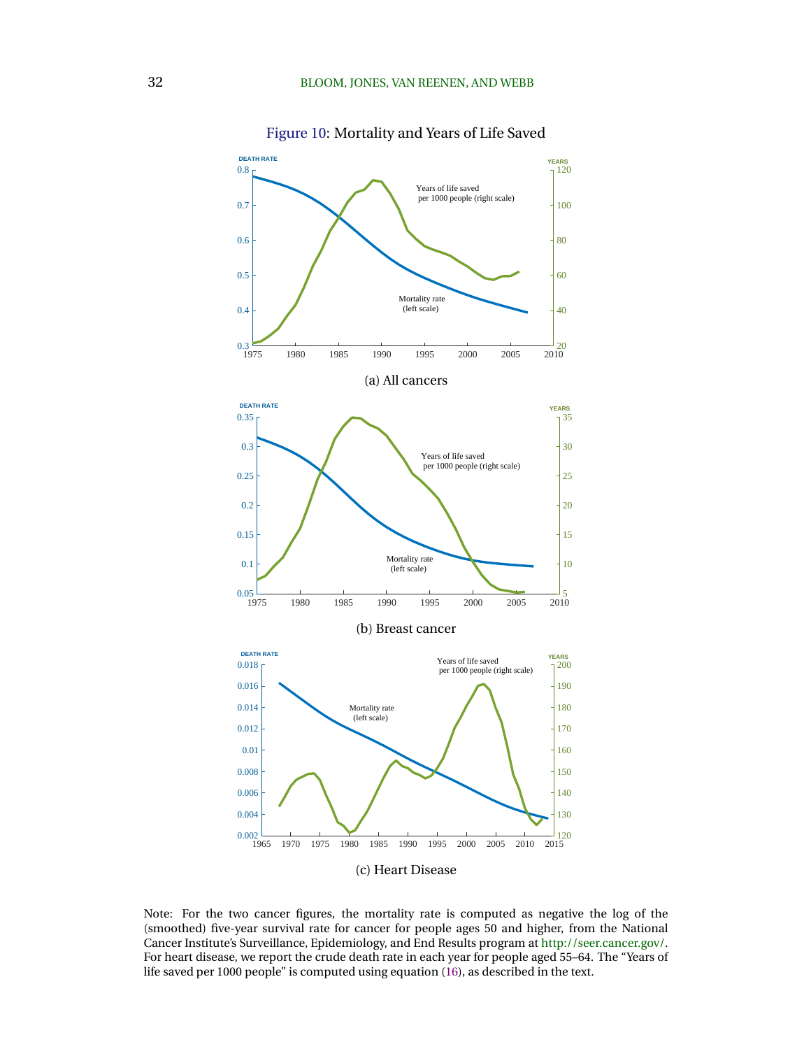Figure 10: Mortality and Years of Life Saved

(a) All cancers

(b) Breast cancer

(c) Heart Disease

Note: For the two cancer figures, the mortality rate is computed as negative the log of the (smoothed) five-year survival rate for cancer for people ages 50 and higher, from the National Cancer Institute's Surveillance, Epidemiology, and End Results program at http://seer.cancer.gov/. For heart disease, we report the crude death rate in each year for people aged 55–64. The "Years of life saved per 1000 people" is computed using equation (16), as described in the text.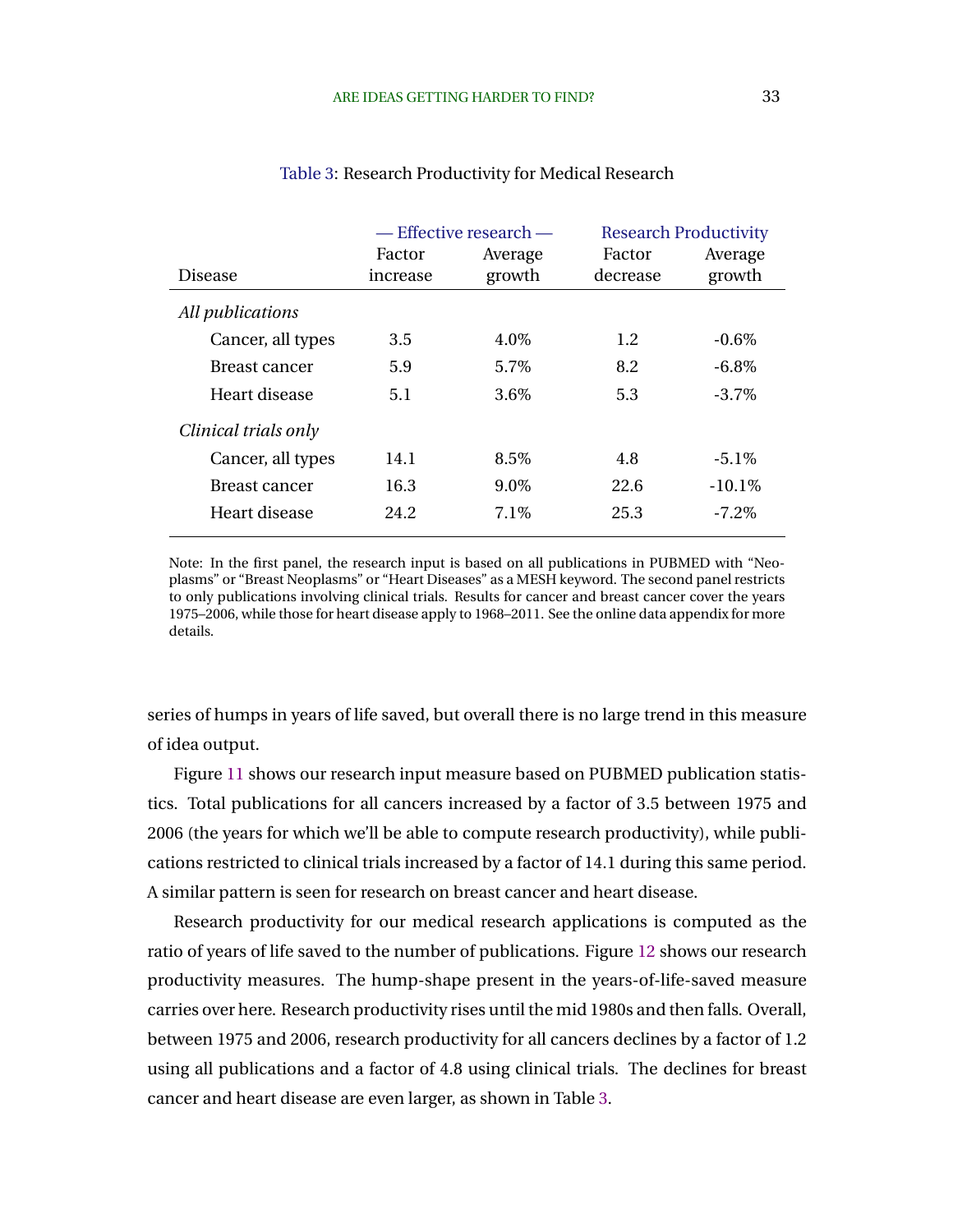Table 3: Research Productivity for Medical Research

| Disease | — Effective research — | | Research Productivity | |
|---|---|---|---|---|
| | Factor increase | Average growth | Factor decrease | Average growth |
| *All publications* | | | | |
| Cancer, all types | 3.5 | 4.0% | 1.2 | -0.6% |
| Breast cancer | 5.9 | 5.7% | 8.2 | -6.8% |
| Heart disease | 5.1 | 3.6% | 5.3 | -3.7% |
| *Clinical trials only* | | | | |
| Cancer, all types | 14.1 | 8.5% | 4.8 | -5.1% |
| Breast cancer | 16.3 | 9.0% | 22.6 | -10.1% |
| Heart disease | 24.2 | 7.1% | 25.3 | -7.2% |

Note: In the first panel, the research input is based on all publications in PUBMED with "Neoplasms" or "Breast Neoplasms" or "Heart Diseases" as a MESH keyword. The second panel restricts to only publications involving clinical trials. Results for cancer and breast cancer cover the years 1975–2006, while those for heart disease apply to 1968–2011. See the online data appendix for more details.

series of humps in years of life saved, but overall there is no large trend in this measure of idea output.

Figure 11 shows our research input measure based on PUBMED publication statistics. Total publications for all cancers increased by a factor of 3.5 between 1975 and 2006 (the years for which we'll be able to compute research productivity), while publications restricted to clinical trials increased by a factor of 14.1 during this same period. A similar pattern is seen for research on breast cancer and heart disease.

Research productivity for our medical research applications is computed as the ratio of years of life saved to the number of publications. Figure 12 shows our research productivity measures. The hump-shape present in the years-of-life-saved measure carries over here. Research productivity rises until the mid 1980s and then falls. Overall, between 1975 and 2006, research productivity for all cancers declines by a factor of 1.2 using all publications and a factor of 4.8 using clinical trials. The declines for breast cancer and heart disease are even larger, as shown in Table 3.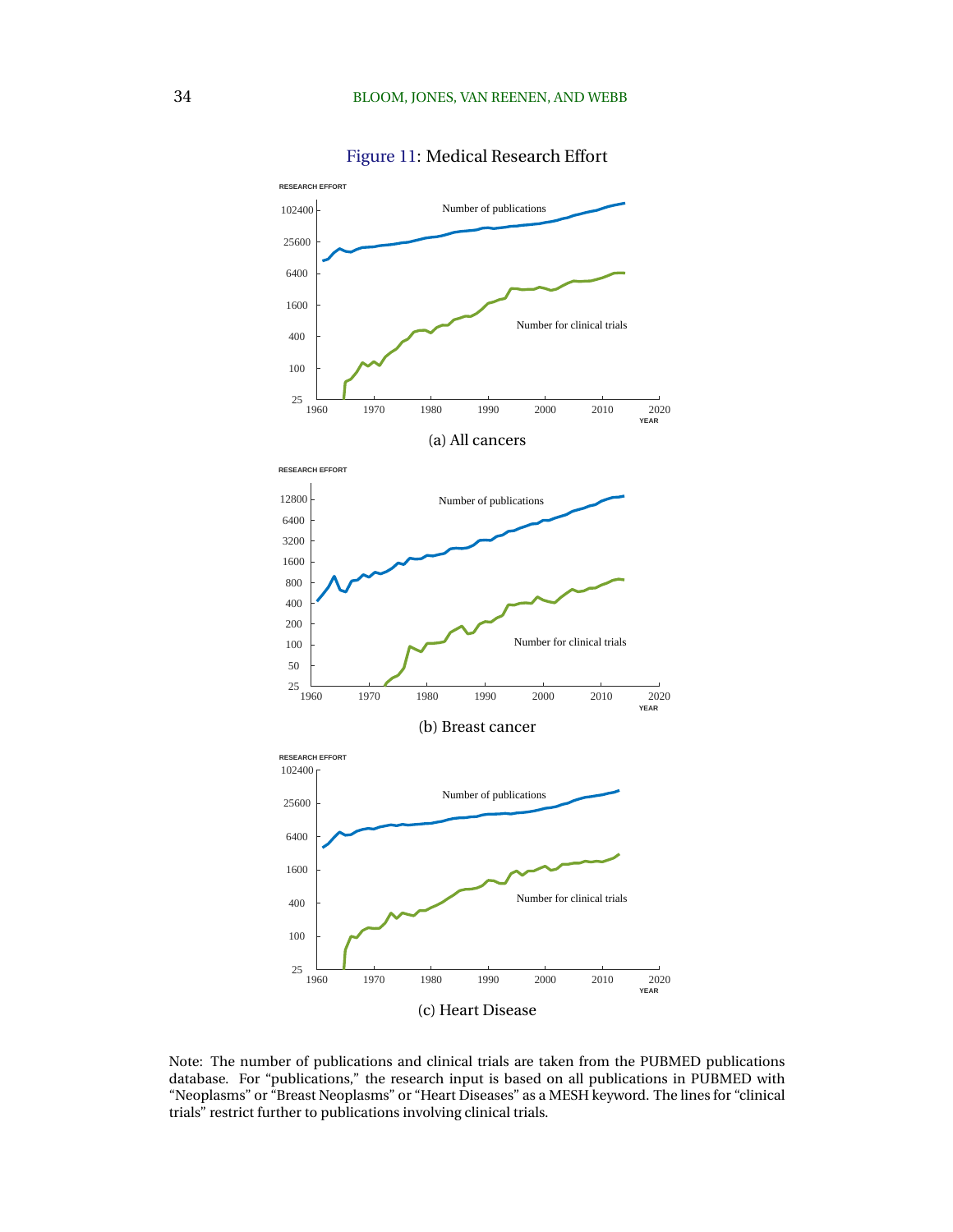Figure 11: Medical Research Effort

(a) All cancers

(b) Breast cancer

(c) Heart Disease

Note: The number of publications and clinical trials are taken from the PUBMED publications database. For "publications," the research input is based on all publications in PUBMED with "Neoplasms" or "Breast Neoplasms" or "Heart Diseases" as a MESH keyword. The lines for "clinical trials" restrict further to publications involving clinical trials.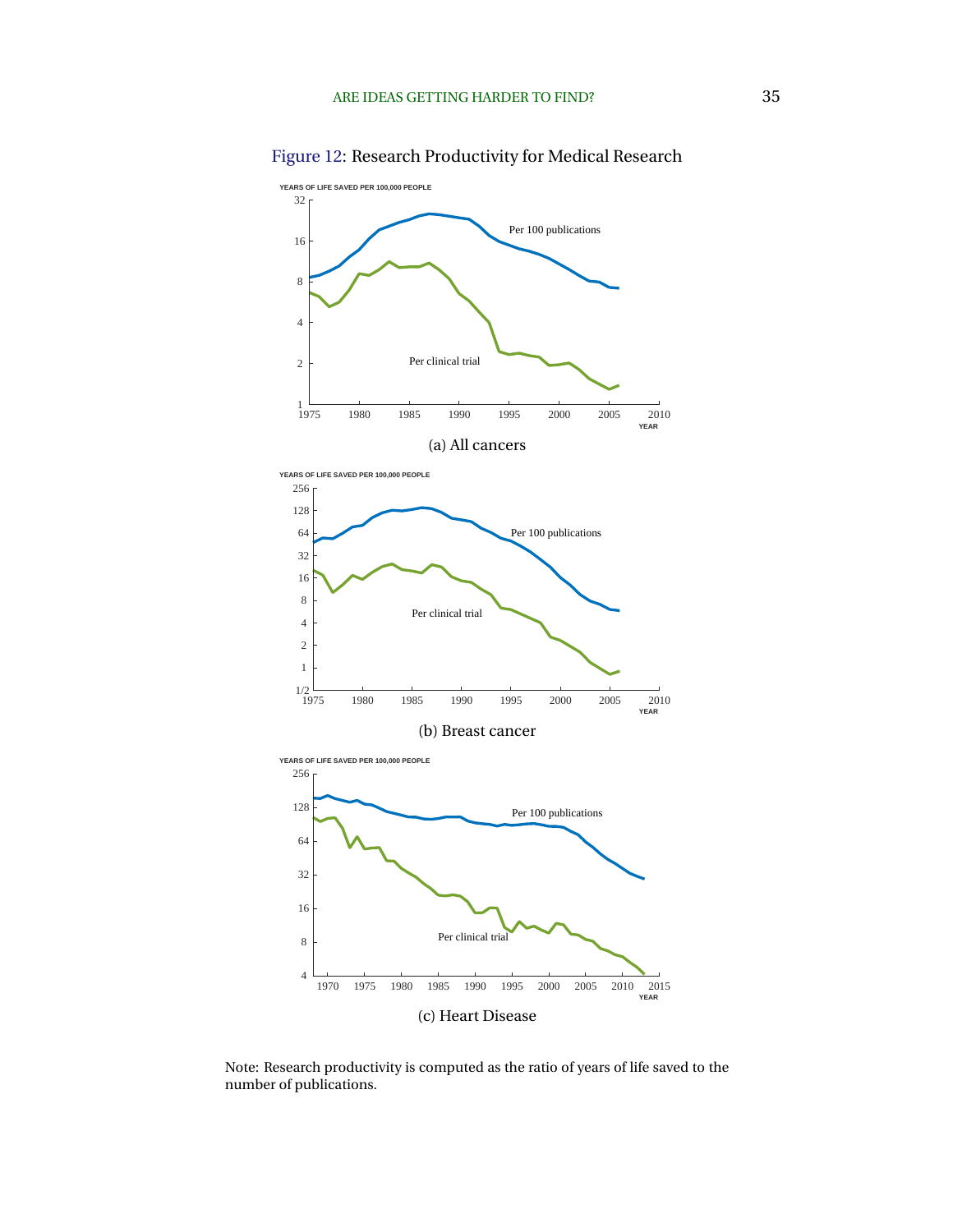Figure 12: Research Productivity for Medical Research

(a) All cancers

(b) Breast cancer

(c) Heart Disease

Note: Research productivity is computed as the ratio of years of life saved to the number of publications.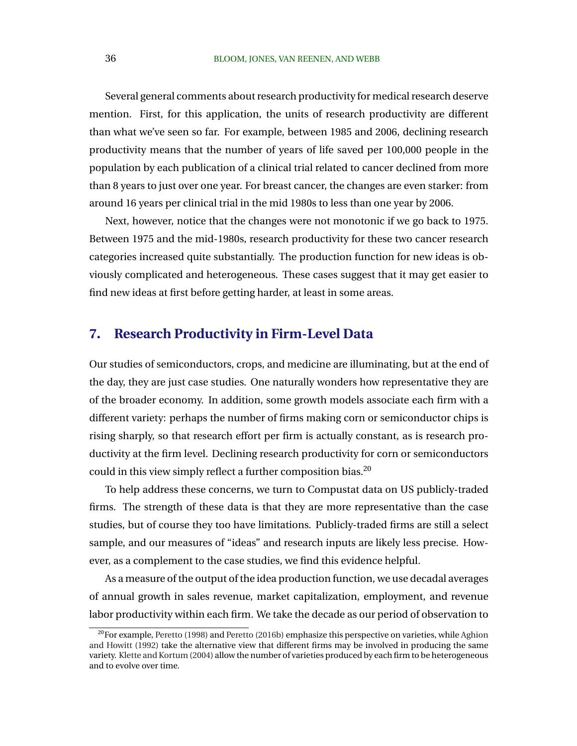Several general comments about research productivity for medical research deserve mention. First, for this application, the units of research productivity are different than what we've seen so far. For example, between 1985 and 2006, declining research productivity means that the number of years of life saved per 100,000 people in the population by each publication of a clinical trial related to cancer declined from more than 8 years to just over one year. For breast cancer, the changes are even starker: from around 16 years per clinical trial in the mid 1980s to less than one year by 2006.

Next, however, notice that the changes were not monotonic if we go back to 1975. Between 1975 and the mid-1980s, research productivity for these two cancer research categories increased quite substantially. The production function for new ideas is obviously complicated and heterogeneous. These cases suggest that it may get easier to find new ideas at first before getting harder, at least in some areas.

## 7. Research Productivity in Firm-Level Data

Our studies of semiconductors, crops, and medicine are illuminating, but at the end of the day, they are just case studies. One naturally wonders how representative they are of the broader economy. In addition, some growth models associate each firm with a different variety: perhaps the number of firms making corn or semiconductor chips is rising sharply, so that research effort per firm is actually constant, as is research productivity at the firm level. Declining research productivity for corn or semiconductors could in this view simply reflect a further composition bias.[20]

To help address these concerns, we turn to Compustat data on US publicly-traded firms. The strength of these data is that they are more representative than the case studies, but of course they too have limitations. Publicly-traded firms are still a select sample, and our measures of "ideas" and research inputs are likely less precise. However, as a complement to the case studies, we find this evidence helpful.

As a measure of the output of the idea production function, we use decadal averages of annual growth in sales revenue, market capitalization, employment, and revenue labor productivity within each firm. We take the decade as our period of observation to

[20] For example, Peretto (1998) and Peretto (2016b) emphasize this perspective on varieties, while Aghion and Howitt (1992) take the alternative view that different firms may be involved in producing the same variety. Klette and Kortum (2004) allow the number of varieties produced by each firm to be heterogeneous and to evolve over time.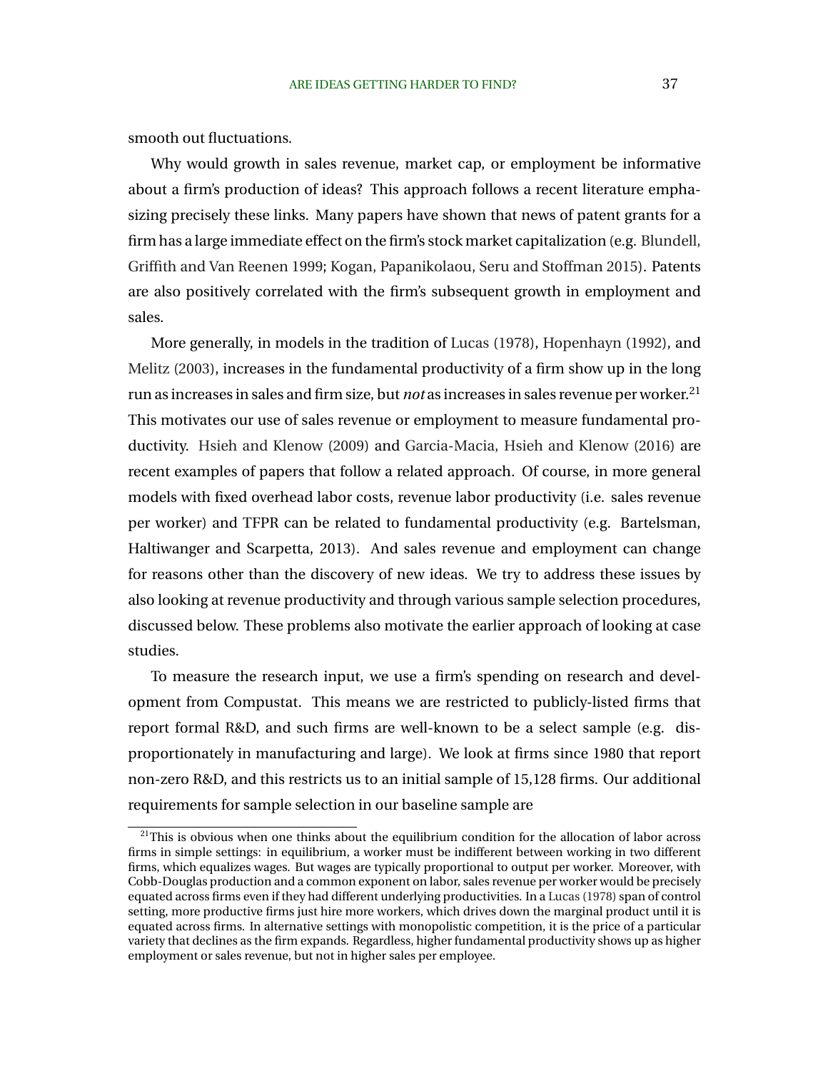smooth out fluctuations.

Why would growth in sales revenue, market cap, or employment be informative about a firm's production of ideas? This approach follows a recent literature emphasizing precisely these links. Many papers have shown that news of patent grants for a firm has a large immediate effect on the firm's stock market capitalization (e.g. Blundell, Griffith and Van Reenen 1999; Kogan, Papanikolaou, Seru and Stoffman 2015). Patents are also positively correlated with the firm's subsequent growth in employment and sales.

More generally, in models in the tradition of Lucas (1978), Hopenhayn (1992), and Melitz (2003), increases in the fundamental productivity of a firm show up in the long run as increases in sales and firm size, but *not* as increases in sales revenue per worker.[21] This motivates our use of sales revenue or employment to measure fundamental productivity. Hsieh and Klenow (2009) and Garcia-Macia, Hsieh and Klenow (2016) are recent examples of papers that follow a related approach. Of course, in more general models with fixed overhead labor costs, revenue labor productivity (i.e. sales revenue per worker) and TFPR can be related to fundamental productivity (e.g. Bartelsman, Haltiwanger and Scarpetta, 2013). And sales revenue and employment can change for reasons other than the discovery of new ideas. We try to address these issues by also looking at revenue productivity and through various sample selection procedures, discussed below. These problems also motivate the earlier approach of looking at case studies.

To measure the research input, we use a firm's spending on research and development from Compustat. This means we are restricted to publicly-listed firms that report formal R&D, and such firms are well-known to be a select sample (e.g. disproportionately in manufacturing and large). We look at firms since 1980 that report non-zero R&D, and this restricts us to an initial sample of 15,128 firms. Our additional requirements for sample selection in our baseline sample are

[21]This is obvious when one thinks about the equilibrium condition for the allocation of labor across firms in simple settings: in equilibrium, a worker must be indifferent between working in two different firms, which equalizes wages. But wages are typically proportional to output per worker. Moreover, with Cobb-Douglas production and a common exponent on labor, sales revenue per worker would be precisely equated across firms even if they had different underlying productivities. In a Lucas (1978) span of control setting, more productive firms just hire more workers, which drives down the marginal product until it is equated across firms. In alternative settings with monopolistic competition, it is the price of a particular variety that declines as the firm expands. Regardless, higher fundamental productivity shows up as higher employment or sales revenue, but not in higher sales per employee.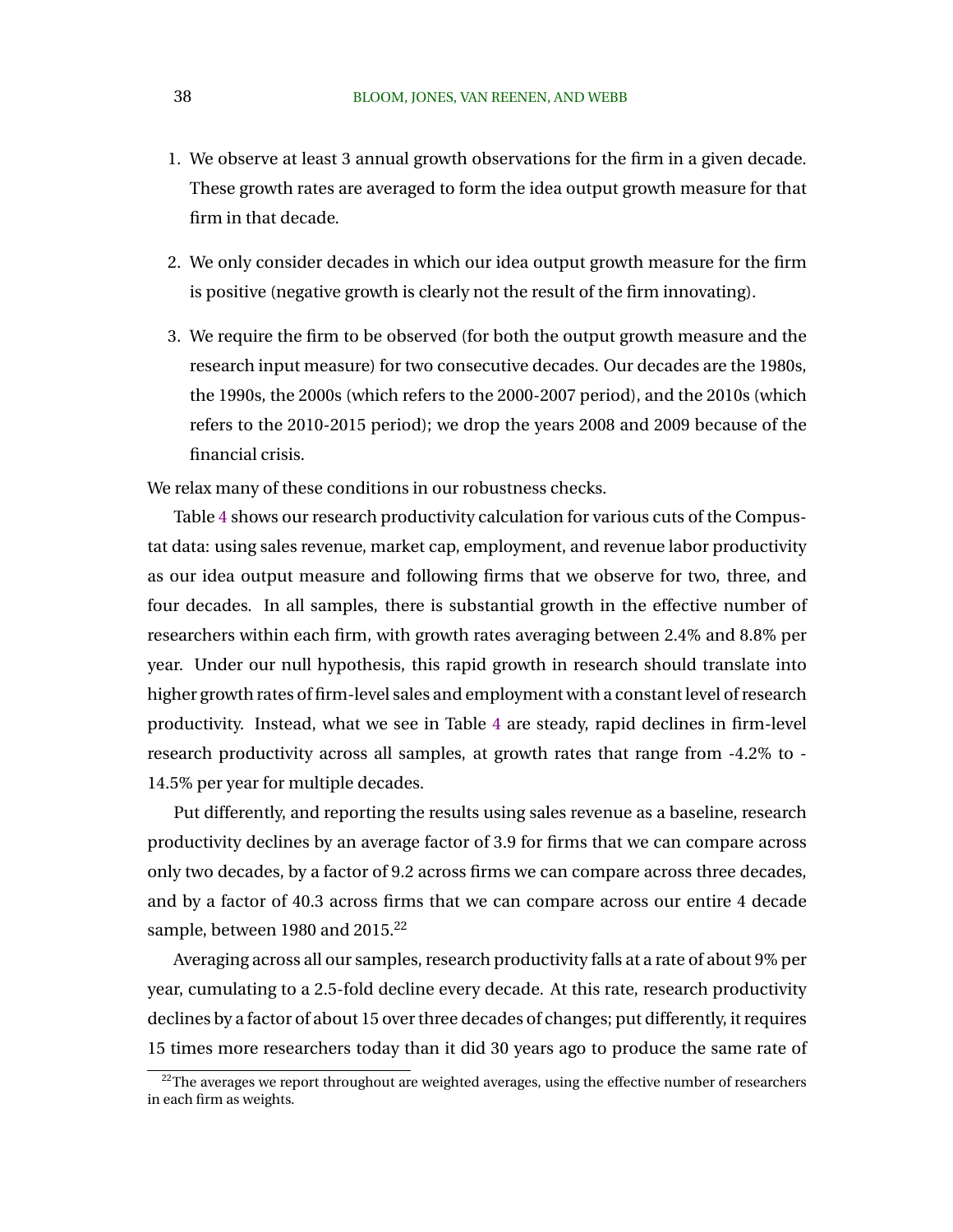1. We observe at least 3 annual growth observations for the firm in a given decade. These growth rates are averaged to form the idea output growth measure for that firm in that decade.

2. We only consider decades in which our idea output growth measure for the firm is positive (negative growth is clearly not the result of the firm innovating).

3. We require the firm to be observed (for both the output growth measure and the research input measure) for two consecutive decades. Our decades are the 1980s, the 1990s, the 2000s (which refers to the 2000-2007 period), and the 2010s (which refers to the 2010-2015 period); we drop the years 2008 and 2009 because of the financial crisis.

We relax many of these conditions in our robustness checks.

Table 4 shows our research productivity calculation for various cuts of the Compustat data: using sales revenue, market cap, employment, and revenue labor productivity as our idea output measure and following firms that we observe for two, three, and four decades. In all samples, there is substantial growth in the effective number of researchers within each firm, with growth rates averaging between 2.4% and 8.8% per year. Under our null hypothesis, this rapid growth in research should translate into higher growth rates of firm-level sales and employment with a constant level of research productivity. Instead, what we see in Table 4 are steady, rapid declines in firm-level research productivity across all samples, at growth rates that range from -4.2% to -14.5% per year for multiple decades.

Put differently, and reporting the results using sales revenue as a baseline, research productivity declines by an average factor of 3.9 for firms that we can compare across only two decades, by a factor of 9.2 across firms we can compare across three decades, and by a factor of 40.3 across firms that we can compare across our entire 4 decade sample, between 1980 and 2015.[22]

Averaging across all our samples, research productivity falls at a rate of about 9% per year, cumulating to a 2.5-fold decline every decade. At this rate, research productivity declines by a factor of about 15 over three decades of changes; put differently, it requires 15 times more researchers today than it did 30 years ago to produce the same rate of

[22] The averages we report throughout are weighted averages, using the effective number of researchers in each firm as weights.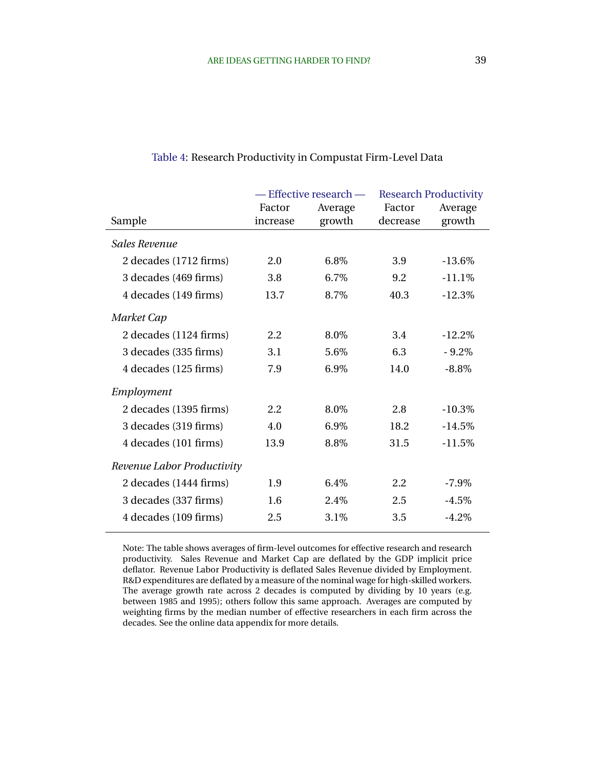Table 4: Research Productivity in Compustat Firm-Level Data

| Sample | — Effective research — | | Research Productivity | |
|---|---|---|---|---|
| | Factor increase | Average growth | Factor decrease | Average growth |
| *Sales Revenue* | | | | |
| 2 decades (1712 firms) | 2.0 | 6.8% | 3.9 | -13.6% |
| 3 decades (469 firms) | 3.8 | 6.7% | 9.2 | -11.1% |
| 4 decades (149 firms) | 13.7 | 8.7% | 40.3 | -12.3% |
| *Market Cap* | | | | |
| 2 decades (1124 firms) | 2.2 | 8.0% | 3.4 | -12.2% |
| 3 decades (335 firms) | 3.1 | 5.6% | 6.3 | - 9.2% |
| 4 decades (125 firms) | 7.9 | 6.9% | 14.0 | -8.8% |
| *Employment* | | | | |
| 2 decades (1395 firms) | 2.2 | 8.0% | 2.8 | -10.3% |
| 3 decades (319 firms) | 4.0 | 6.9% | 18.2 | -14.5% |
| 4 decades (101 firms) | 13.9 | 8.8% | 31.5 | -11.5% |
| *Revenue Labor Productivity* | | | | |
| 2 decades (1444 firms) | 1.9 | 6.4% | 2.2 | -7.9% |
| 3 decades (337 firms) | 1.6 | 2.4% | 2.5 | -4.5% |
| 4 decades (109 firms) | 2.5 | 3.1% | 3.5 | -4.2% |

Note: The table shows averages of firm-level outcomes for effective research and research productivity. Sales Revenue and Market Cap are deflated by the GDP implicit price deflator. Revenue Labor Productivity is deflated Sales Revenue divided by Employment. R&D expenditures are deflated by a measure of the nominal wage for high-skilled workers. The average growth rate across 2 decades is computed by dividing by 10 years (e.g. between 1985 and 1995); others follow this same approach. Averages are computed by weighting firms by the median number of effective researchers in each firm across the decades. See the online data appendix for more details.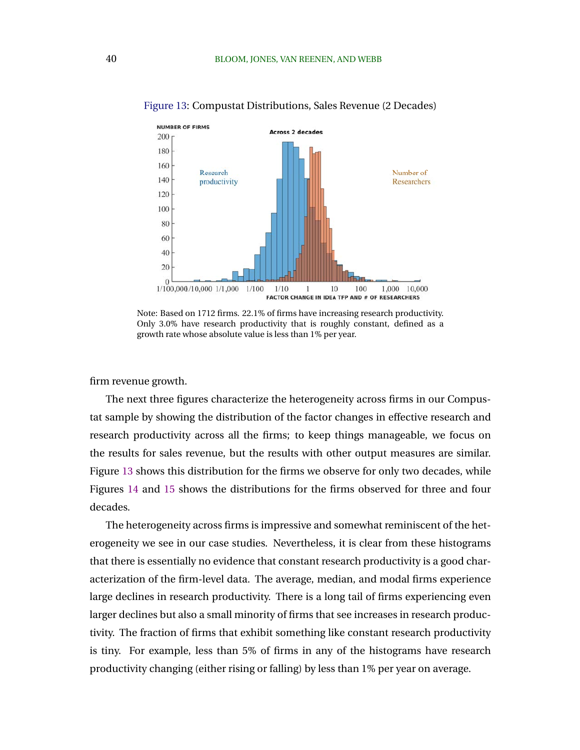Figure 13: Compustat Distributions, Sales Revenue (2 Decades)

Note: Based on 1712 firms. 22.1% of firms have increasing research productivity. Only 3.0% have research productivity that is roughly constant, defined as a growth rate whose absolute value is less than 1% per year.

firm revenue growth.

The next three figures characterize the heterogeneity across firms in our Compustat sample by showing the distribution of the factor changes in effective research and research productivity across all the firms; to keep things manageable, we focus on the results for sales revenue, but the results with other output measures are similar. Figure 13 shows this distribution for the firms we observe for only two decades, while Figures 14 and 15 shows the distributions for the firms observed for three and four decades.

The heterogeneity across firms is impressive and somewhat reminiscent of the heterogeneity we see in our case studies. Nevertheless, it is clear from these histograms that there is essentially no evidence that constant research productivity is a good characterization of the firm-level data. The average, median, and modal firms experience large declines in research productivity. There is a long tail of firms experiencing even larger declines but also a small minority of firms that see increases in research productivity. The fraction of firms that exhibit something like constant research productivity is tiny. For example, less than 5% of firms in any of the histograms have research productivity changing (either rising or falling) by less than 1% per year on average.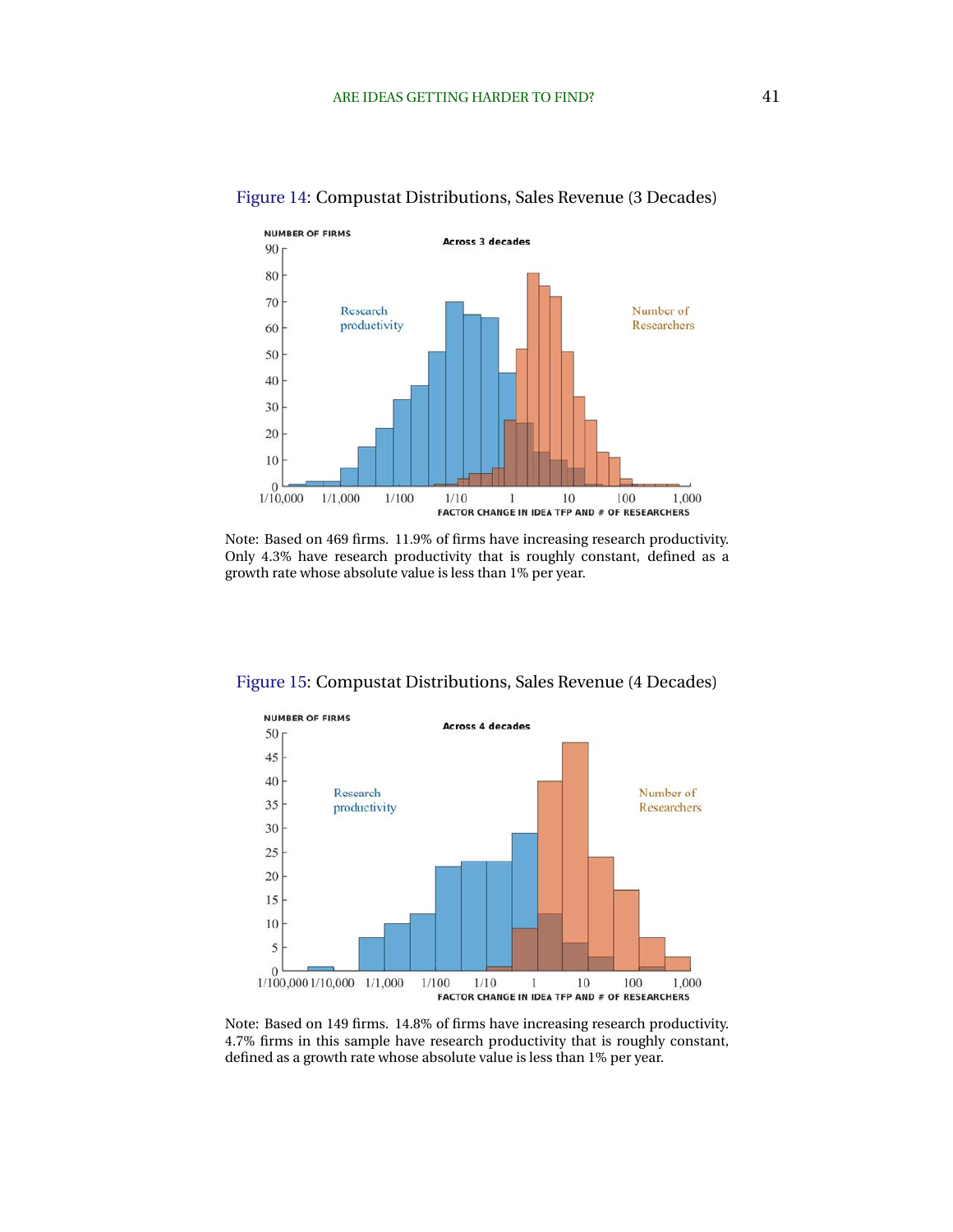Figure 14: Compustat Distributions, Sales Revenue (3 Decades)

Note: Based on 469 firms. 11.9% of firms have increasing research productivity. Only 4.3% have research productivity that is roughly constant, defined as a growth rate whose absolute value is less than 1% per year.

Figure 15: Compustat Distributions, Sales Revenue (4 Decades)

Note: Based on 149 firms. 14.8% of firms have increasing research productivity. 4.7% firms in this sample have research productivity that is roughly constant, defined as a growth rate whose absolute value is less than 1% per year.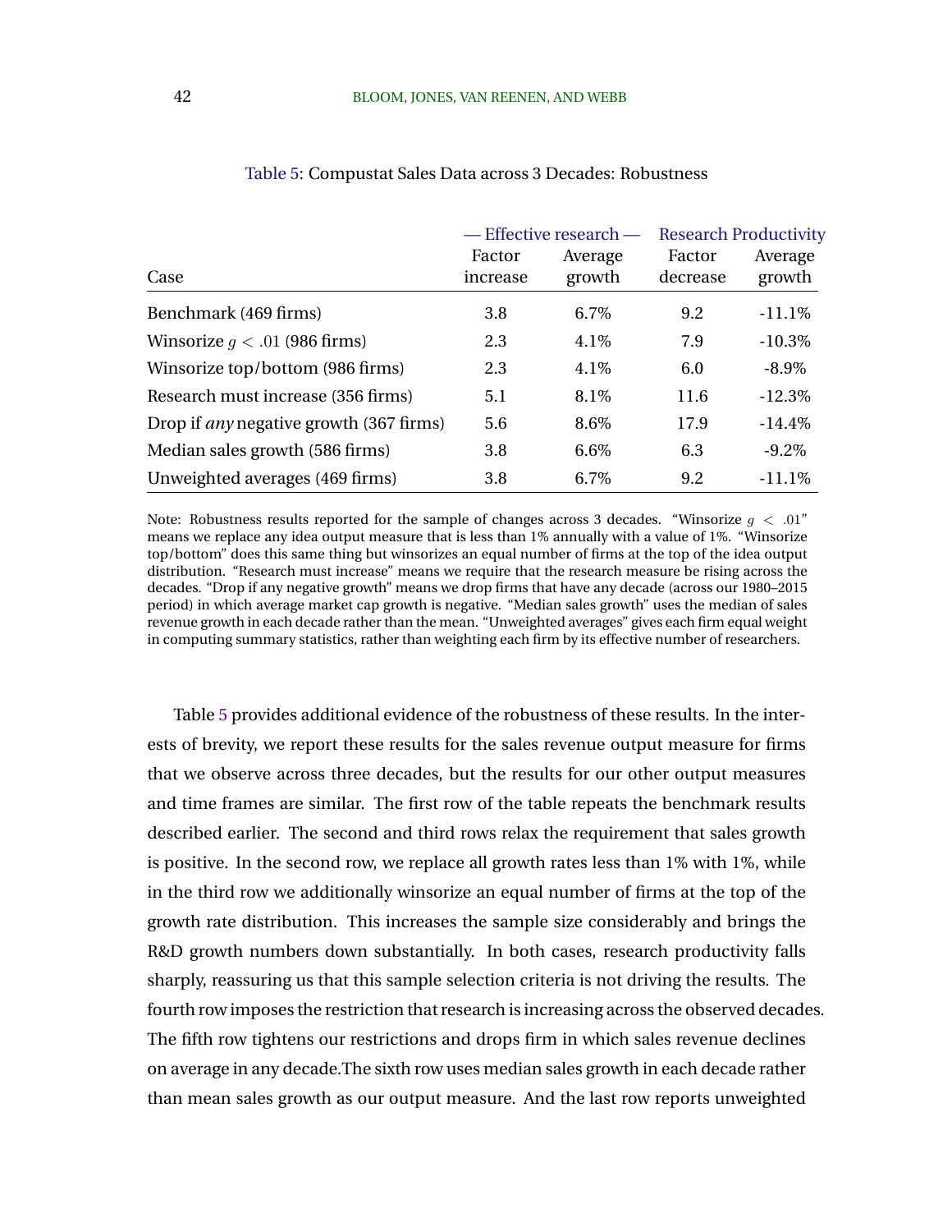Table 5: Compustat Sales Data across 3 Decades: Robustness

| | — Effective research — | | Research Productivity | |
|---|---|---|---|---|
| Case | Factor increase | Average growth | Factor decrease | Average growth |
| Benchmark (469 firms) | 3.8 | 6.7% | 9.2 | -11.1% |
| Winsorize $g < .01$ (986 firms) | 2.3 | 4.1% | 7.9 | -10.3% |
| Winsorize top/bottom (986 firms) | 2.3 | 4.1% | 6.0 | -8.9% |
| Research must increase (356 firms) | 5.1 | 8.1% | 11.6 | -12.3% |
| Drop if *any* negative growth (367 firms) | 5.6 | 8.6% | 17.9 | -14.4% |
| Median sales growth (586 firms) | 3.8 | 6.6% | 6.3 | -9.2% |
| Unweighted averages (469 firms) | 3.8 | 6.7% | 9.2 | -11.1% |

Note: Robustness results reported for the sample of changes across 3 decades. "Winsorize $g < .01$" means we replace any idea output measure that is less than 1% annually with a value of 1%. "Winsorize top/bottom" does this same thing but winsorizes an equal number of firms at the top of the idea output distribution. "Research must increase" means we require that the research measure be rising across the decades. "Drop if any negative growth" means we drop firms that have any decade (across our 1980–2015 period) in which average market cap growth is negative. "Median sales growth" uses the median of sales revenue growth in each decade rather than the mean. "Unweighted averages" gives each firm equal weight in computing summary statistics, rather than weighting each firm by its effective number of researchers.

Table 5 provides additional evidence of the robustness of these results. In the interests of brevity, we report these results for the sales revenue output measure for firms that we observe across three decades, but the results for our other output measures and time frames are similar. The first row of the table repeats the benchmark results described earlier. The second and third rows relax the requirement that sales growth is positive. In the second row, we replace all growth rates less than 1% with 1%, while in the third row we additionally winsorize an equal number of firms at the top of the growth rate distribution. This increases the sample size considerably and brings the R&D growth numbers down substantially. In both cases, research productivity falls sharply, reassuring us that this sample selection criteria is not driving the results. The fourth row imposes the restriction that research is increasing across the observed decades. The fifth row tightens our restrictions and drops firm in which sales revenue declines on average in any decade.The sixth row uses median sales growth in each decade rather than mean sales growth as our output measure. And the last row reports unweighted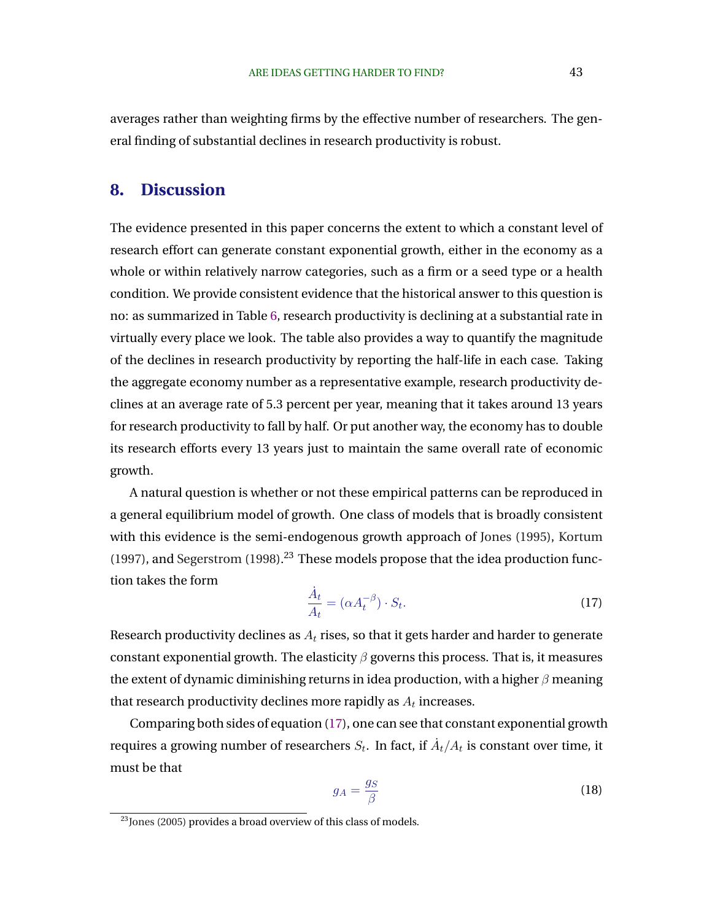averages rather than weighting firms by the effective number of researchers. The general finding of substantial declines in research productivity is robust.

## 8. Discussion

The evidence presented in this paper concerns the extent to which a constant level of research effort can generate constant exponential growth, either in the economy as a whole or within relatively narrow categories, such as a firm or a seed type or a health condition. We provide consistent evidence that the historical answer to this question is no: as summarized in Table 6, research productivity is declining at a substantial rate in virtually every place we look. The table also provides a way to quantify the magnitude of the declines in research productivity by reporting the half-life in each case. Taking the aggregate economy number as a representative example, research productivity declines at an average rate of 5.3 percent per year, meaning that it takes around 13 years for research productivity to fall by half. Or put another way, the economy has to double its research efforts every 13 years just to maintain the same overall rate of economic growth.

A natural question is whether or not these empirical patterns can be reproduced in a general equilibrium model of growth. One class of models that is broadly consistent with this evidence is the semi-endogenous growth approach of Jones (1995), Kortum (1997), and Segerstrom (1998).[23] These models propose that the idea production function takes the form

$$\frac{\dot{A}_t}{A_t} = (\alpha A_t^{-\beta}) \cdot S_t. \tag{17}$$

Research productivity declines as $A_t$ rises, so that it gets harder and harder to generate constant exponential growth. The elasticity $\beta$ governs this process. That is, it measures the extent of dynamic diminishing returns in idea production, with a higher $\beta$ meaning that research productivity declines more rapidly as $A_t$ increases.

Comparing both sides of equation (17), one can see that constant exponential growth requires a growing number of researchers $S_t$. In fact, if $\dot{A}_t/A_t$ is constant over time, it must be that

$$g_A = \frac{g_S}{\beta} \tag{18}$$

[23] Jones (2005) provides a broad overview of this class of models.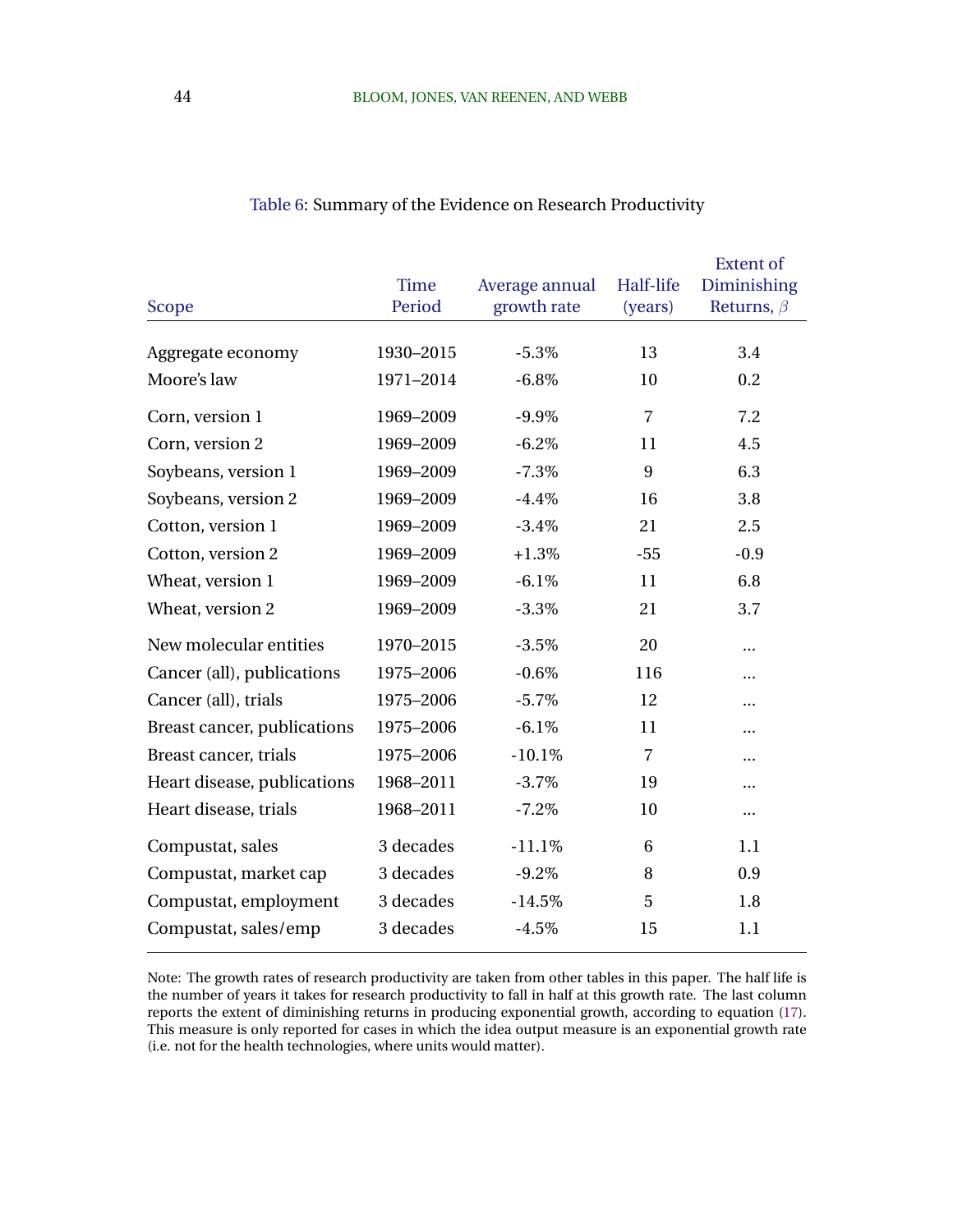Table 6: Summary of the Evidence on Research Productivity

| Scope | Time Period | Average annual growth rate | Half-life (years) | Extent of Diminishing Returns, $\beta$ |
|---|---|---|---|---|
| Aggregate economy | 1930–2015 | -5.3% | 13 | 3.4 |
| Moore's law | 1971–2014 | -6.8% | 10 | 0.2 |
| Corn, version 1 | 1969–2009 | -9.9% | 7 | 7.2 |
| Corn, version 2 | 1969–2009 | -6.2% | 11 | 4.5 |
| Soybeans, version 1 | 1969–2009 | -7.3% | 9 | 6.3 |
| Soybeans, version 2 | 1969–2009 | -4.4% | 16 | 3.8 |
| Cotton, version 1 | 1969–2009 | -3.4% | 21 | 2.5 |
| Cotton, version 2 | 1969–2009 | +1.3% | -55 | -0.9 |
| Wheat, version 1 | 1969–2009 | -6.1% | 11 | 6.8 |
| Wheat, version 2 | 1969–2009 | -3.3% | 21 | 3.7 |
| New molecular entities | 1970–2015 | -3.5% | 20 | ... |
| Cancer (all), publications | 1975–2006 | -0.6% | 116 | ... |
| Cancer (all), trials | 1975–2006 | -5.7% | 12 | ... |
| Breast cancer, publications | 1975–2006 | -6.1% | 11 | ... |
| Breast cancer, trials | 1975–2006 | -10.1% | 7 | ... |
| Heart disease, publications | 1968–2011 | -3.7% | 19 | ... |
| Heart disease, trials | 1968–2011 | -7.2% | 10 | ... |
| Compustat, sales | 3 decades | -11.1% | 6 | 1.1 |
| Compustat, market cap | 3 decades | -9.2% | 8 | 0.9 |
| Compustat, employment | 3 decades | -14.5% | 5 | 1.8 |
| Compustat, sales/emp | 3 decades | -4.5% | 15 | 1.1 |

Note: The growth rates of research productivity are taken from other tables in this paper. The half life is the number of years it takes for research productivity to fall in half at this growth rate. The last column reports the extent of diminishing returns in producing exponential growth, according to equation (17). This measure is only reported for cases in which the idea output measure is an exponential growth rate (i.e. not for the health technologies, where units would matter).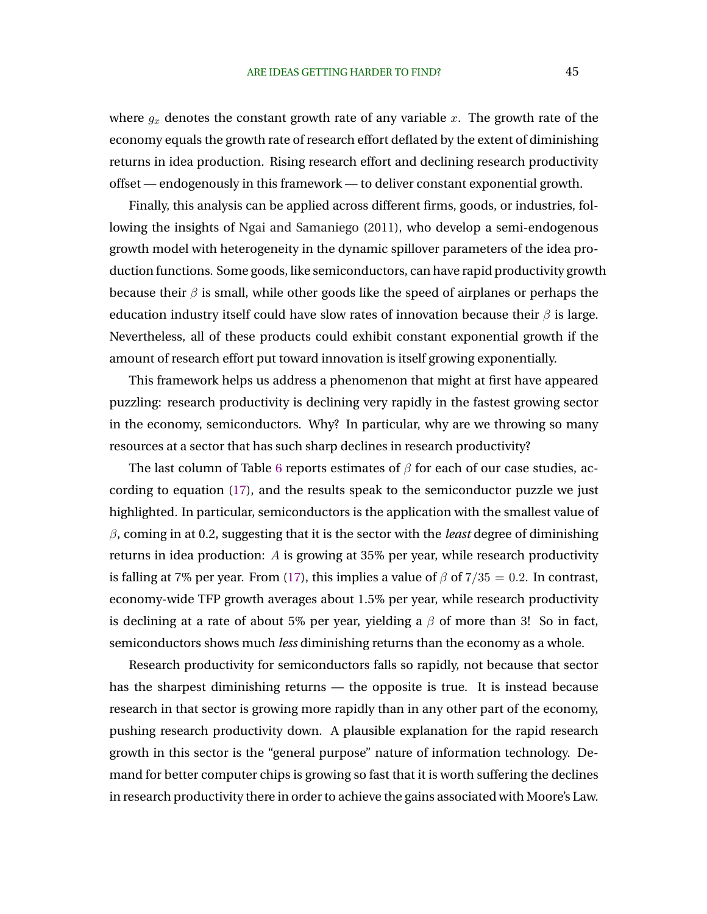where $g_x$ denotes the constant growth rate of any variable $x$. The growth rate of the economy equals the growth rate of research effort deflated by the extent of diminishing returns in idea production. Rising research effort and declining research productivity offset — endogenously in this framework — to deliver constant exponential growth.

Finally, this analysis can be applied across different firms, goods, or industries, following the insights of Ngai and Samaniego (2011), who develop a semi-endogenous growth model with heterogeneity in the dynamic spillover parameters of the idea production functions. Some goods, like semiconductors, can have rapid productivity growth because their $\beta$ is small, while other goods like the speed of airplanes or perhaps the education industry itself could have slow rates of innovation because their $\beta$ is large. Nevertheless, all of these products could exhibit constant exponential growth if the amount of research effort put toward innovation is itself growing exponentially.

This framework helps us address a phenomenon that might at first have appeared puzzling: research productivity is declining very rapidly in the fastest growing sector in the economy, semiconductors. Why? In particular, why are we throwing so many resources at a sector that has such sharp declines in research productivity?

The last column of Table 6 reports estimates of $\beta$ for each of our case studies, according to equation (17), and the results speak to the semiconductor puzzle we just highlighted. In particular, semiconductors is the application with the smallest value of $\beta$, coming in at 0.2, suggesting that it is the sector with the *least* degree of diminishing returns in idea production: $A$ is growing at 35% per year, while research productivity is falling at 7% per year. From (17), this implies a value of $\beta$ of $7/35 = 0.2$. In contrast, economy-wide TFP growth averages about 1.5% per year, while research productivity is declining at a rate of about 5% per year, yielding a $\beta$ of more than 3! So in fact, semiconductors shows much *less* diminishing returns than the economy as a whole.

Research productivity for semiconductors falls so rapidly, not because that sector has the sharpest diminishing returns — the opposite is true. It is instead because research in that sector is growing more rapidly than in any other part of the economy, pushing research productivity down. A plausible explanation for the rapid research growth in this sector is the "general purpose" nature of information technology. Demand for better computer chips is growing so fast that it is worth suffering the declines in research productivity there in order to achieve the gains associated with Moore's Law.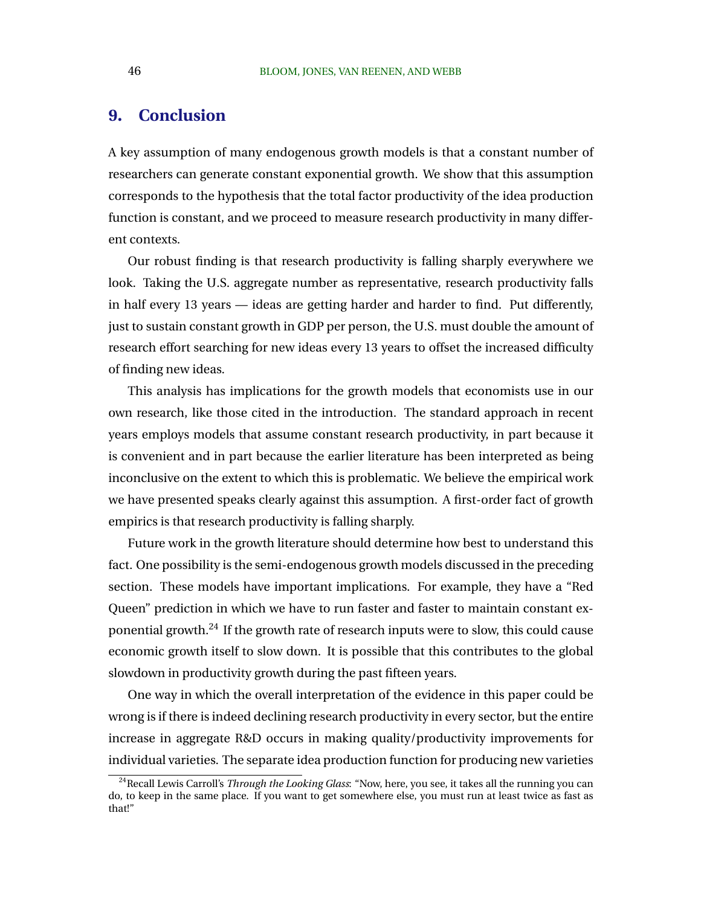## 9. Conclusion

A key assumption of many endogenous growth models is that a constant number of researchers can generate constant exponential growth. We show that this assumption corresponds to the hypothesis that the total factor productivity of the idea production function is constant, and we proceed to measure research productivity in many different contexts.

Our robust finding is that research productivity is falling sharply everywhere we look. Taking the U.S. aggregate number as representative, research productivity falls in half every 13 years — ideas are getting harder and harder to find. Put differently, just to sustain constant growth in GDP per person, the U.S. must double the amount of research effort searching for new ideas every 13 years to offset the increased difficulty of finding new ideas.

This analysis has implications for the growth models that economists use in our own research, like those cited in the introduction. The standard approach in recent years employs models that assume constant research productivity, in part because it is convenient and in part because the earlier literature has been interpreted as being inconclusive on the extent to which this is problematic. We believe the empirical work we have presented speaks clearly against this assumption. A first-order fact of growth empirics is that research productivity is falling sharply.

Future work in the growth literature should determine how best to understand this fact. One possibility is the semi-endogenous growth models discussed in the preceding section. These models have important implications. For example, they have a "Red Queen" prediction in which we have to run faster and faster to maintain constant exponential growth.[24] If the growth rate of research inputs were to slow, this could cause economic growth itself to slow down. It is possible that this contributes to the global slowdown in productivity growth during the past fifteen years.

One way in which the overall interpretation of the evidence in this paper could be wrong is if there is indeed declining research productivity in every sector, but the entire increase in aggregate R&D occurs in making quality/productivity improvements for individual varieties. The separate idea production function for producing new varieties

[24] Recall Lewis Carroll's *Through the Looking Glass*: "Now, here, you see, it takes all the running you can do, to keep in the same place. If you want to get somewhere else, you must run at least twice as fast as that!"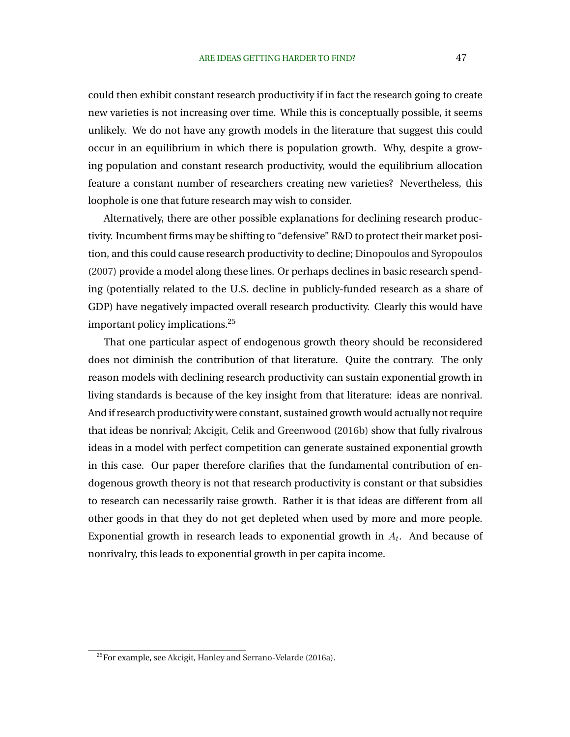could then exhibit constant research productivity if in fact the research going to create new varieties is not increasing over time. While this is conceptually possible, it seems unlikely. We do not have any growth models in the literature that suggest this could occur in an equilibrium in which there is population growth. Why, despite a growing population and constant research productivity, would the equilibrium allocation feature a constant number of researchers creating new varieties? Nevertheless, this loophole is one that future research may wish to consider.

Alternatively, there are other possible explanations for declining research productivity. Incumbent firms may be shifting to "defensive" R&D to protect their market position, and this could cause research productivity to decline; Dinopoulos and Syropoulos (2007) provide a model along these lines. Or perhaps declines in basic research spending (potentially related to the U.S. decline in publicly-funded research as a share of GDP) have negatively impacted overall research productivity. Clearly this would have important policy implications.[25]

That one particular aspect of endogenous growth theory should be reconsidered does not diminish the contribution of that literature. Quite the contrary. The only reason models with declining research productivity can sustain exponential growth in living standards is because of the key insight from that literature: ideas are nonrival. And if research productivity were constant, sustained growth would actually not require that ideas be nonrival; Akcigit, Celik and Greenwood (2016b) show that fully rivalrous ideas in a model with perfect competition can generate sustained exponential growth in this case. Our paper therefore clarifies that the fundamental contribution of endogenous growth theory is not that research productivity is constant or that subsidies to research can necessarily raise growth. Rather it is that ideas are different from all other goods in that they do not get depleted when used by more and more people. Exponential growth in research leads to exponential growth in $A_t$. And because of nonrivalry, this leads to exponential growth in per capita income.

[25]For example, see Akcigit, Hanley and Serrano-Velarde (2016a).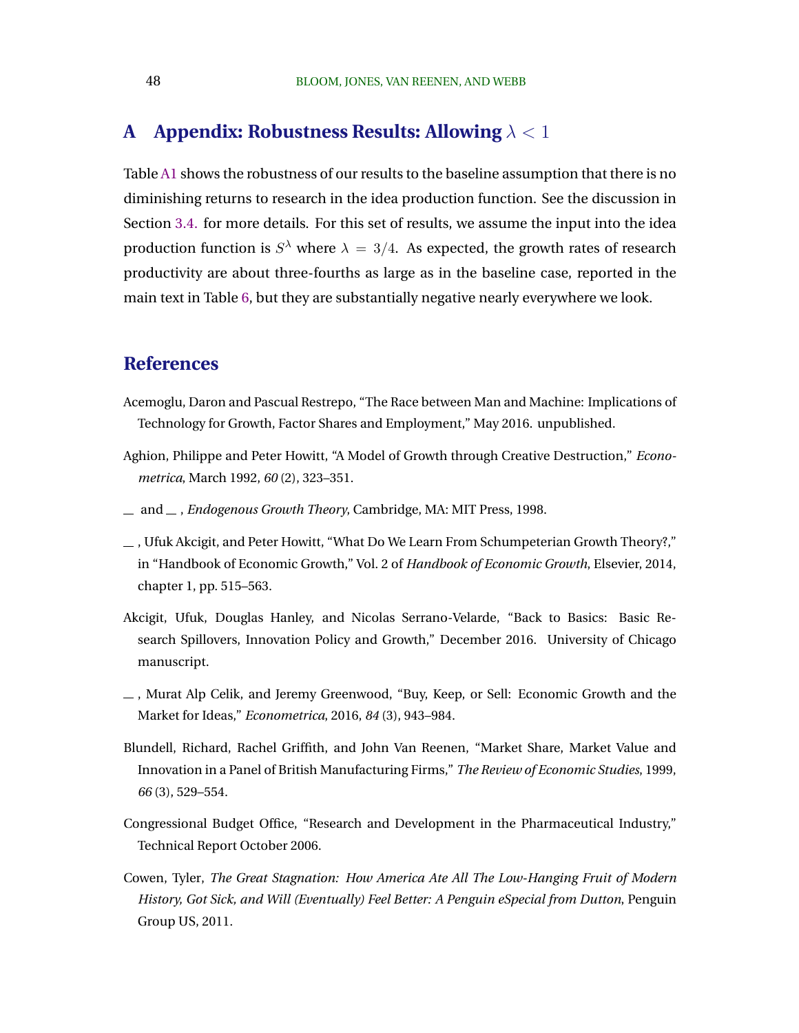# A Appendix: Robustness Results: Allowing $\lambda < 1$

Table A1 shows the robustness of our results to the baseline assumption that there is no diminishing returns to research in the idea production function. See the discussion in Section 3.4. for more details. For this set of results, we assume the input into the idea production function is $S^\lambda$ where $\lambda = 3/4$. As expected, the growth rates of research productivity are about three-fourths as large as in the baseline case, reported in the main text in Table 6, but they are substantially negative nearly everywhere we look.

# References

Acemoglu, Daron and Pascual Restrepo, "The Race between Man and Machine: Implications of Technology for Growth, Factor Shares and Employment," May 2016. unpublished.

Aghion, Philippe and Peter Howitt, "A Model of Growth through Creative Destruction," *Econometrica*, March 1992, *60* (2), 323–351.

\_\_ and \_\_ , *Endogenous Growth Theory*, Cambridge, MA: MIT Press, 1998.

\_\_ , Ufuk Akcigit, and Peter Howitt, "What Do We Learn From Schumpeterian Growth Theory?," in "Handbook of Economic Growth," Vol. 2 of *Handbook of Economic Growth*, Elsevier, 2014, chapter 1, pp. 515–563.

Akcigit, Ufuk, Douglas Hanley, and Nicolas Serrano-Velarde, "Back to Basics: Basic Research Spillovers, Innovation Policy and Growth," December 2016. University of Chicago manuscript.

\_\_ , Murat Alp Celik, and Jeremy Greenwood, "Buy, Keep, or Sell: Economic Growth and the Market for Ideas," *Econometrica*, 2016, *84* (3), 943–984.

Blundell, Richard, Rachel Griffith, and John Van Reenen, "Market Share, Market Value and Innovation in a Panel of British Manufacturing Firms," *The Review of Economic Studies*, 1999, *66* (3), 529–554.

Congressional Budget Office, "Research and Development in the Pharmaceutical Industry," Technical Report October 2006.

Cowen, Tyler, *The Great Stagnation: How America Ate All The Low-Hanging Fruit of Modern History, Got Sick, and Will (Eventually) Feel Better: A Penguin eSpecial from Dutton*, Penguin Group US, 2011.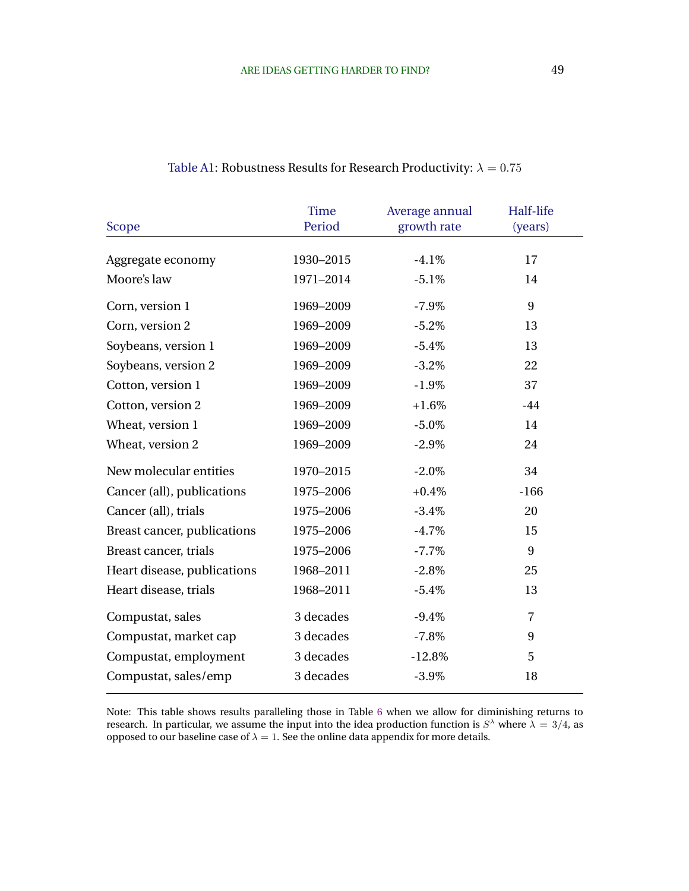Table A1: Robustness Results for Research Productivity: $\lambda = 0.75$

| Scope | Time Period | Average annual growth rate | Half-life (years) |
|---|---|---|---|
| Aggregate economy | 1930–2015 | -4.1% | 17 |
| Moore's law | 1971–2014 | -5.1% | 14 |
| Corn, version 1 | 1969–2009 | -7.9% | 9 |
| Corn, version 2 | 1969–2009 | -5.2% | 13 |
| Soybeans, version 1 | 1969–2009 | -5.4% | 13 |
| Soybeans, version 2 | 1969–2009 | -3.2% | 22 |
| Cotton, version 1 | 1969–2009 | -1.9% | 37 |
| Cotton, version 2 | 1969–2009 | +1.6% | -44 |
| Wheat, version 1 | 1969–2009 | -5.0% | 14 |
| Wheat, version 2 | 1969–2009 | -2.9% | 24 |
| New molecular entities | 1970–2015 | -2.0% | 34 |
| Cancer (all), publications | 1975–2006 | +0.4% | -166 |
| Cancer (all), trials | 1975–2006 | -3.4% | 20 |
| Breast cancer, publications | 1975–2006 | -4.7% | 15 |
| Breast cancer, trials | 1975–2006 | -7.7% | 9 |
| Heart disease, publications | 1968–2011 | -2.8% | 25 |
| Heart disease, trials | 1968–2011 | -5.4% | 13 |
| Compustat, sales | 3 decades | -9.4% | 7 |
| Compustat, market cap | 3 decades | -7.8% | 9 |
| Compustat, employment | 3 decades | -12.8% | 5 |
| Compustat, sales/emp | 3 decades | -3.9% | 18 |

Note: This table shows results paralleling those in Table 6 when we allow for diminishing returns to research. In particular, we assume the input into the idea production function is $S^{\lambda}$ where $\lambda = 3/4$, as opposed to our baseline case of $\lambda = 1$. See the online data appendix for more details.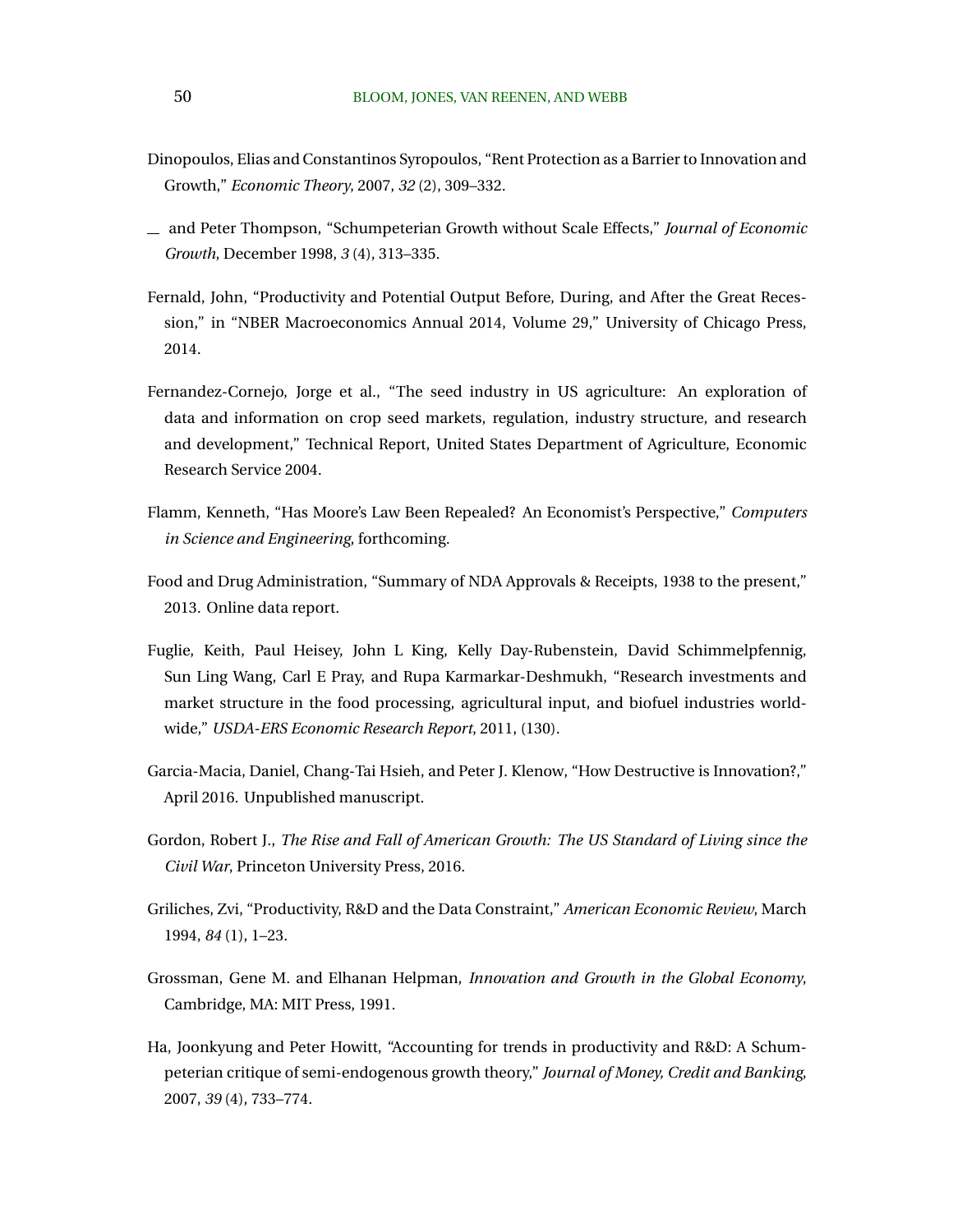Dinopoulos, Elias and Constantinos Syropoulos, "Rent Protection as a Barrier to Innovation and Growth," *Economic Theory*, 2007, *32* (2), 309–332.

\_ and Peter Thompson, "Schumpeterian Growth without Scale Effects," *Journal of Economic Growth*, December 1998, *3* (4), 313–335.

Fernald, John, "Productivity and Potential Output Before, During, and After the Great Recession," in "NBER Macroeconomics Annual 2014, Volume 29," University of Chicago Press, 2014.

Fernandez-Cornejo, Jorge et al., "The seed industry in US agriculture: An exploration of data and information on crop seed markets, regulation, industry structure, and research and development," Technical Report, United States Department of Agriculture, Economic Research Service 2004.

Flamm, Kenneth, "Has Moore's Law Been Repealed? An Economist's Perspective," *Computers in Science and Engineering*, forthcoming.

Food and Drug Administration, "Summary of NDA Approvals & Receipts, 1938 to the present," 2013. Online data report.

Fuglie, Keith, Paul Heisey, John L King, Kelly Day-Rubenstein, David Schimmelpfennig, Sun Ling Wang, Carl E Pray, and Rupa Karmarkar-Deshmukh, "Research investments and market structure in the food processing, agricultural input, and biofuel industries worldwide," *USDA-ERS Economic Research Report*, 2011, (130).

Garcia-Macia, Daniel, Chang-Tai Hsieh, and Peter J. Klenow, "How Destructive is Innovation?," April 2016. Unpublished manuscript.

Gordon, Robert J., *The Rise and Fall of American Growth: The US Standard of Living since the Civil War*, Princeton University Press, 2016.

Griliches, Zvi, "Productivity, R&D and the Data Constraint," *American Economic Review*, March 1994, *84* (1), 1–23.

Grossman, Gene M. and Elhanan Helpman, *Innovation and Growth in the Global Economy*, Cambridge, MA: MIT Press, 1991.

Ha, Joonkyung and Peter Howitt, "Accounting for trends in productivity and R&D: A Schumpeterian critique of semi-endogenous growth theory," *Journal of Money, Credit and Banking*, 2007, *39* (4), 733–774.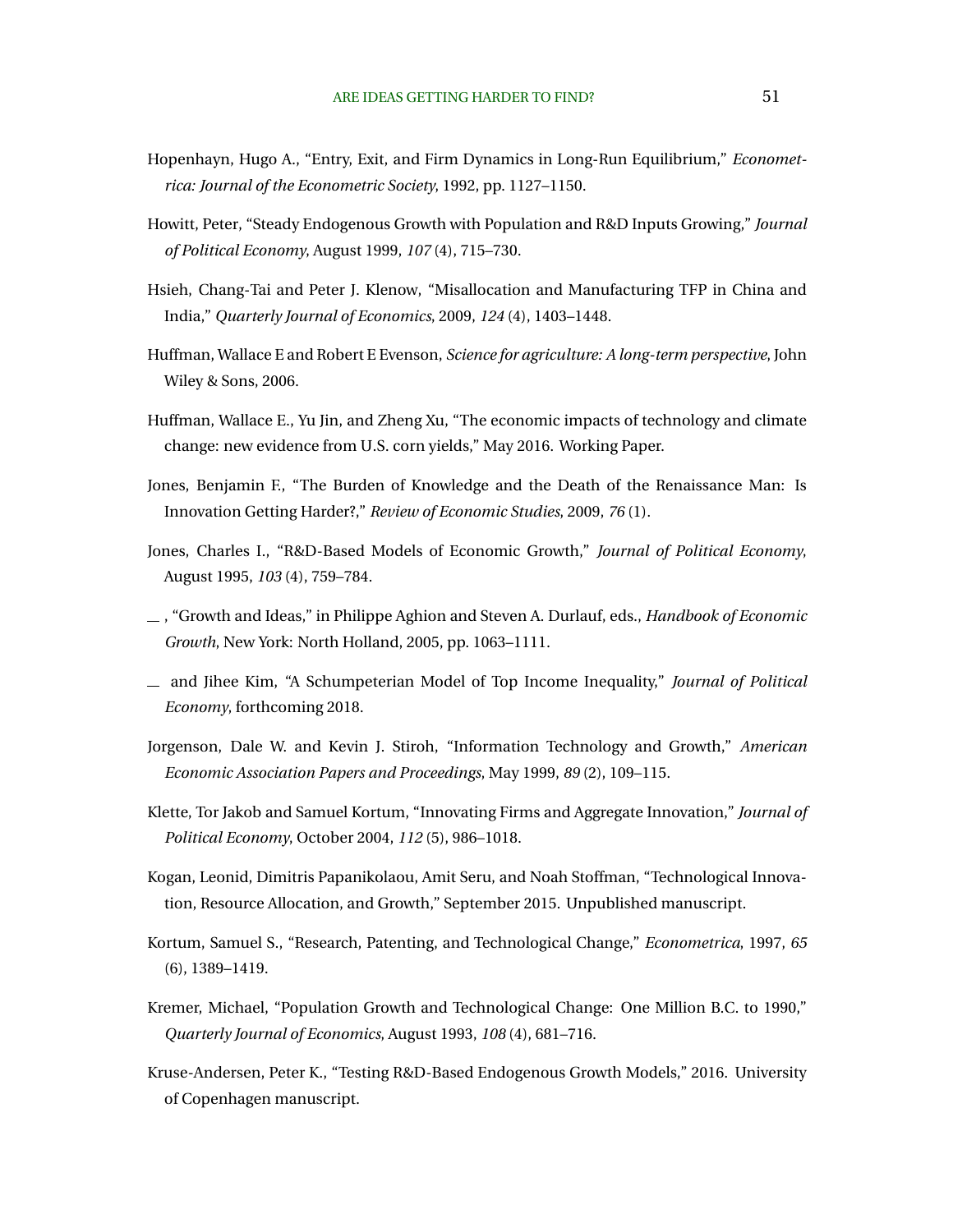Hopenhayn, Hugo A., "Entry, Exit, and Firm Dynamics in Long-Run Equilibrium," *Econometrica: Journal of the Econometric Society*, 1992, pp. 1127–1150.

Howitt, Peter, "Steady Endogenous Growth with Population and R&D Inputs Growing," *Journal of Political Economy*, August 1999, *107* (4), 715–730.

Hsieh, Chang-Tai and Peter J. Klenow, "Misallocation and Manufacturing TFP in China and India," *Quarterly Journal of Economics*, 2009, *124* (4), 1403–1448.

Huffman, Wallace E and Robert E Evenson, *Science for agriculture: A long-term perspective*, John Wiley & Sons, 2006.

Huffman, Wallace E., Yu Jin, and Zheng Xu, "The economic impacts of technology and climate change: new evidence from U.S. corn yields," May 2016. Working Paper.

Jones, Benjamin F., "The Burden of Knowledge and the Death of the Renaissance Man: Is Innovation Getting Harder?," *Review of Economic Studies*, 2009, *76* (1).

Jones, Charles I., "R&D-Based Models of Economic Growth," *Journal of Political Economy*, August 1995, *103* (4), 759–784.

\_\_ , "Growth and Ideas," in Philippe Aghion and Steven A. Durlauf, eds., *Handbook of Economic Growth*, New York: North Holland, 2005, pp. 1063–1111.

\_\_ and Jihee Kim, "A Schumpeterian Model of Top Income Inequality," *Journal of Political Economy*, forthcoming 2018.

Jorgenson, Dale W. and Kevin J. Stiroh, "Information Technology and Growth," *American Economic Association Papers and Proceedings*, May 1999, *89* (2), 109–115.

Klette, Tor Jakob and Samuel Kortum, "Innovating Firms and Aggregate Innovation," *Journal of Political Economy*, October 2004, *112* (5), 986–1018.

Kogan, Leonid, Dimitris Papanikolaou, Amit Seru, and Noah Stoffman, "Technological Innovation, Resource Allocation, and Growth," September 2015. Unpublished manuscript.

Kortum, Samuel S., "Research, Patenting, and Technological Change," *Econometrica*, 1997, *65* (6), 1389–1419.

Kremer, Michael, "Population Growth and Technological Change: One Million B.C. to 1990," *Quarterly Journal of Economics*, August 1993, *108* (4), 681–716.

Kruse-Andersen, Peter K., "Testing R&D-Based Endogenous Growth Models," 2016. University of Copenhagen manuscript.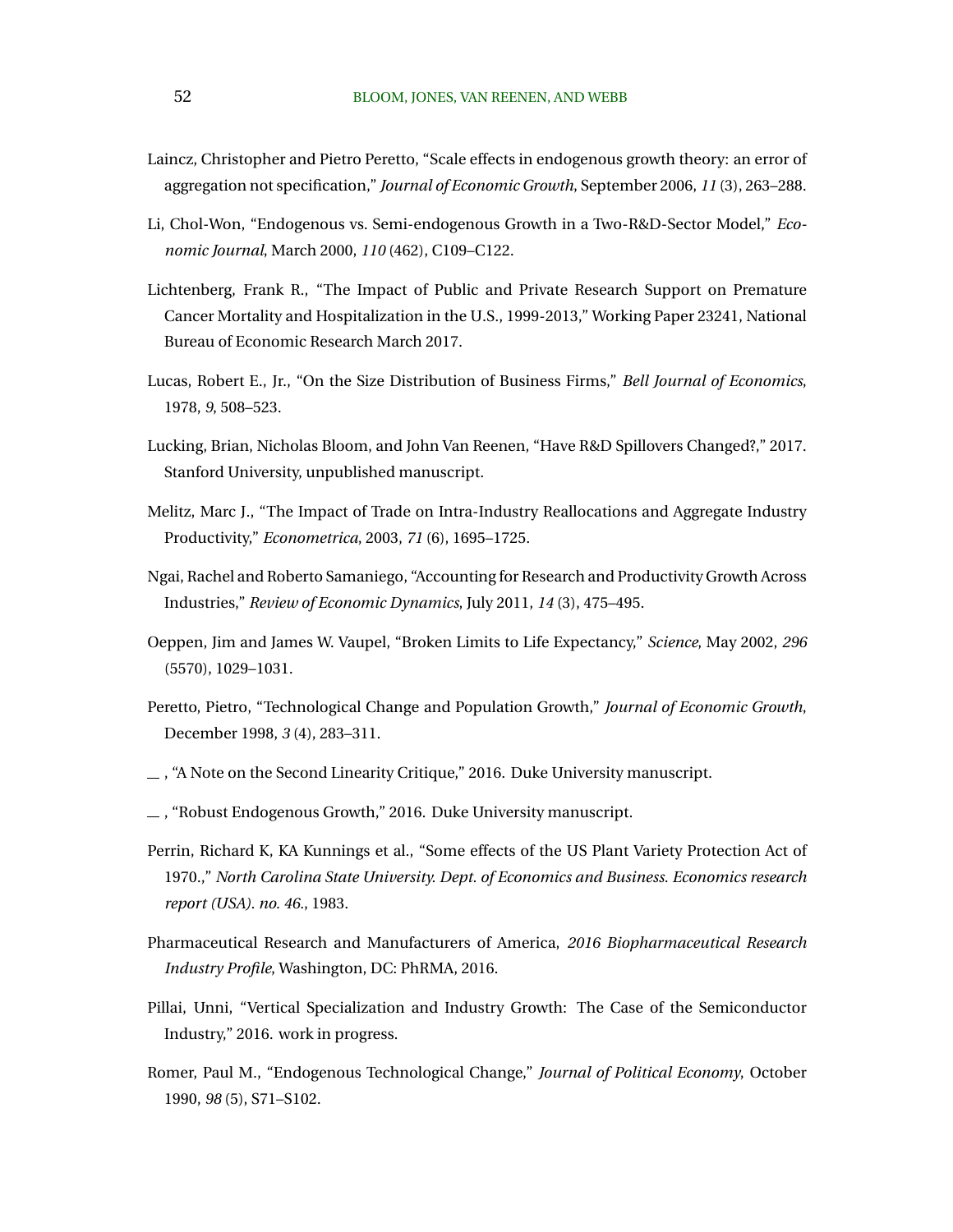Laincz, Christopher and Pietro Peretto, "Scale effects in endogenous growth theory: an error of aggregation not specification," *Journal of Economic Growth*, September 2006, *11* (3), 263–288.

Li, Chol-Won, "Endogenous vs. Semi-endogenous Growth in a Two-R&D-Sector Model," *Economic Journal*, March 2000, *110* (462), C109–C122.

Lichtenberg, Frank R., "The Impact of Public and Private Research Support on Premature Cancer Mortality and Hospitalization in the U.S., 1999-2013," Working Paper 23241, National Bureau of Economic Research March 2017.

Lucas, Robert E., Jr., "On the Size Distribution of Business Firms," *Bell Journal of Economics*, 1978, *9*, 508–523.

Lucking, Brian, Nicholas Bloom, and John Van Reenen, "Have R&D Spillovers Changed?," 2017. Stanford University, unpublished manuscript.

Melitz, Marc J., "The Impact of Trade on Intra-Industry Reallocations and Aggregate Industry Productivity," *Econometrica*, 2003, *71* (6), 1695–1725.

Ngai, Rachel and Roberto Samaniego, "Accounting for Research and Productivity Growth Across Industries," *Review of Economic Dynamics*, July 2011, *14* (3), 475–495.

Oeppen, Jim and James W. Vaupel, "Broken Limits to Life Expectancy," *Science*, May 2002, *296* (5570), 1029–1031.

Peretto, Pietro, "Technological Change and Population Growth," *Journal of Economic Growth*, December 1998, *3* (4), 283–311.

\_\_ , "A Note on the Second Linearity Critique," 2016. Duke University manuscript.

\_\_ , "Robust Endogenous Growth," 2016. Duke University manuscript.

Perrin, Richard K, KA Kunnings et al., "Some effects of the US Plant Variety Protection Act of 1970.," *North Carolina State University. Dept. of Economics and Business. Economics research report (USA). no. 46.*, 1983.

Pharmaceutical Research and Manufacturers of America, *2016 Biopharmaceutical Research Industry Profile*, Washington, DC: PhRMA, 2016.

Pillai, Unni, "Vertical Specialization and Industry Growth: The Case of the Semiconductor Industry," 2016. work in progress.

Romer, Paul M., "Endogenous Technological Change," *Journal of Political Economy*, October 1990, *98* (5), S71–S102.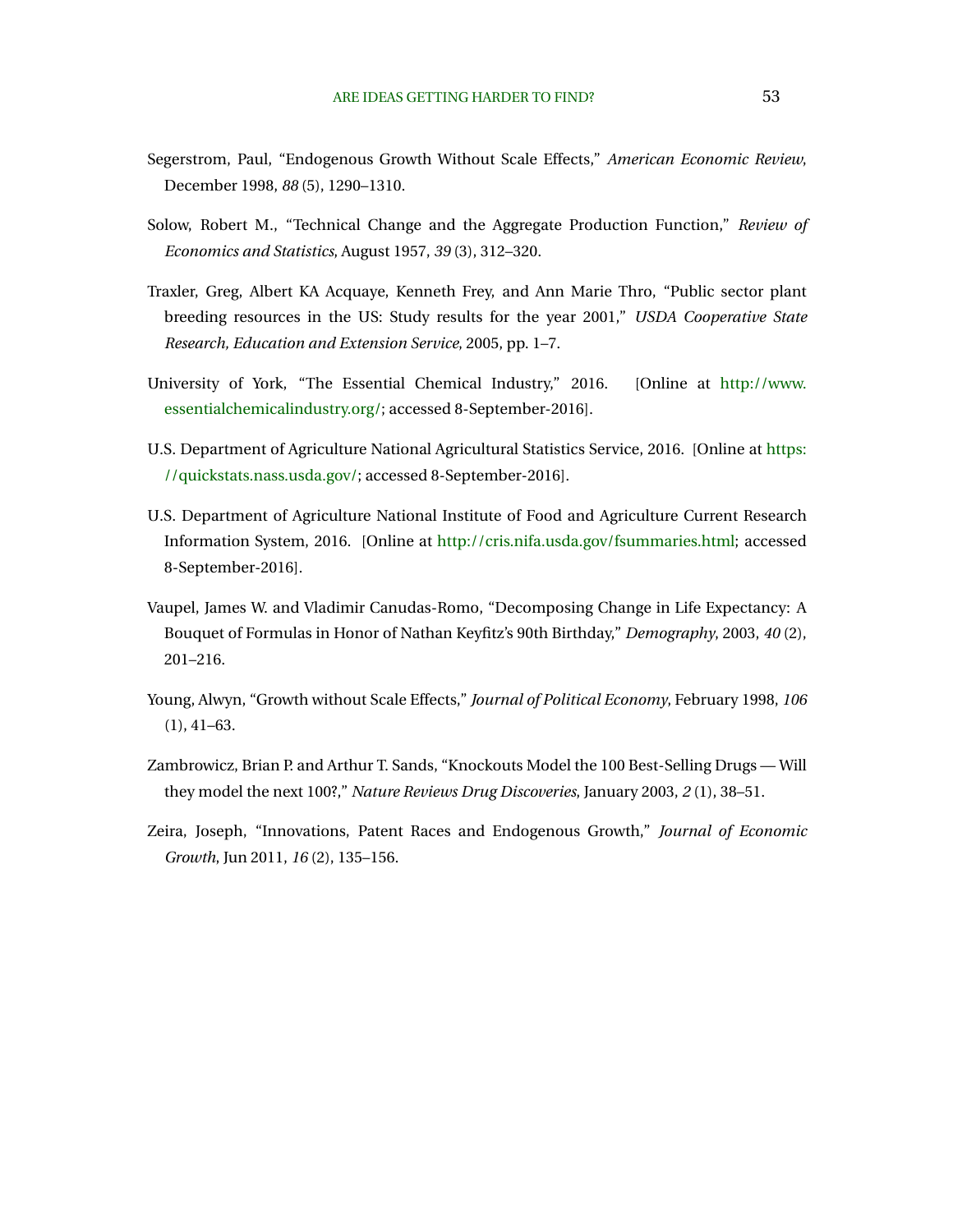Segerstrom, Paul, "Endogenous Growth Without Scale Effects," *American Economic Review*, December 1998, *88* (5), 1290–1310.

Solow, Robert M., "Technical Change and the Aggregate Production Function," *Review of Economics and Statistics*, August 1957, *39* (3), 312–320.

Traxler, Greg, Albert KA Acquaye, Kenneth Frey, and Ann Marie Thro, "Public sector plant breeding resources in the US: Study results for the year 2001," *USDA Cooperative State Research, Education and Extension Service*, 2005, pp. 1–7.

University of York, "The Essential Chemical Industry," 2016. [Online at http://www.essentialchemicalindustry.org/; accessed 8-September-2016].

U.S. Department of Agriculture National Agricultural Statistics Service, 2016. [Online at https://quickstats.nass.usda.gov/; accessed 8-September-2016].

U.S. Department of Agriculture National Institute of Food and Agriculture Current Research Information System, 2016. [Online at http://cris.nifa.usda.gov/fsummaries.html; accessed 8-September-2016].

Vaupel, James W. and Vladimir Canudas-Romo, "Decomposing Change in Life Expectancy: A Bouquet of Formulas in Honor of Nathan Keyfitz's 90th Birthday," *Demography*, 2003, *40* (2), 201–216.

Young, Alwyn, "Growth without Scale Effects," *Journal of Political Economy*, February 1998, *106* (1), 41–63.

Zambrowicz, Brian P. and Arthur T. Sands, "Knockouts Model the 100 Best-Selling Drugs — Will they model the next 100?," *Nature Reviews Drug Discoveries*, January 2003, *2* (1), 38–51.

Zeira, Joseph, "Innovations, Patent Races and Endogenous Growth," *Journal of Economic Growth*, Jun 2011, *16* (2), 135–156.